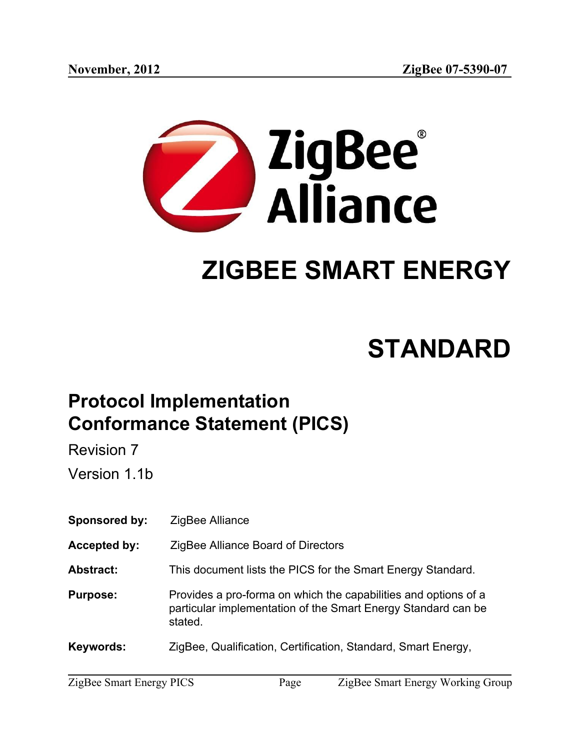# ZIGBEE SMART ENERGY

# STANDARD

## Protocol Implementation Conformance Statement (PICS)

Revision 7

Version 1.1b

**Sponsored by:** ZigBee Alliance

**Accepted by:** ZigBee Alliance Board of Directors

**Abstract:** This document lists the PICS for the Smart Energy Standard.

**Purpose:** Provides a pro-forma on which the capabilities and options of a particular implementation of the Smart Energy Standard can be stated.

**Keywords:** ZigBee, Qualification, Certification, Standard, Smart Energy,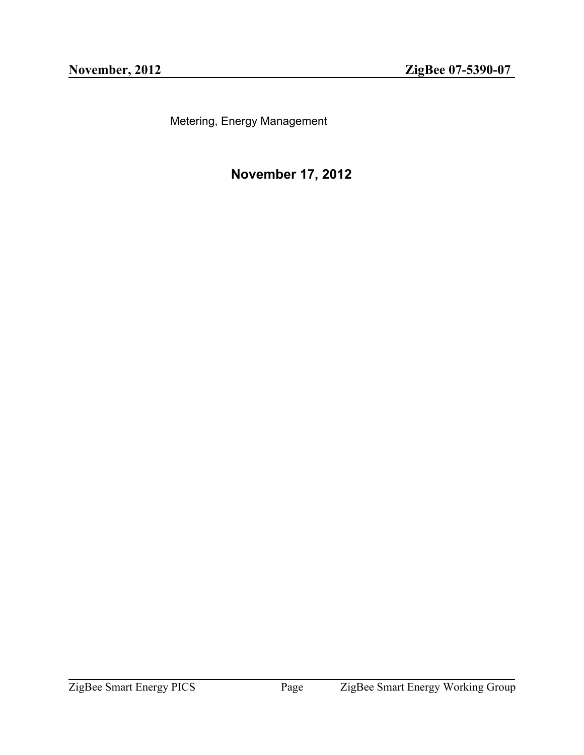Metering, Energy Management

**November 17, 2012**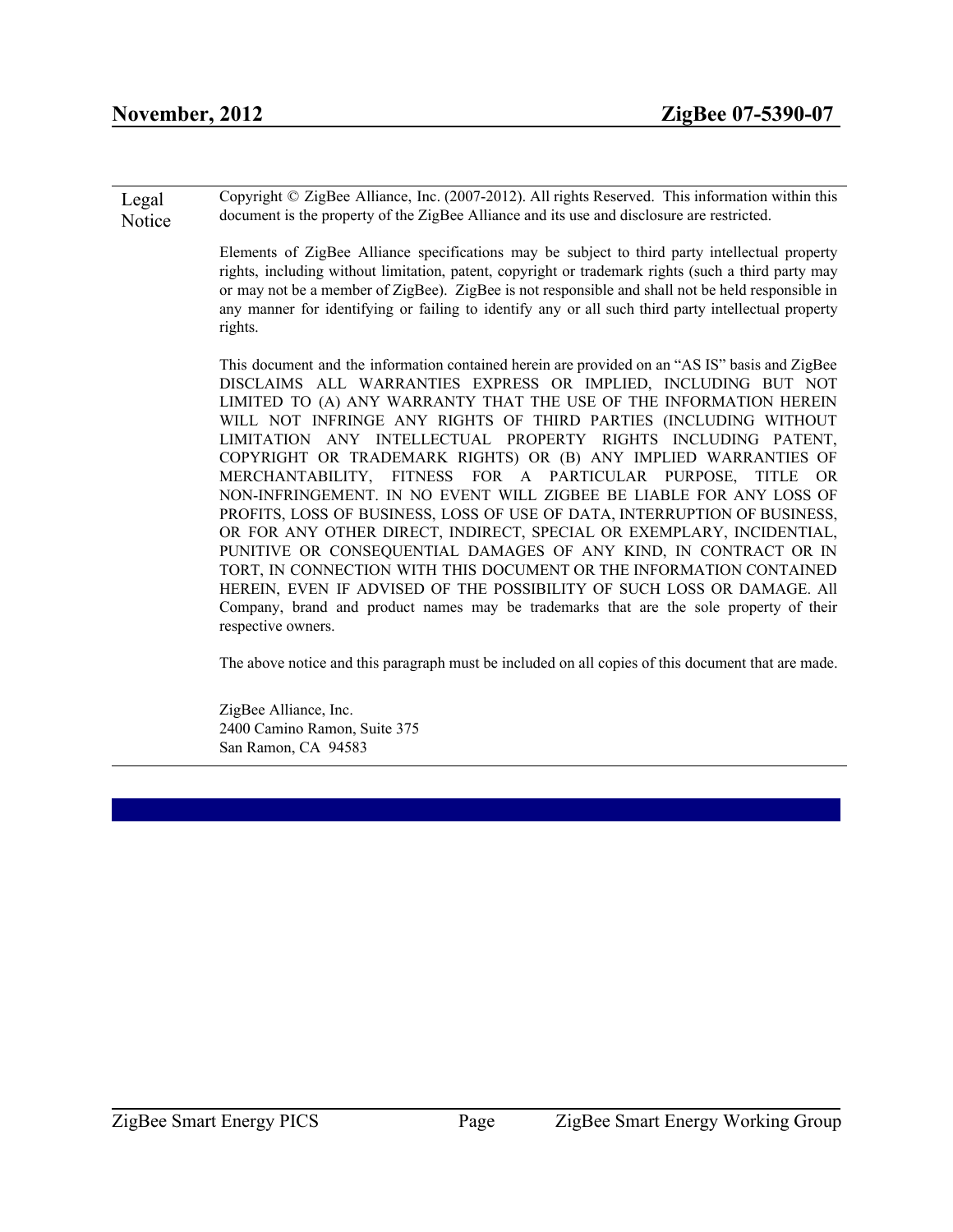**Legal Notice**

Copyright © ZigBee Alliance, Inc. (2007-2012). All rights Reserved. This information within this document is the property of the ZigBee Alliance and its use and disclosure are restricted.

Elements of ZigBee Alliance specifications may be subject to third party intellectual property rights, including without limitation, patent, copyright or trademark rights (such a third party may or may not be a member of ZigBee). ZigBee is not responsible and shall not be held responsible in any manner for identifying or failing to identify any or all such third party intellectual property rights.

This document and the information contained herein are provided on an "AS IS" basis and ZigBee DISCLAIMS ALL WARRANTIES EXPRESS OR IMPLIED, INCLUDING BUT NOT LIMITED TO (A) ANY WARRANTY THAT THE USE OF THE INFORMATION HEREIN WILL NOT INFRINGE ANY RIGHTS OF THIRD PARTIES (INCLUDING WITHOUT LIMITATION ANY INTELLECTUAL PROPERTY RIGHTS INCLUDING PATENT, COPYRIGHT OR TRADEMARK RIGHTS) OR (B) ANY IMPLIED WARRANTIES OF MERCHANTABILITY, FITNESS FOR A PARTICULAR PURPOSE, TITLE OR NON-INFRINGEMENT. IN NO EVENT WILL ZIGBEE BE LIABLE FOR ANY LOSS OF PROFITS, LOSS OF BUSINESS, LOSS OF USE OF DATA, INTERRUPTION OF BUSINESS, OR FOR ANY OTHER DIRECT, INDIRECT, SPECIAL OR EXEMPLARY, INCIDENTIAL, PUNITIVE OR CONSEQUENTIAL DAMAGES OF ANY KIND, IN CONTRACT OR IN TORT, IN CONNECTION WITH THIS DOCUMENT OR THE INFORMATION CONTAINED HEREIN, EVEN IF ADVISED OF THE POSSIBILITY OF SUCH LOSS OR DAMAGE. All Company, brand and product names may be trademarks that are the sole property of their respective owners.

The above notice and this paragraph must be included on all copies of this document that are made.

ZigBee Alliance, Inc.
2400 Camino Ramon, Suite 375
San Ramon, CA 94583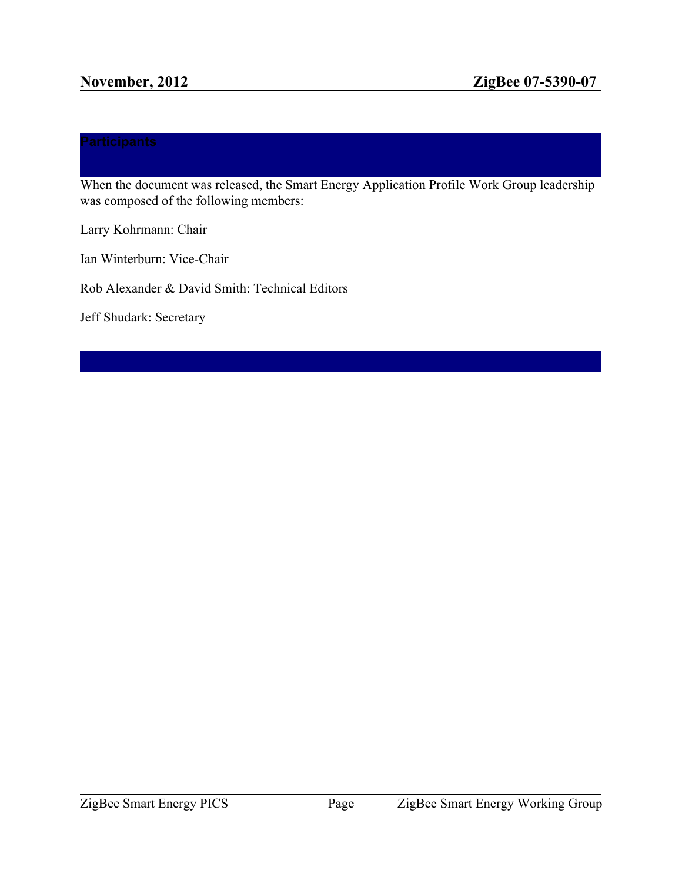# Participants

When the document was released, the Smart Energy Application Profile Work Group leadership was composed of the following members:

Larry Kohrmann: Chair

Ian Winterburn: Vice-Chair

Rob Alexander & David Smith: Technical Editors

Jeff Shudark: Secretary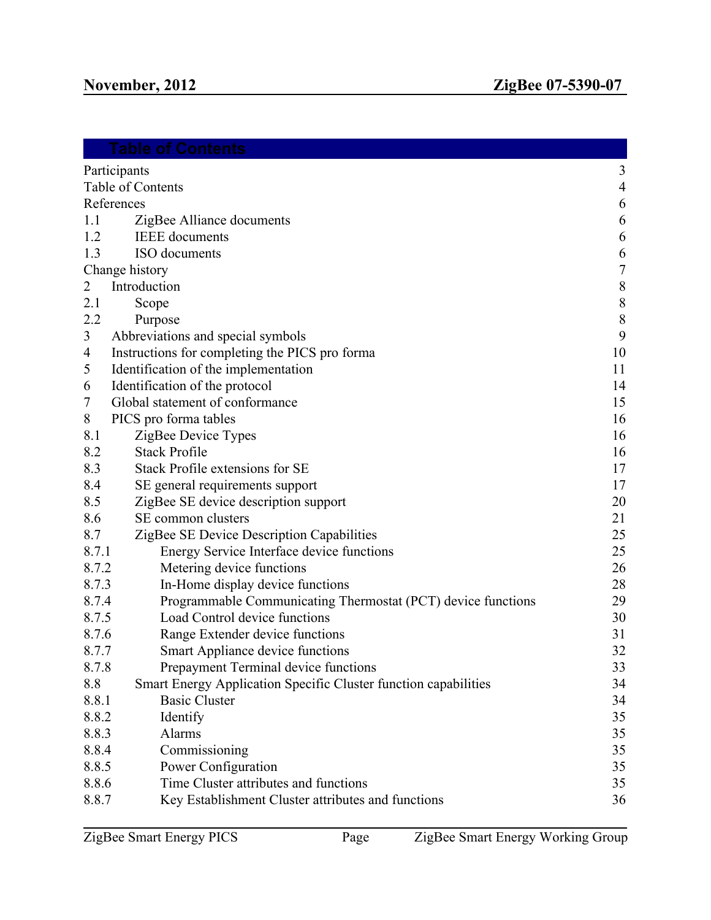# Table of Contents

| | | |
|---|---|---|
| Participants | | 3 |
| Table of Contents | | 4 |
| References | | 6 |
| 1.1 | ZigBee Alliance documents | 6 |
| 1.2 | IEEE documents | 6 |
| 1.3 | ISO documents | 6 |
| Change history | | 7 |
| 2 | Introduction | 8 |
| 2.1 | Scope | 8 |
| 2.2 | Purpose | 8 |
| 3 | Abbreviations and special symbols | 9 |
| 4 | Instructions for completing the PICS pro forma | 10 |
| 5 | Identification of the implementation | 11 |
| 6 | Identification of the protocol | 14 |
| 7 | Global statement of conformance | 15 |
| 8 | PICS pro forma tables | 16 |
| 8.1 | ZigBee Device Types | 16 |
| 8.2 | Stack Profile | 16 |
| 8.3 | Stack Profile extensions for SE | 17 |
| 8.4 | SE general requirements support | 17 |
| 8.5 | ZigBee SE device description support | 20 |
| 8.6 | SE common clusters | 21 |
| 8.7 | ZigBee SE Device Description Capabilities | 25 |
| 8.7.1 | Energy Service Interface device functions | 25 |
| 8.7.2 | Metering device functions | 26 |
| 8.7.3 | In-Home display device functions | 28 |
| 8.7.4 | Programmable Communicating Thermostat (PCT) device functions | 29 |
| 8.7.5 | Load Control device functions | 30 |
| 8.7.6 | Range Extender device functions | 31 |
| 8.7.7 | Smart Appliance device functions | 32 |
| 8.7.8 | Prepayment Terminal device functions | 33 |
| 8.8 | Smart Energy Application Specific Cluster function capabilities | 34 |
| 8.8.1 | Basic Cluster | 34 |
| 8.8.2 | Identify | 35 |
| 8.8.3 | Alarms | 35 |
| 8.8.4 | Commissioning | 35 |
| 8.8.5 | Power Configuration | 35 |
| 8.8.6 | Time Cluster attributes and functions | 35 |
| 8.8.7 | Key Establishment Cluster attributes and functions | 36 |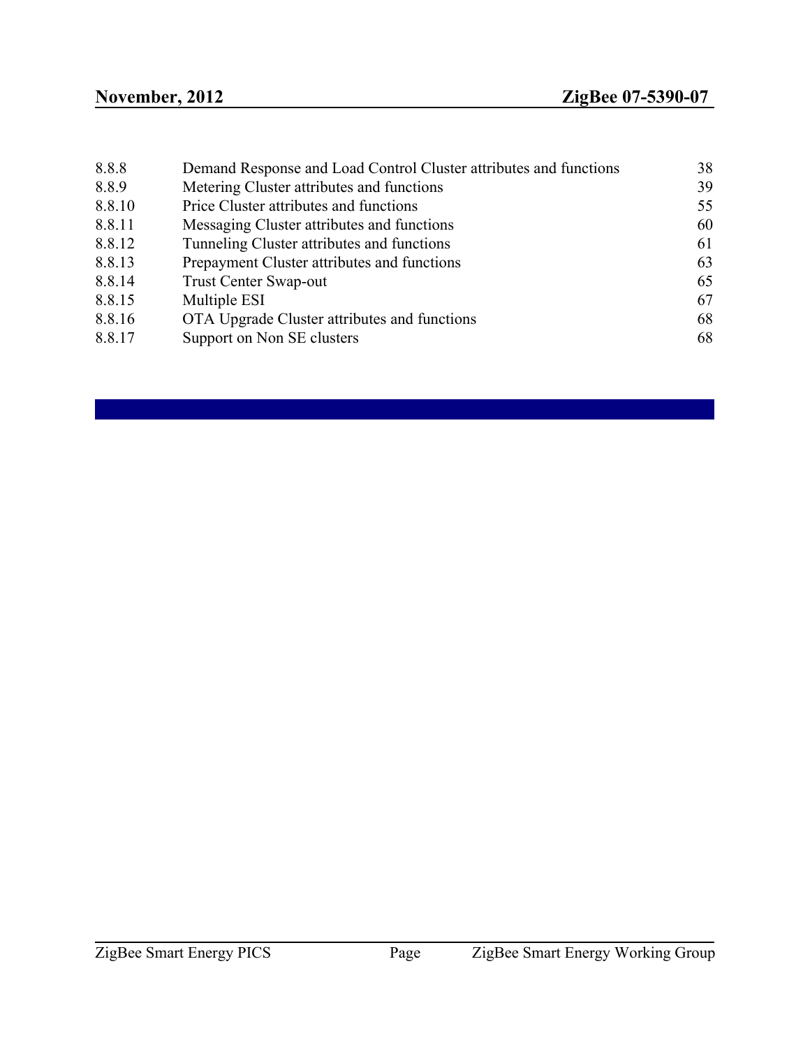| | | |
|---|---|---|
| 8.8.8 | Demand Response and Load Control Cluster attributes and functions | 38 |
| 8.8.9 | Metering Cluster attributes and functions | 39 |
| 8.8.10 | Price Cluster attributes and functions | 55 |
| 8.8.11 | Messaging Cluster attributes and functions | 60 |
| 8.8.12 | Tunneling Cluster attributes and functions | 61 |
| 8.8.13 | Prepayment Cluster attributes and functions | 63 |
| 8.8.14 | Trust Center Swap-out | 65 |
| 8.8.15 | Multiple ESI | 67 |
| 8.8.16 | OTA Upgrade Cluster attributes and functions | 68 |
| 8.8.17 | Support on Non SE clusters | 68 |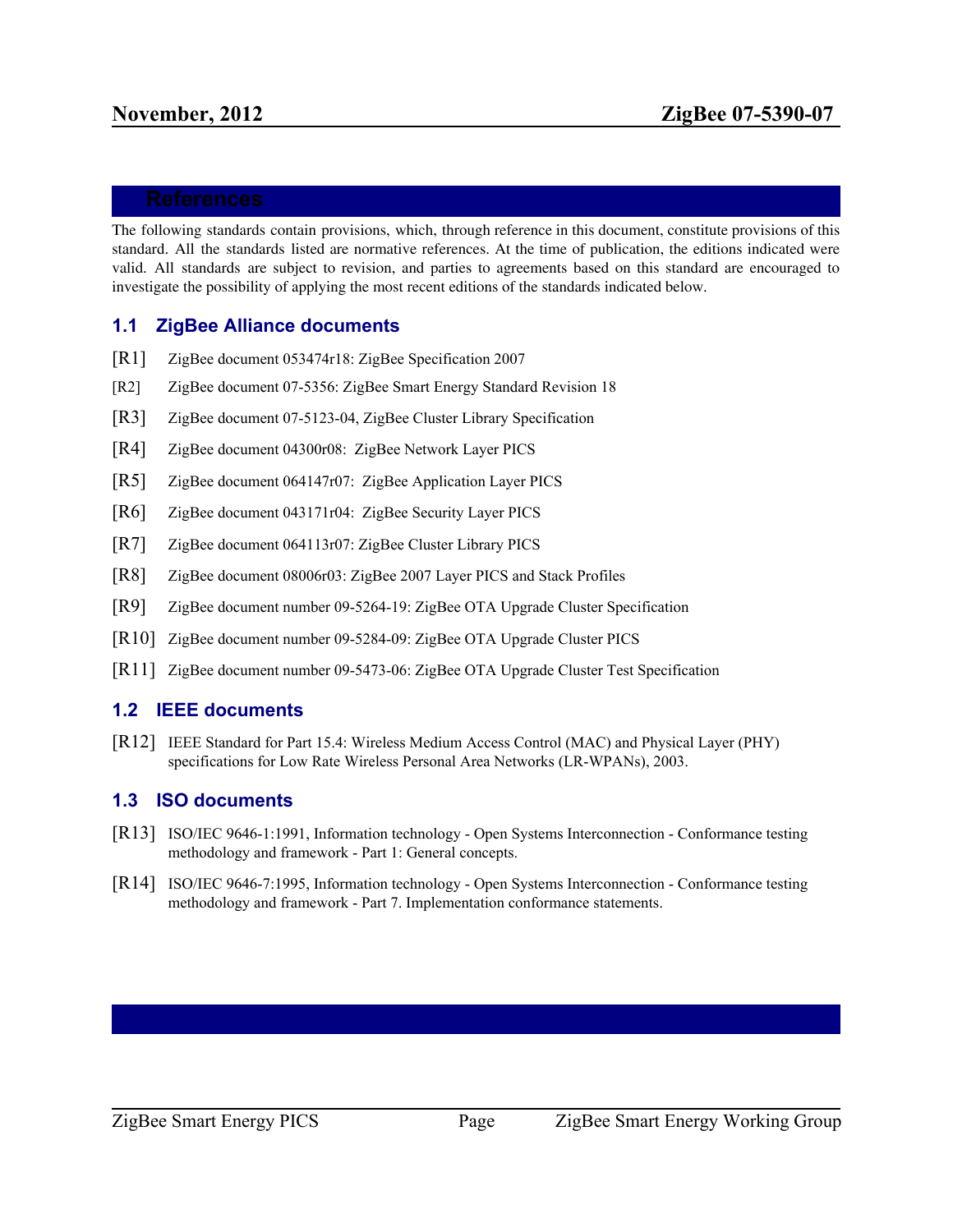# References

The following standards contain provisions, which, through reference in this document, constitute provisions of this standard. All the standards listed are normative references. At the time of publication, the editions indicated were valid. All standards are subject to revision, and parties to agreements based on this standard are encouraged to investigate the possibility of applying the most recent editions of the standards indicated below.

## 1.1 ZigBee Alliance documents

[R1] ZigBee document 053474r18: ZigBee Specification 2007

[R2] ZigBee document 07-5356: ZigBee Smart Energy Standard Revision 18

[R3] ZigBee document 07-5123-04, ZigBee Cluster Library Specification

[R4] ZigBee document 04300r08: ZigBee Network Layer PICS

[R5] ZigBee document 064147r07: ZigBee Application Layer PICS

[R6] ZigBee document 043171r04: ZigBee Security Layer PICS

[R7] ZigBee document 064113r07: ZigBee Cluster Library PICS

[R8] ZigBee document 08006r03: ZigBee 2007 Layer PICS and Stack Profiles

[R9] ZigBee document number 09-5264-19: ZigBee OTA Upgrade Cluster Specification

[R10] ZigBee document number 09-5284-09: ZigBee OTA Upgrade Cluster PICS

[R11] ZigBee document number 09-5473-06: ZigBee OTA Upgrade Cluster Test Specification

## 1.2 IEEE documents

[R12] IEEE Standard for Part 15.4: Wireless Medium Access Control (MAC) and Physical Layer (PHY) specifications for Low Rate Wireless Personal Area Networks (LR-WPANs), 2003.

## 1.3 ISO documents

[R13] ISO/IEC 9646-1:1991, Information technology - Open Systems Interconnection - Conformance testing methodology and framework - Part 1: General concepts.

[R14] ISO/IEC 9646-7:1995, Information technology - Open Systems Interconnection - Conformance testing methodology and framework - Part 7. Implementation conformance statements.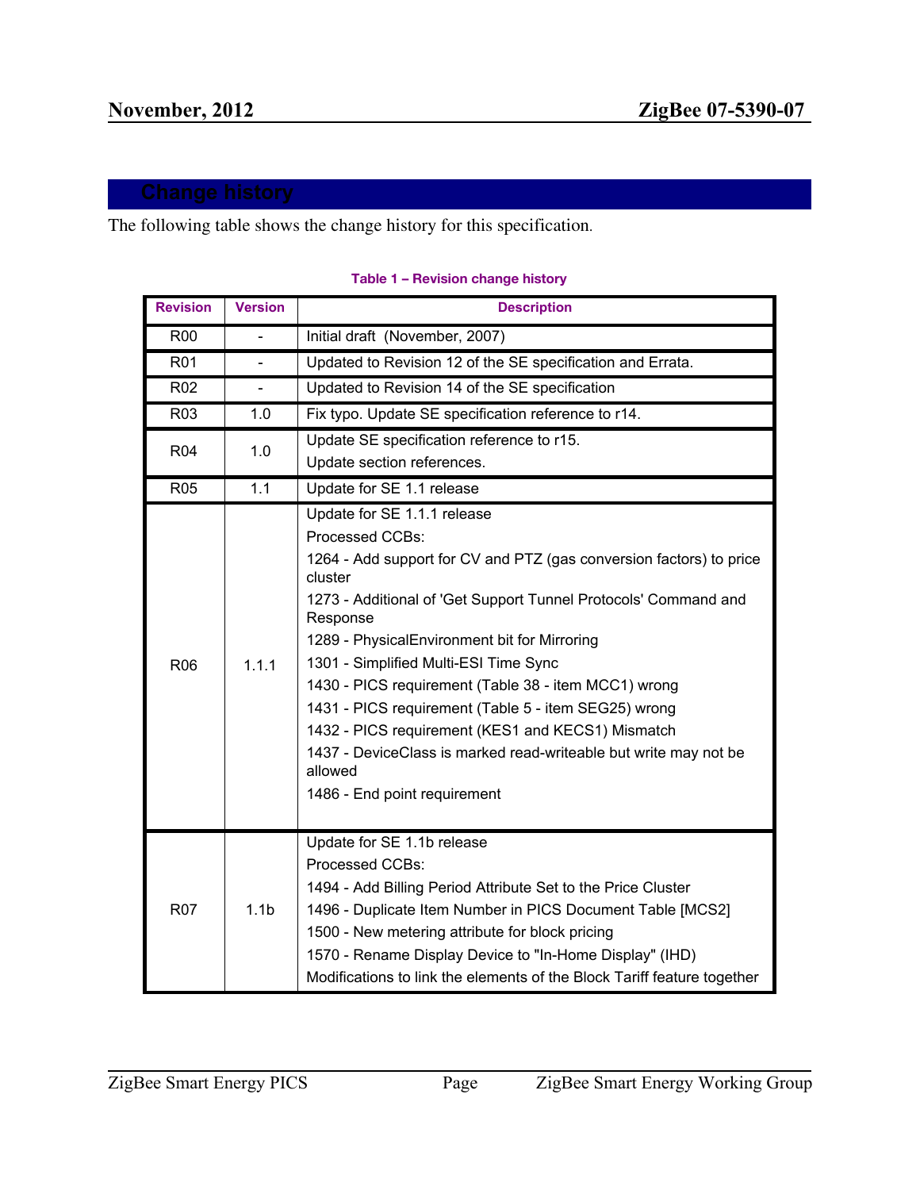# Change history

The following table shows the change history for this specification.

**Table 1 – Revision change history**

| Revision | Version | Description |
|---|---|---|
| R00 | - | Initial draft (November, 2007) |
| R01 | - | Updated to Revision 12 of the SE specification and Errata. |
| R02 | - | Updated to Revision 14 of the SE specification |
| R03 | 1.0 | Fix typo. Update SE specification reference to r14. |
| R04 | 1.0 | Update SE specification reference to r15.<br>Update section references. |
| R05 | 1.1 | Update for SE 1.1 release |
| R06 | 1.1.1 | Update for SE 1.1.1 release<br>Processed CCBs:<br>1264 - Add support for CV and PTZ (gas conversion factors) to price cluster<br>1273 - Additional of 'Get Support Tunnel Protocols' Command and Response<br>1289 - PhysicalEnvironment bit for Mirroring<br>1301 - Simplified Multi-ESI Time Sync<br>1430 - PICS requirement (Table 38 - item MCC1) wrong<br>1431 - PICS requirement (Table 5 - item SEG25) wrong<br>1432 - PICS requirement (KES1 and KECS1) Mismatch<br>1437 - DeviceClass is marked read-writeable but write may not be allowed<br>1486 - End point requirement |
| R07 | 1.1b | Update for SE 1.1b release<br>Processed CCBs:<br>1494 - Add Billing Period Attribute Set to the Price Cluster<br>1496 - Duplicate Item Number in PICS Document Table [MCS2]<br>1500 - New metering attribute for block pricing<br>1570 - Rename Display Device to "In-Home Display" (IHD)<br>Modifications to link the elements of the Block Tariff feature together |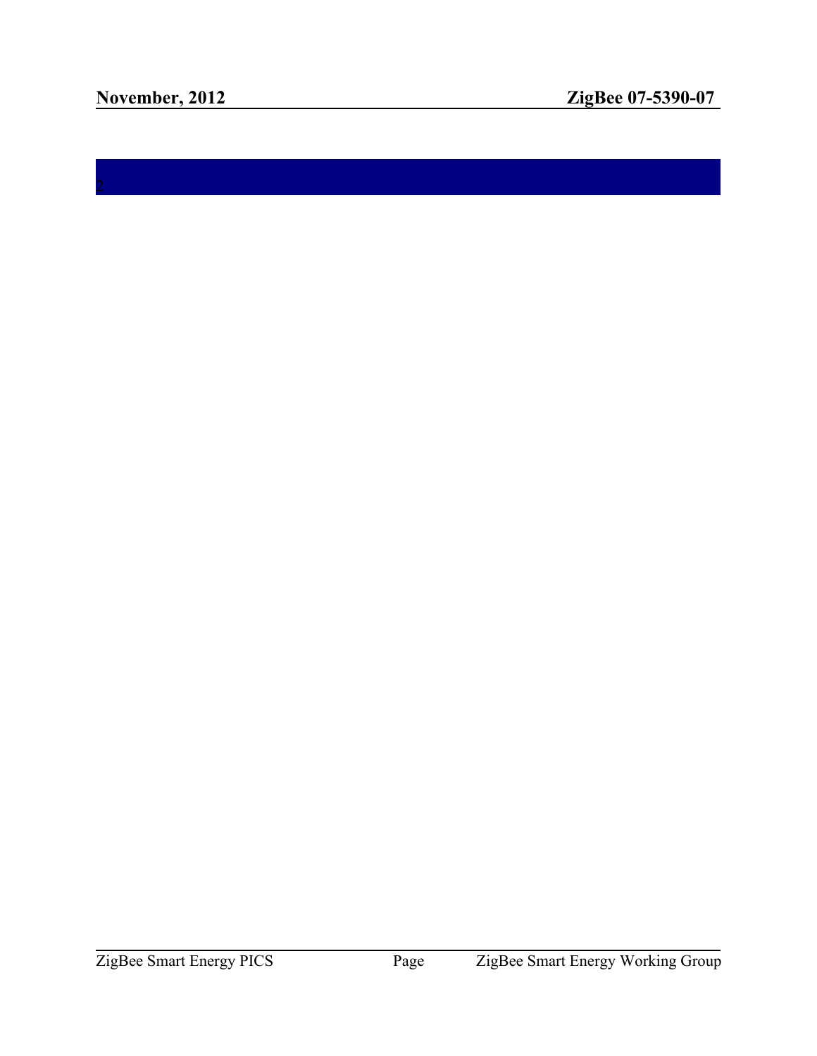2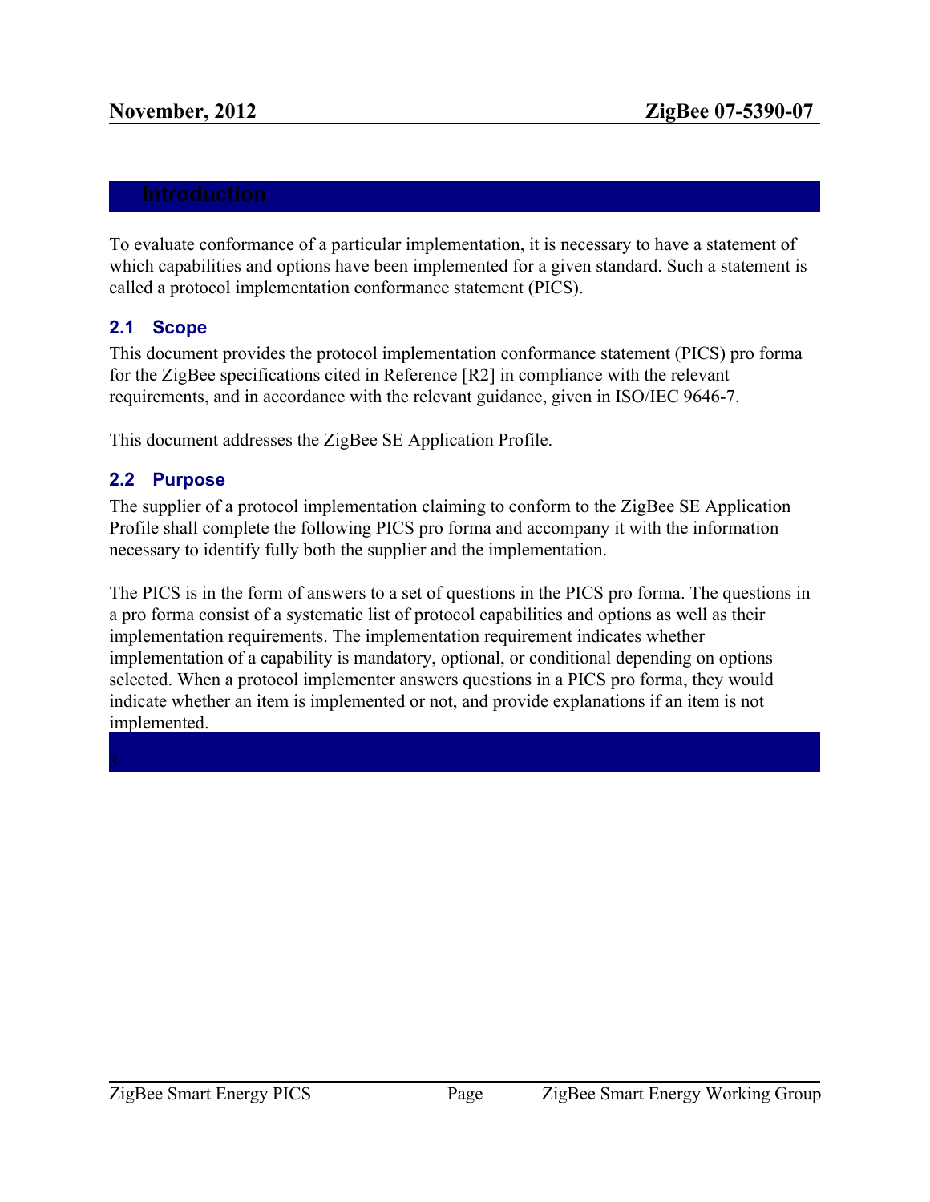# Introduction

To evaluate conformance of a particular implementation, it is necessary to have a statement of which capabilities and options have been implemented for a given standard. Such a statement is called a protocol implementation conformance statement (PICS).

## 2.1 Scope

This document provides the protocol implementation conformance statement (PICS) pro forma for the ZigBee specifications cited in Reference [R2] in compliance with the relevant requirements, and in accordance with the relevant guidance, given in ISO/IEC 9646-7.

This document addresses the ZigBee SE Application Profile.

## 2.2 Purpose

The supplier of a protocol implementation claiming to conform to the ZigBee SE Application Profile shall complete the following PICS pro forma and accompany it with the information necessary to identify fully both the supplier and the implementation.

The PICS is in the form of answers to a set of questions in the PICS pro forma. The questions in a pro forma consist of a systematic list of protocol capabilities and options as well as their implementation requirements. The implementation requirement indicates whether implementation of a capability is mandatory, optional, or conditional depending on options selected. When a protocol implementer answers questions in a PICS pro forma, they would indicate whether an item is implemented or not, and provide explanations if an item is not implemented.

# 3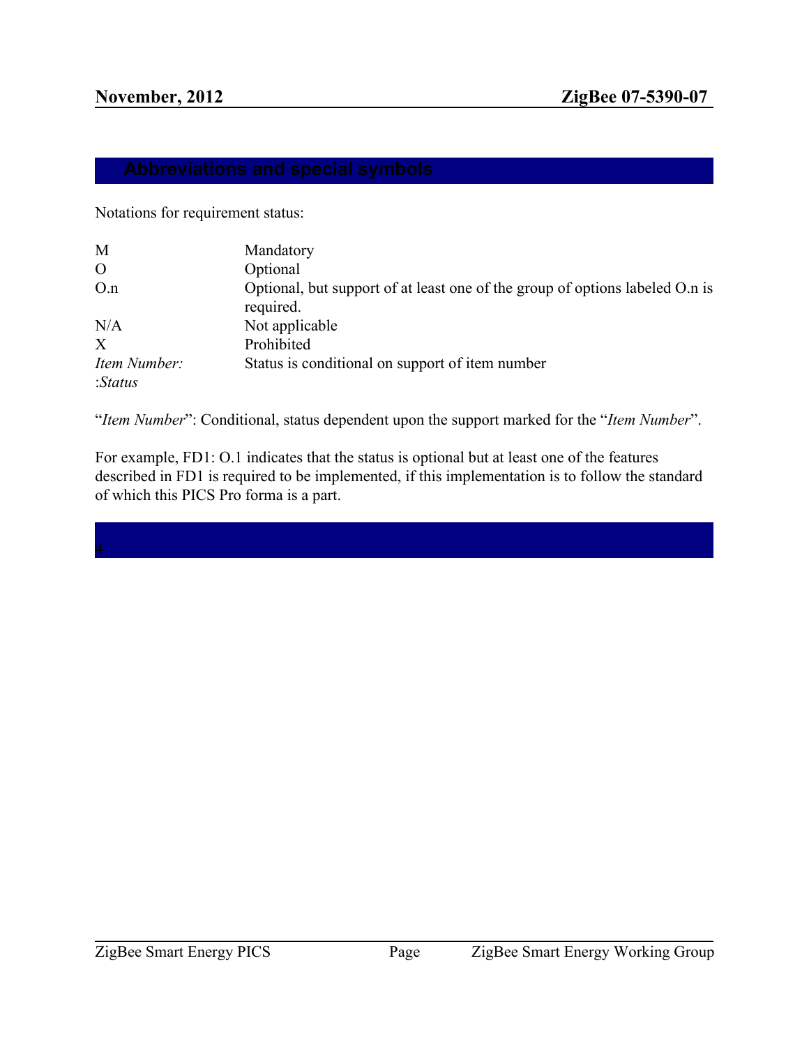## Abbreviations and special symbols

Notations for requirement status:

| | |
|---|---|
| M | Mandatory |
| O | Optional |
| O.n | Optional, but support of at least one of the group of options labeled O.n is required. |
| N/A | Not applicable |
| X | Prohibited |
| *Item Number: :Status* | Status is conditional on support of item number |

"*Item Number*": Conditional, status dependent upon the support marked for the "*Item Number*".

For example, FD1: O.1 indicates that the status is optional but at least one of the features described in FD1 is required to be implemented, if this implementation is to follow the standard of which this PICS Pro forma is a part.

## 4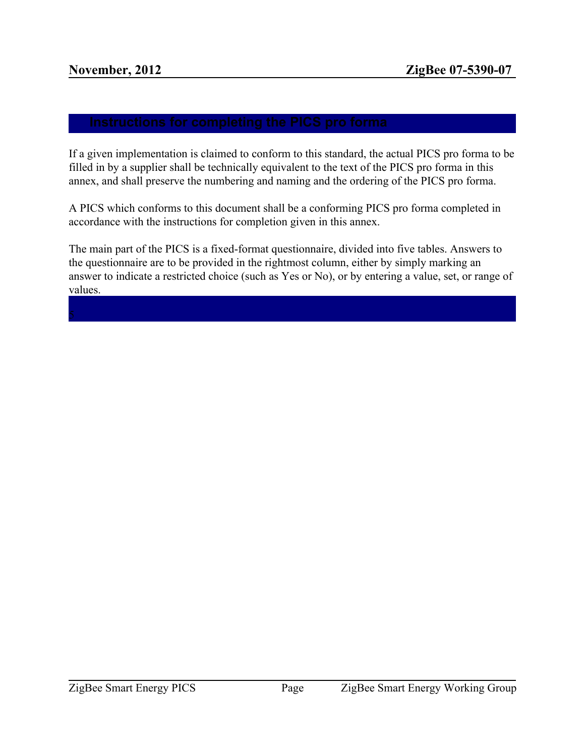## Instructions for completing the PICS pro forma

If a given implementation is claimed to conform to this standard, the actual PICS pro forma to be filled in by a supplier shall be technically equivalent to the text of the PICS pro forma in this annex, and shall preserve the numbering and naming and the ordering of the PICS pro forma.

A PICS which conforms to this document shall be a conforming PICS pro forma completed in accordance with the instructions for completion given in this annex.

The main part of the PICS is a fixed-format questionnaire, divided into five tables. Answers to the questionnaire are to be provided in the rightmost column, either by simply marking an answer to indicate a restricted choice (such as Yes or No), or by entering a value, set, or range of values.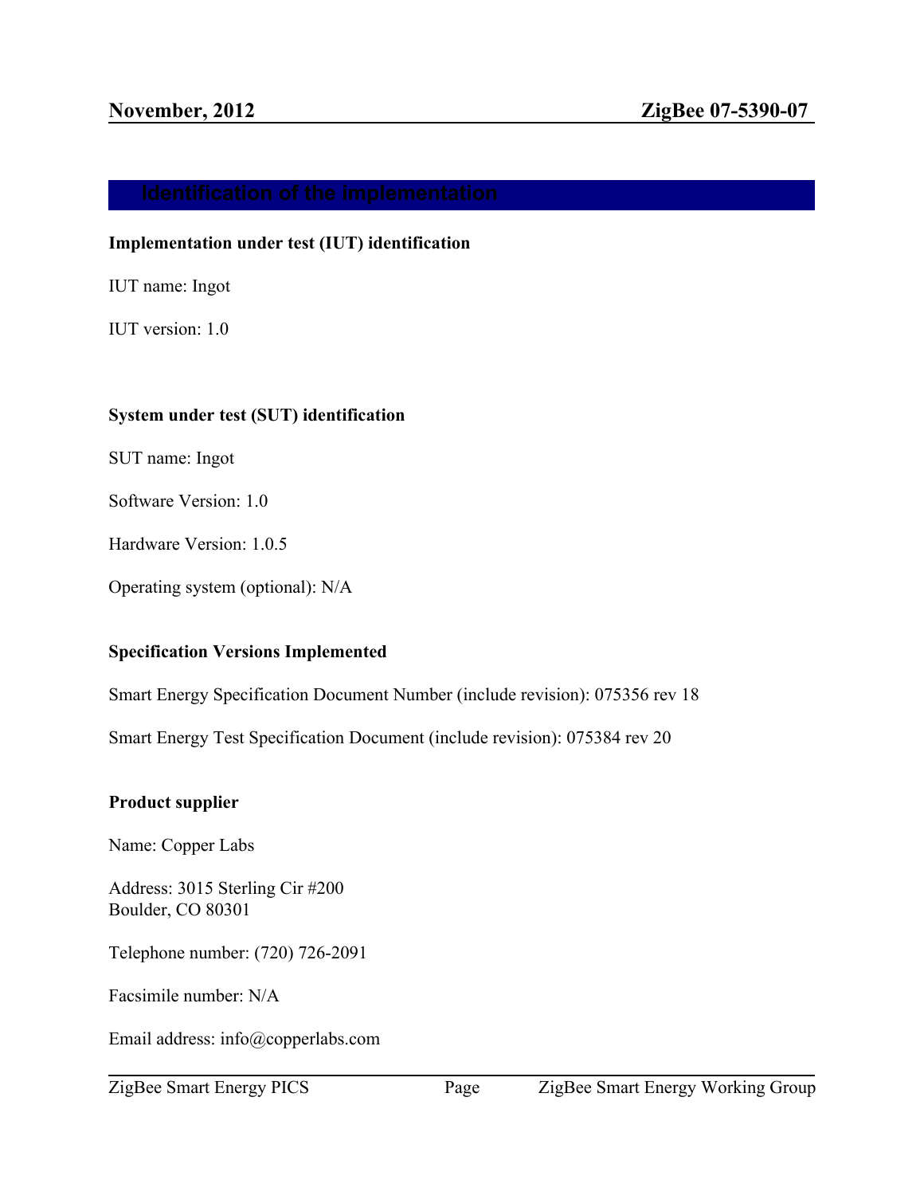# Identification of the implementation

**Implementation under test (IUT) identification**

IUT name: Ingot

IUT version: 1.0

**System under test (SUT) identification**

SUT name: Ingot

Software Version: 1.0

Hardware Version: 1.0.5

Operating system (optional): N/A

**Specification Versions Implemented**

Smart Energy Specification Document Number (include revision): 075356 rev 18

Smart Energy Test Specification Document (include revision): 075384 rev 20

**Product supplier**

Name: Copper Labs

Address: 3015 Sterling Cir #200
Boulder, CO 80301

Telephone number: (720) 726-2091

Facsimile number: N/A

Email address: info@copperlabs.com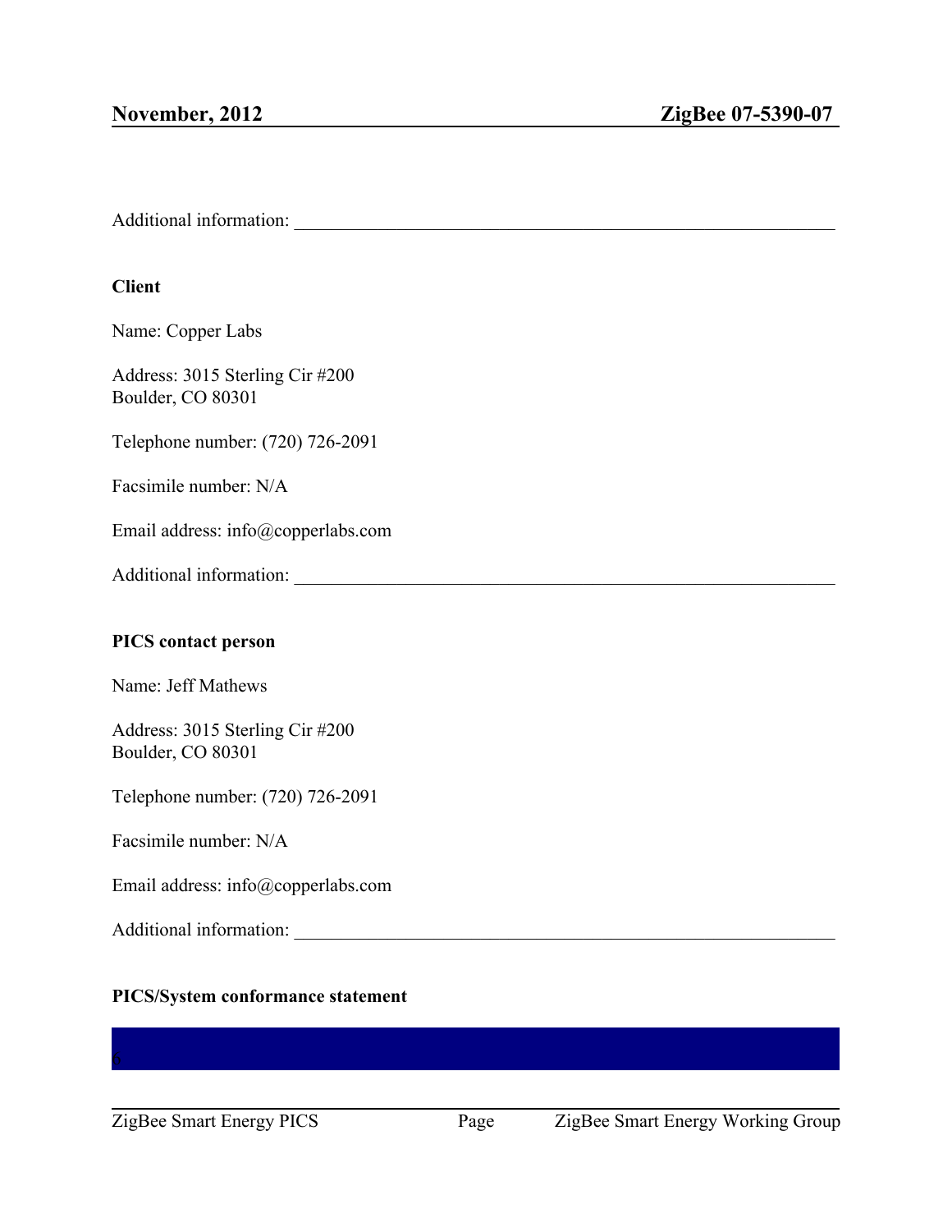Additional information: ___________________________________________________________

**Client**

Name: Copper Labs

Address: 3015 Sterling Cir #200
Boulder, CO 80301

Telephone number: (720) 726-2091

Facsimile number: N/A

Email address: info@copperlabs.com

Additional information: ___________________________________________________________

**PICS contact person**

Name: Jeff Mathews

Address: 3015 Sterling Cir #200
Boulder, CO 80301

Telephone number: (720) 726-2091

Facsimile number: N/A

Email address: info@copperlabs.com

Additional information: ___________________________________________________________

**PICS/System conformance statement**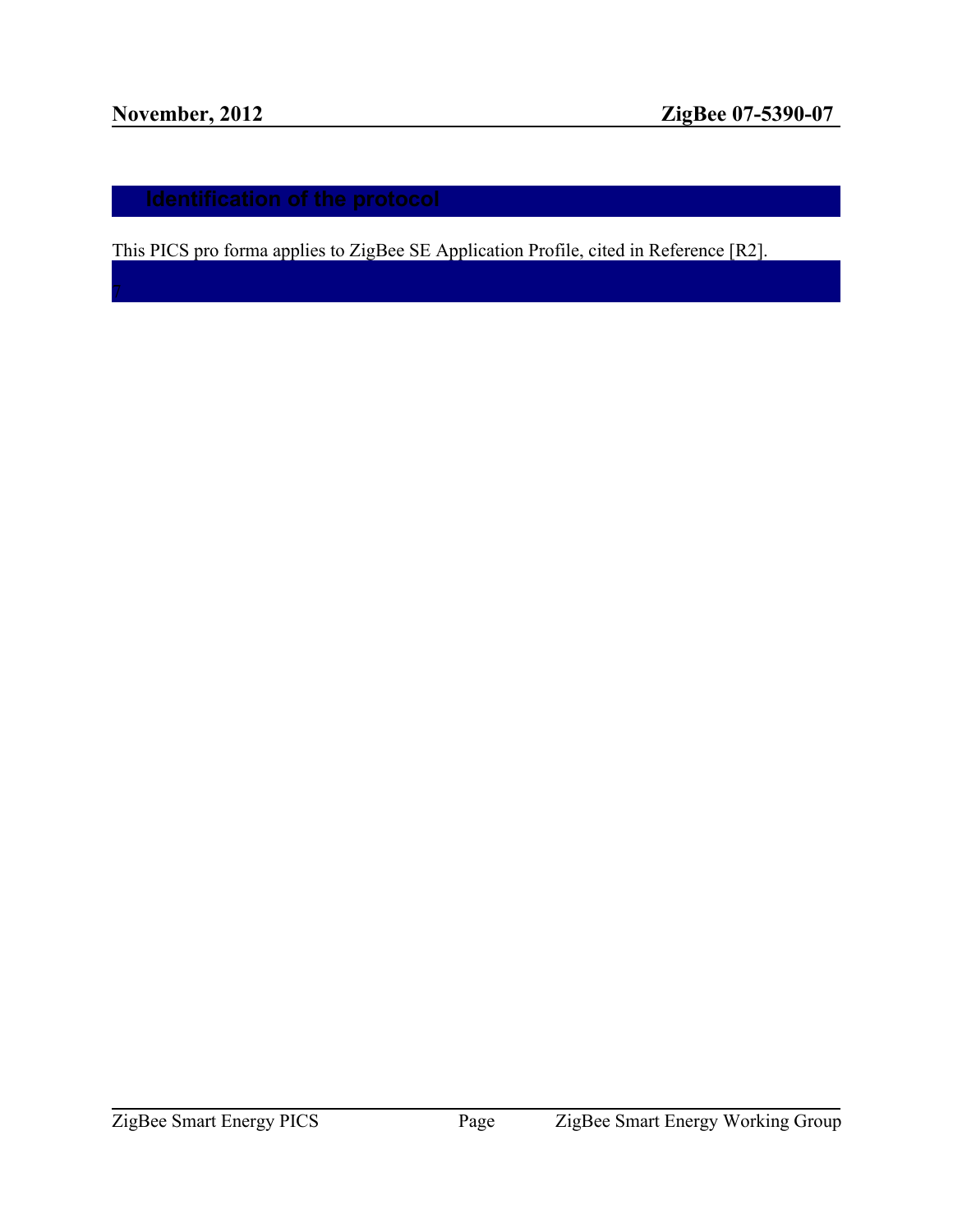## Identification of the protocol

This PICS pro forma applies to ZigBee SE Application Profile, cited in Reference [R2].

7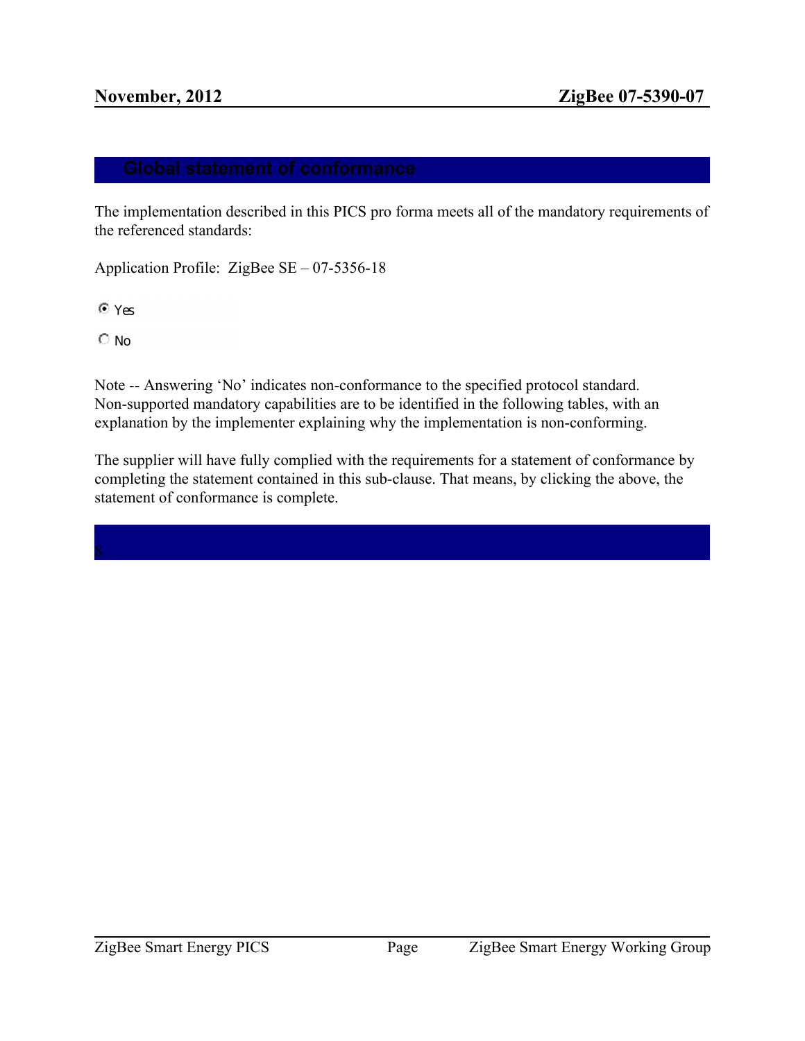## Global statement of conformance

The implementation described in this PICS pro forma meets all of the mandatory requirements of the referenced standards:

Application Profile: ZigBee SE – 07-5356-18

- [x] Yes
- [ ] No

Note -- Answering 'No' indicates non-conformance to the specified protocol standard. Non-supported mandatory capabilities are to be identified in the following tables, with an explanation by the implementer explaining why the implementation is non-conforming.

The supplier will have fully complied with the requirements for a statement of conformance by completing the statement contained in this sub-clause. That means, by clicking the above, the statement of conformance is complete.

## 8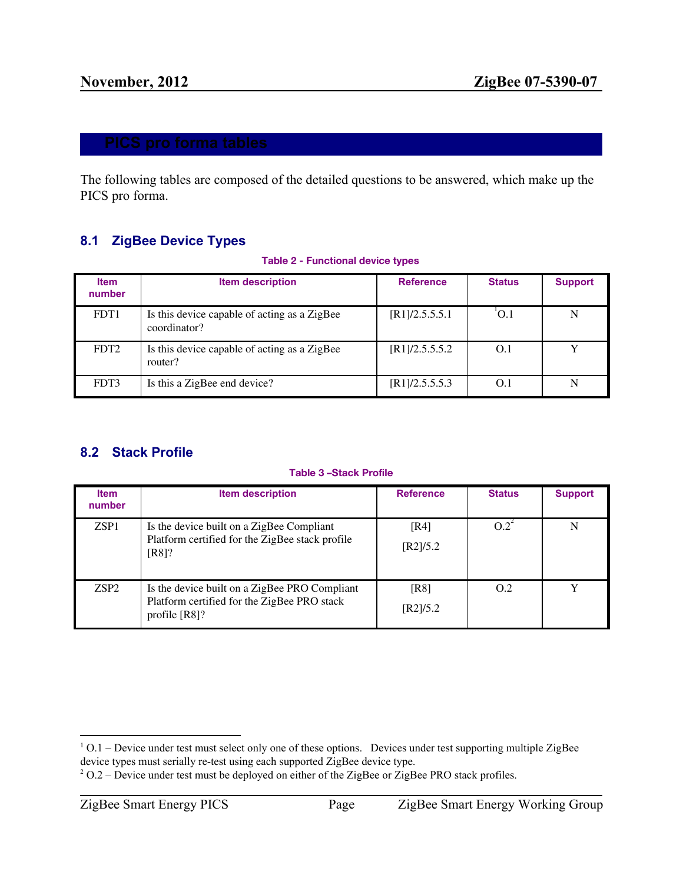# PICS pro forma tables

The following tables are composed of the detailed questions to be answered, which make up the PICS pro forma.

## 8.1 ZigBee Device Types

**Table 2 - Functional device types**

| Item number | Item description | Reference | Status | Support |
|---|---|---|---|---|
| FDT1 | Is this device capable of acting as a ZigBee coordinator? | [R1]/2.5.5.5.1 | [1]O.1 | N |
| FDT2 | Is this device capable of acting as a ZigBee router? | [R1]/2.5.5.5.2 | O.1 | Y |
| FDT3 | Is this a ZigBee end device? | [R1]/2.5.5.5.3 | O.1 | N |

## 8.2 Stack Profile

**Table 3 –Stack Profile**

| Item number | Item description | Reference | Status | Support |
|---|---|---|---|---|
| ZSP1 | Is the device built on a ZigBee Compliant Platform certified for the ZigBee stack profile [R8]? | [R4] [R2]/5.2 | O.2[2] | N |
| ZSP2 | Is the device built on a ZigBee PRO Compliant Platform certified for the ZigBee PRO stack profile [R8]? | [R8] [R2]/5.2 | O.2 | Y |

[1] O.1 – Device under test must select only one of these options. Devices under test supporting multiple ZigBee device types must serially re-test using each supported ZigBee device type.

[2] O.2 – Device under test must be deployed on either of the ZigBee or ZigBee PRO stack profiles.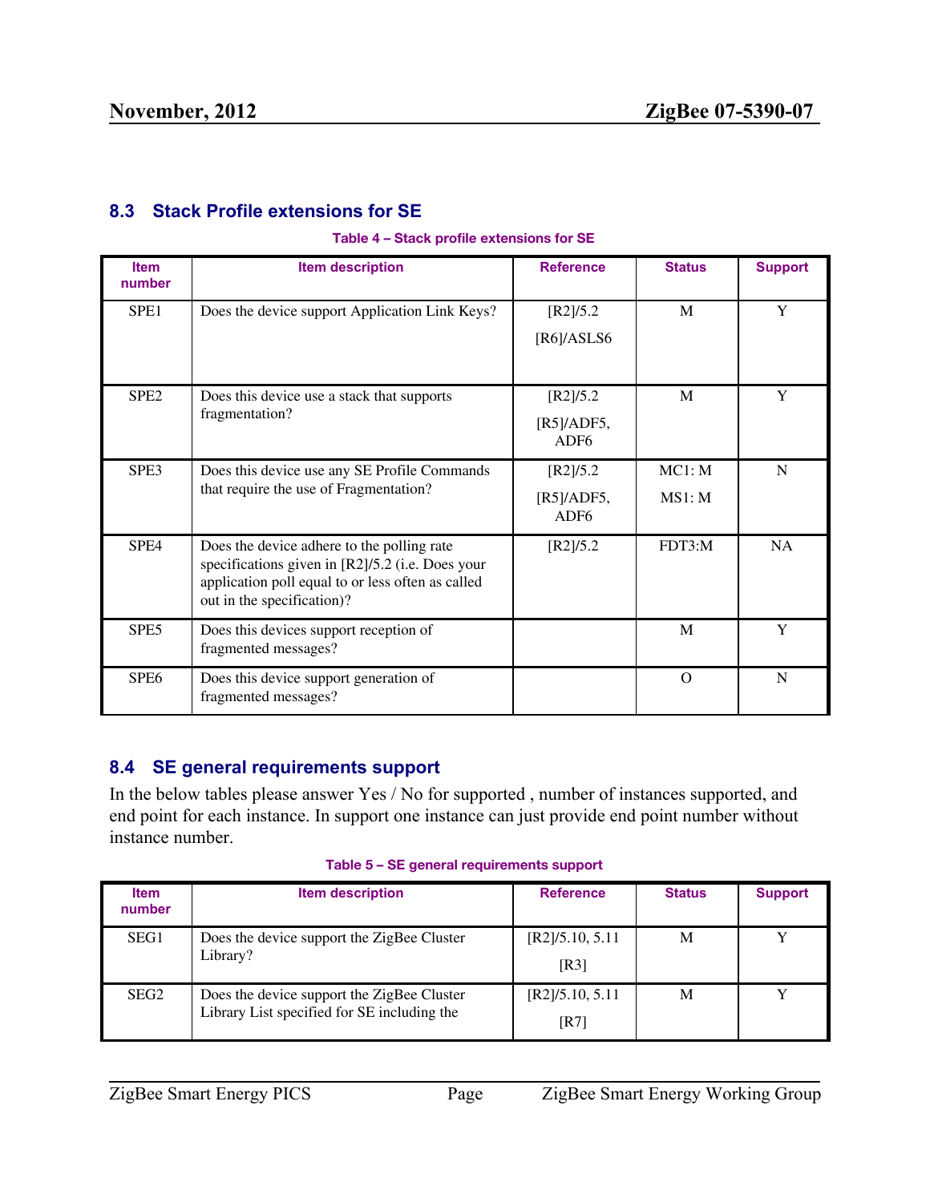## 8.3 Stack Profile extensions for SE

Table 4 – Stack profile extensions for SE

| Item number | Item description | Reference | Status | Support |
|---|---|---|---|---|
| SPE1 | Does the device support Application Link Keys? | [R2]/5.2 [R6]/ASLS6 | M | Y |
| SPE2 | Does this device use a stack that supports fragmentation? | [R2]/5.2 [R5]/ADF5, ADF6 | M | Y |
| SPE3 | Does this device use any SE Profile Commands that require the use of Fragmentation? | [R2]/5.2 [R5]/ADF5, ADF6 | MC1: M MS1: M | N |
| SPE4 | Does the device adhere to the polling rate specifications given in [R2]/5.2 (i.e. Does your application poll equal to or less often as called out in the specification)? | [R2]/5.2 | FDT3:M | NA |
| SPE5 | Does this devices support reception of fragmented messages? | | M | Y |
| SPE6 | Does this device support generation of fragmented messages? | | O | N |

## 8.4 SE general requirements support

In the below tables please answer Yes / No for supported , number of instances supported, and end point for each instance. In support one instance can just provide end point number without instance number.

Table 5 – SE general requirements support

| Item number | Item description | Reference | Status | Support |
|---|---|---|---|---|
| SEG1 | Does the device support the ZigBee Cluster Library? | [R2]/5.10, 5.11 [R3] | M | Y |
| SEG2 | Does the device support the ZigBee Cluster Library List specified for SE including the | [R2]/5.10, 5.11 [R7] | M | Y |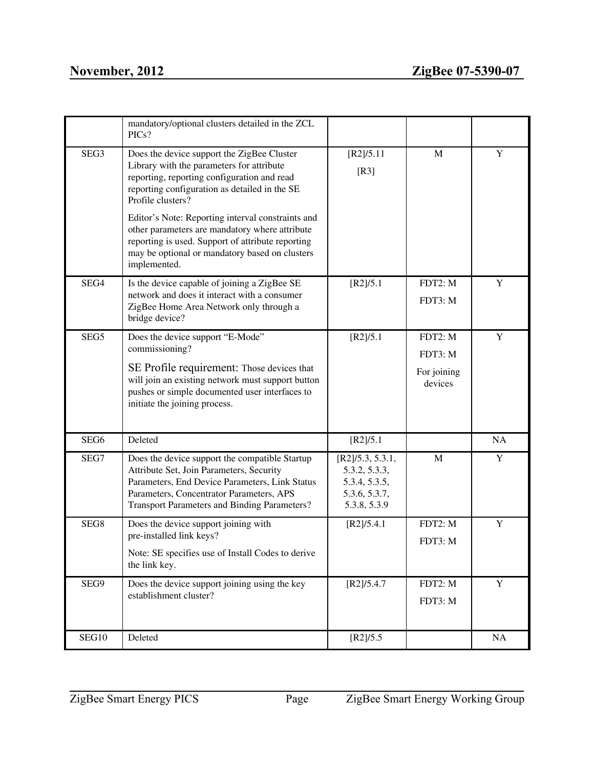| | | | | |
|---|---|---|---|---|
| | mandatory/optional clusters detailed in the ZCL PICs? | | | |
| SEG3 | Does the device support the ZigBee Cluster Library with the parameters for attribute reporting, reporting configuration and read reporting configuration as detailed in the SE Profile clusters?<br><br>Editor's Note: Reporting interval constraints and other parameters are mandatory where attribute reporting is used. Support of attribute reporting may be optional or mandatory based on clusters implemented. | [R2]/5.11<br><br>[R3] | M | Y |
| SEG4 | Is the device capable of joining a ZigBee SE network and does it interact with a consumer ZigBee Home Area Network only through a bridge device? | [R2]/5.1 | FDT2: M<br><br>FDT3: M | Y |
| SEG5 | Does the device support "E-Mode" commissioning?<br><br>SE Profile requirement: Those devices that will join an existing network must support button pushes or simple documented user interfaces to initiate the joining process. | [R2]/5.1 | FDT2: M<br><br>FDT3: M<br><br>For joining devices | Y |
| SEG6 | Deleted | [R2]/5.1 | | NA |
| SEG7 | Does the device support the compatible Startup Attribute Set, Join Parameters, Security Parameters, End Device Parameters, Link Status Parameters, Concentrator Parameters, APS Transport Parameters and Binding Parameters? | [R2]/5.3, 5.3.1, 5.3.2, 5.3.3, 5.3.4, 5.3.5, 5.3.6, 5.3.7, 5.3.8, 5.3.9 | M | Y |
| SEG8 | Does the device support joining with pre-installed link keys?<br><br>Note: SE specifies use of Install Codes to derive the link key. | [R2]/5.4.1 | FDT2: M<br><br>FDT3: M | Y |
| SEG9 | Does the device support joining using the key establishment cluster? | [R2]/5.4.7 | FDT2: M<br><br>FDT3: M | Y |
| SEG10 | Deleted | [R2]/5.5 | | NA |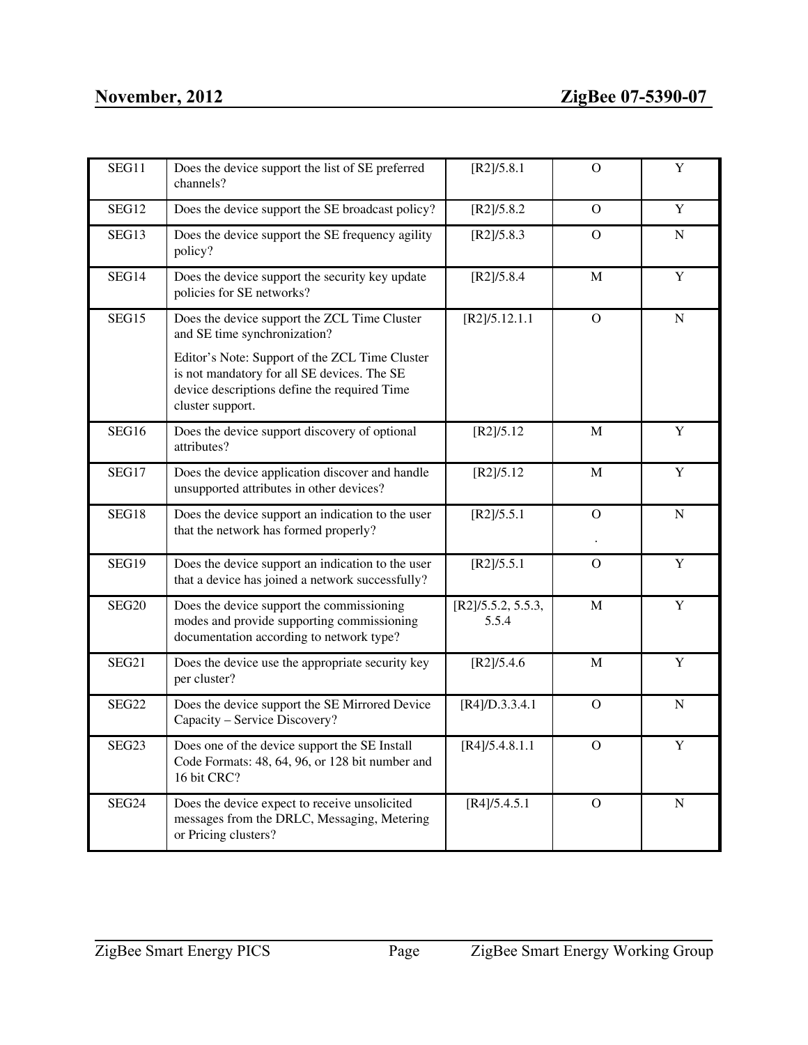| SEG11 | Does the device support the list of SE preferred channels? | [R2]/5.8.1 | O | Y |
|---|---|---|---|---|
| SEG12 | Does the device support the SE broadcast policy? | [R2]/5.8.2 | O | Y |
| SEG13 | Does the device support the SE frequency agility policy? | [R2]/5.8.3 | O | N |
| SEG14 | Does the device support the security key update policies for SE networks? | [R2]/5.8.4 | M | Y |
| SEG15 | Does the device support the ZCL Time Cluster and SE time synchronization?<br><br>Editor's Note: Support of the ZCL Time Cluster is not mandatory for all SE devices. The SE device descriptions define the required Time cluster support. | [R2]/5.12.1.1 | O | N |
| SEG16 | Does the device support discovery of optional attributes? | [R2]/5.12 | M | Y |
| SEG17 | Does the device application discover and handle unsupported attributes in other devices? | [R2]/5.12 | M | Y |
| SEG18 | Does the device support an indication to the user that the network has formed properly? | [R2]/5.5.1 | O<br>. | N |
| SEG19 | Does the device support an indication to the user that a device has joined a network successfully? | [R2]/5.5.1 | O | Y |
| SEG20 | Does the device support the commissioning modes and provide supporting commissioning documentation according to network type? | [R2]/5.5.2, 5.5.3, 5.5.4 | M | Y |
| SEG21 | Does the device use the appropriate security key per cluster? | [R2]/5.4.6 | M | Y |
| SEG22 | Does the device support the SE Mirrored Device Capacity – Service Discovery? | [R4]/D.3.3.4.1 | O | N |
| SEG23 | Does one of the device support the SE Install Code Formats: 48, 64, 96, or 128 bit number and 16 bit CRC? | [R4]/5.4.8.1.1 | O | Y |
| SEG24 | Does the device expect to receive unsolicited messages from the DRLC, Messaging, Metering or Pricing clusters? | [R4]/5.4.5.1 | O | N |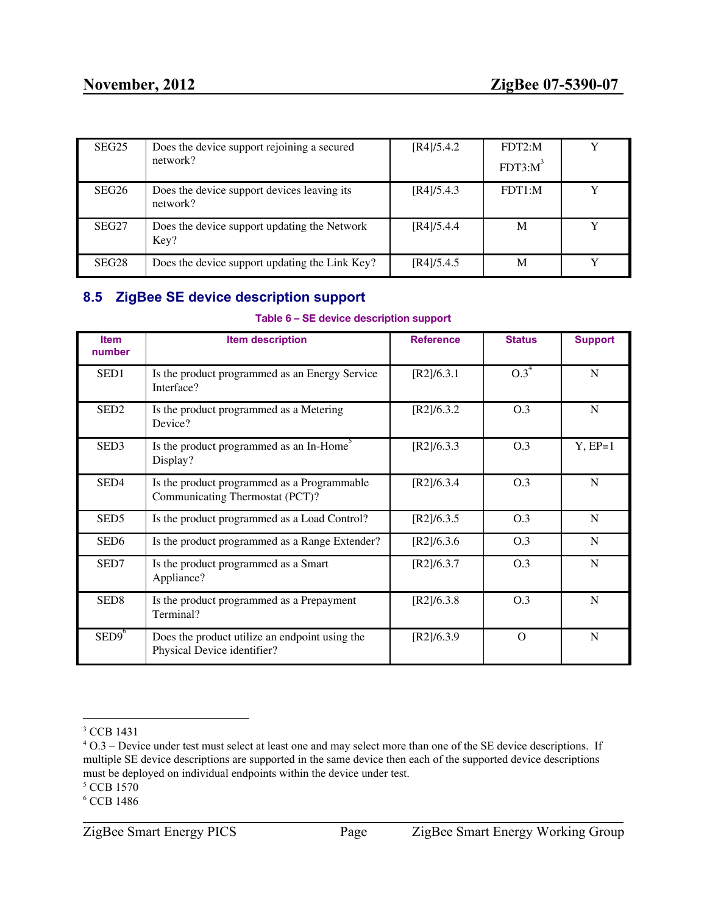| | | | | |
|---|---|---|---|---|
| SEG25 | Does the device support rejoining a secured network? | [R4]/5.4.2 | FDT2:M<br>FDT3:M[3] | Y |
| SEG26 | Does the device support devices leaving its network? | [R4]/5.4.3 | FDT1:M | Y |
| SEG27 | Does the device support updating the Network Key? | [R4]/5.4.4 | M | Y |
| SEG28 | Does the device support updating the Link Key? | [R4]/5.4.5 | M | Y |

## 8.5 ZigBee SE device description support

**Table 6 – SE device description support**

| Item number | Item description | Reference | Status | Support |
|---|---|---|---|---|
| SED1 | Is the product programmed as an Energy Service Interface? | [R2]/6.3.1 | O.3[4] | N |
| SED2 | Is the product programmed as a Metering Device? | [R2]/6.3.2 | O.3 | N |
| SED3 | Is the product programmed as an In-Home[5] Display? | [R2]/6.3.3 | O.3 | Y, EP=1 |
| SED4 | Is the product programmed as a Programmable Communicating Thermostat (PCT)? | [R2]/6.3.4 | O.3 | N |
| SED5 | Is the product programmed as a Load Control? | [R2]/6.3.5 | O.3 | N |
| SED6 | Is the product programmed as a Range Extender? | [R2]/6.3.6 | O.3 | N |
| SED7 | Is the product programmed as a Smart Appliance? | [R2]/6.3.7 | O.3 | N |
| SED8 | Is the product programmed as a Prepayment Terminal? | [R2]/6.3.8 | O.3 | N |
| SED9[6] | Does the product utilize an endpoint using the Physical Device identifier? | [R2]/6.3.9 | O | N |

[3] CCB 1431

[4] O.3 – Device under test must select at least one and may select more than one of the SE device descriptions. If multiple SE device descriptions are supported in the same device then each of the supported device descriptions must be deployed on individual endpoints within the device under test.

[5] CCB 1570

[6] CCB 1486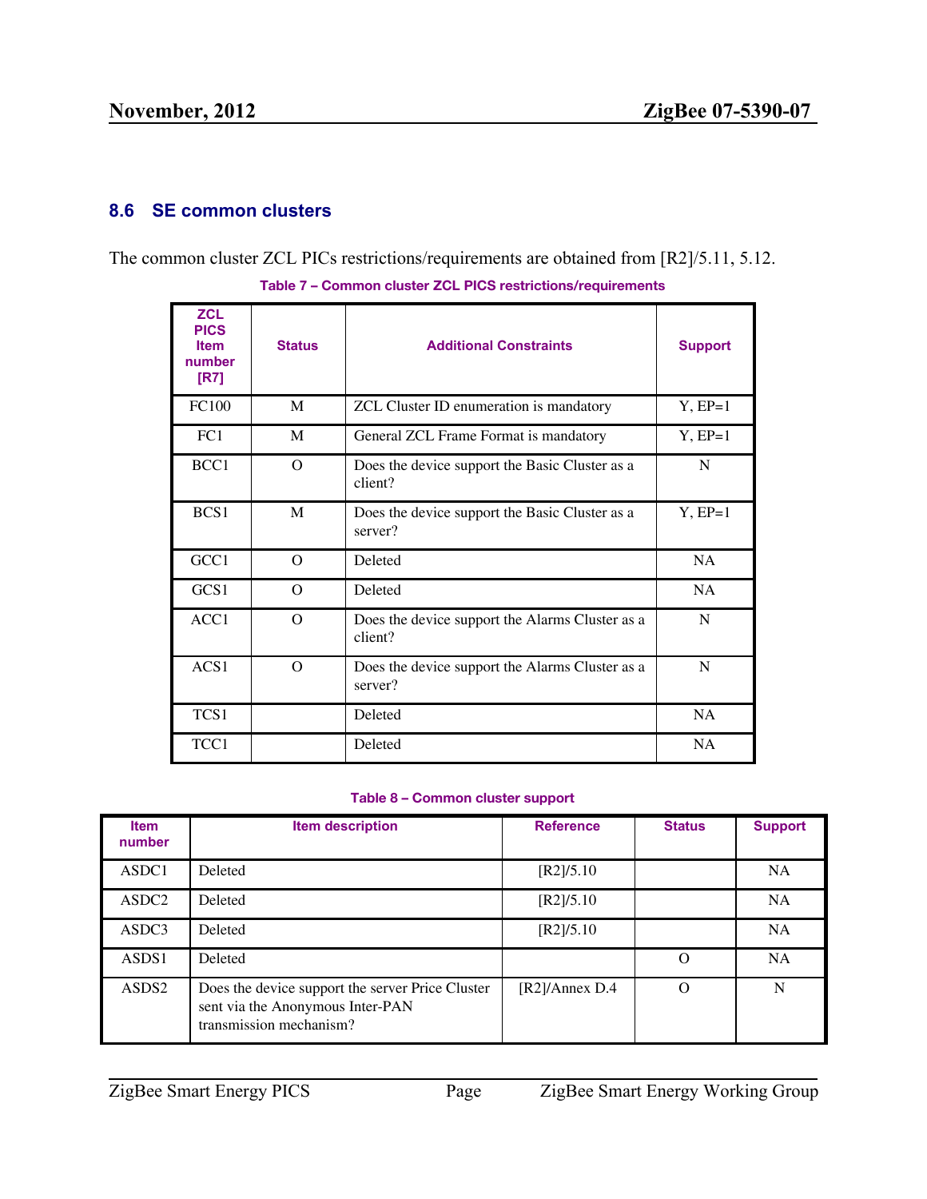## 8.6 SE common clusters

The common cluster ZCL PICs restrictions/requirements are obtained from [R2]/5.11, 5.12.

Table 7 – Common cluster ZCL PICS restrictions/requirements

| ZCL PICS Item number [R7] | Status | Additional Constraints | Support |
|---|---|---|---|
| FC100 | M | ZCL Cluster ID enumeration is mandatory | Y, EP=1 |
| FC1 | M | General ZCL Frame Format is mandatory | Y, EP=1 |
| BCC1 | O | Does the device support the Basic Cluster as a client? | N |
| BCS1 | M | Does the device support the Basic Cluster as a server? | Y, EP=1 |
| GCC1 | O | Deleted | NA |
| GCS1 | O | Deleted | NA |
| ACC1 | O | Does the device support the Alarms Cluster as a client? | N |
| ACS1 | O | Does the device support the Alarms Cluster as a server? | N |
| TCS1 | | Deleted | NA |
| TCC1 | | Deleted | NA |

Table 8 – Common cluster support

| Item number | Item description | Reference | Status | Support |
|---|---|---|---|---|
| ASDC1 | Deleted | [R2]/5.10 | | NA |
| ASDC2 | Deleted | [R2]/5.10 | | NA |
| ASDC3 | Deleted | [R2]/5.10 | | NA |
| ASDS1 | Deleted | | O | NA |
| ASDS2 | Does the device support the server Price Cluster sent via the Anonymous Inter-PAN transmission mechanism? | [R2]/Annex D.4 | O | N |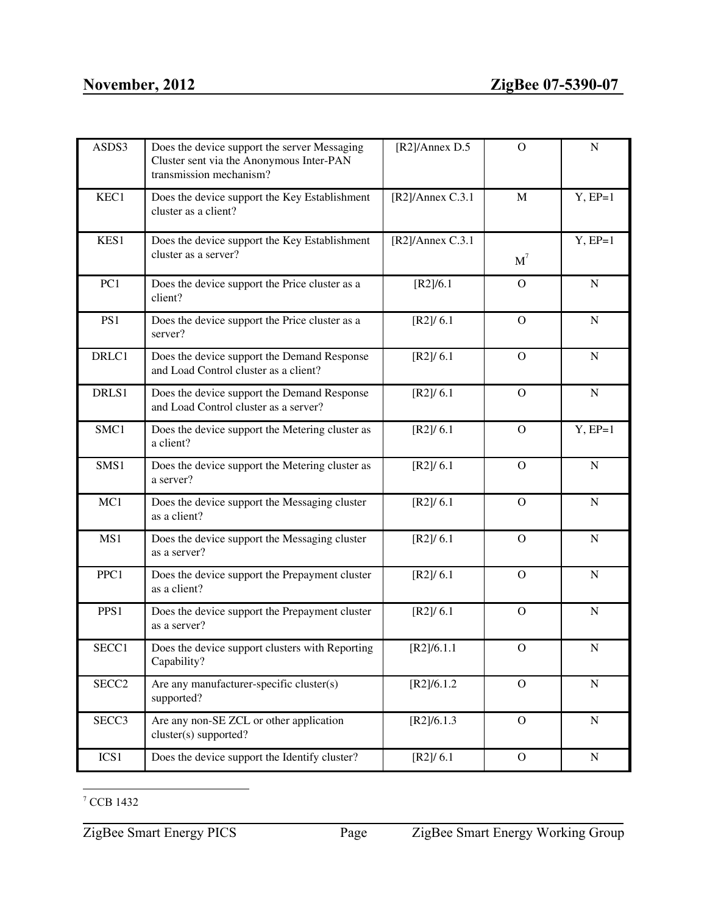| | | | | |
|---|---|---|---|---|
| ASDS3 | Does the device support the server Messaging Cluster sent via the Anonymous Inter-PAN transmission mechanism? | [R2]/Annex D.5 | O | N |
| KEC1 | Does the device support the Key Establishment cluster as a client? | [R2]/Annex C.3.1 | M | Y, EP=1 |
| KES1 | Does the device support the Key Establishment cluster as a server? | [R2]/Annex C.3.1 | M[7] | Y, EP=1 |
| PC1 | Does the device support the Price cluster as a client? | [R2]/6.1 | O | N |
| PS1 | Does the device support the Price cluster as a server? | [R2]/ 6.1 | O | N |
| DRLC1 | Does the device support the Demand Response and Load Control cluster as a client? | [R2]/ 6.1 | O | N |
| DRLS1 | Does the device support the Demand Response and Load Control cluster as a server? | [R2]/ 6.1 | O | N |
| SMC1 | Does the device support the Metering cluster as a client? | [R2]/ 6.1 | O | Y, EP=1 |
| SMS1 | Does the device support the Metering cluster as a server? | [R2]/ 6.1 | O | N |
| MC1 | Does the device support the Messaging cluster as a client? | [R2]/ 6.1 | O | N |
| MS1 | Does the device support the Messaging cluster as a server? | [R2]/ 6.1 | O | N |
| PPC1 | Does the device support the Prepayment cluster as a client? | [R2]/ 6.1 | O | N |
| PPS1 | Does the device support the Prepayment cluster as a server? | [R2]/ 6.1 | O | N |
| SECC1 | Does the device support clusters with Reporting Capability? | [R2]/6.1.1 | O | N |
| SECC2 | Are any manufacturer-specific cluster(s) supported? | [R2]/6.1.2 | O | N |
| SECC3 | Are any non-SE ZCL or other application cluster(s) supported? | [R2]/6.1.3 | O | N |
| ICS1 | Does the device support the Identify cluster? | [R2]/ 6.1 | O | N |

[7] CCB 1432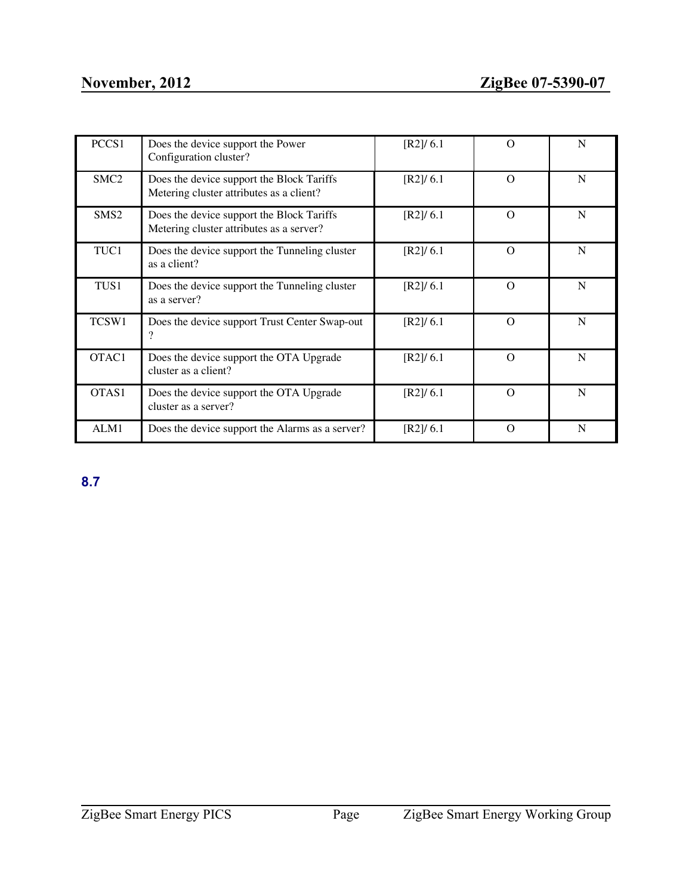| | | | | |
|---|---|---|---|---|
| PCCS1 | Does the device support the Power Configuration cluster? | [R2]/ 6.1 | O | N |
| SMC2 | Does the device support the Block Tariffs Metering cluster attributes as a client? | [R2]/ 6.1 | O | N |
| SMS2 | Does the device support the Block Tariffs Metering cluster attributes as a server? | [R2]/ 6.1 | O | N |
| TUC1 | Does the device support the Tunneling cluster as a client? | [R2]/ 6.1 | O | N |
| TUS1 | Does the device support the Tunneling cluster as a server? | [R2]/ 6.1 | O | N |
| TCSW1 | Does the device support Trust Center Swap-out ? | [R2]/ 6.1 | O | N |
| OTAC1 | Does the device support the OTA Upgrade cluster as a client? | [R2]/ 6.1 | O | N |
| OTAS1 | Does the device support the OTA Upgrade cluster as a server? | [R2]/ 6.1 | O | N |
| ALM1 | Does the device support the Alarms as a server? | [R2]/ 6.1 | O | N |

## 8.7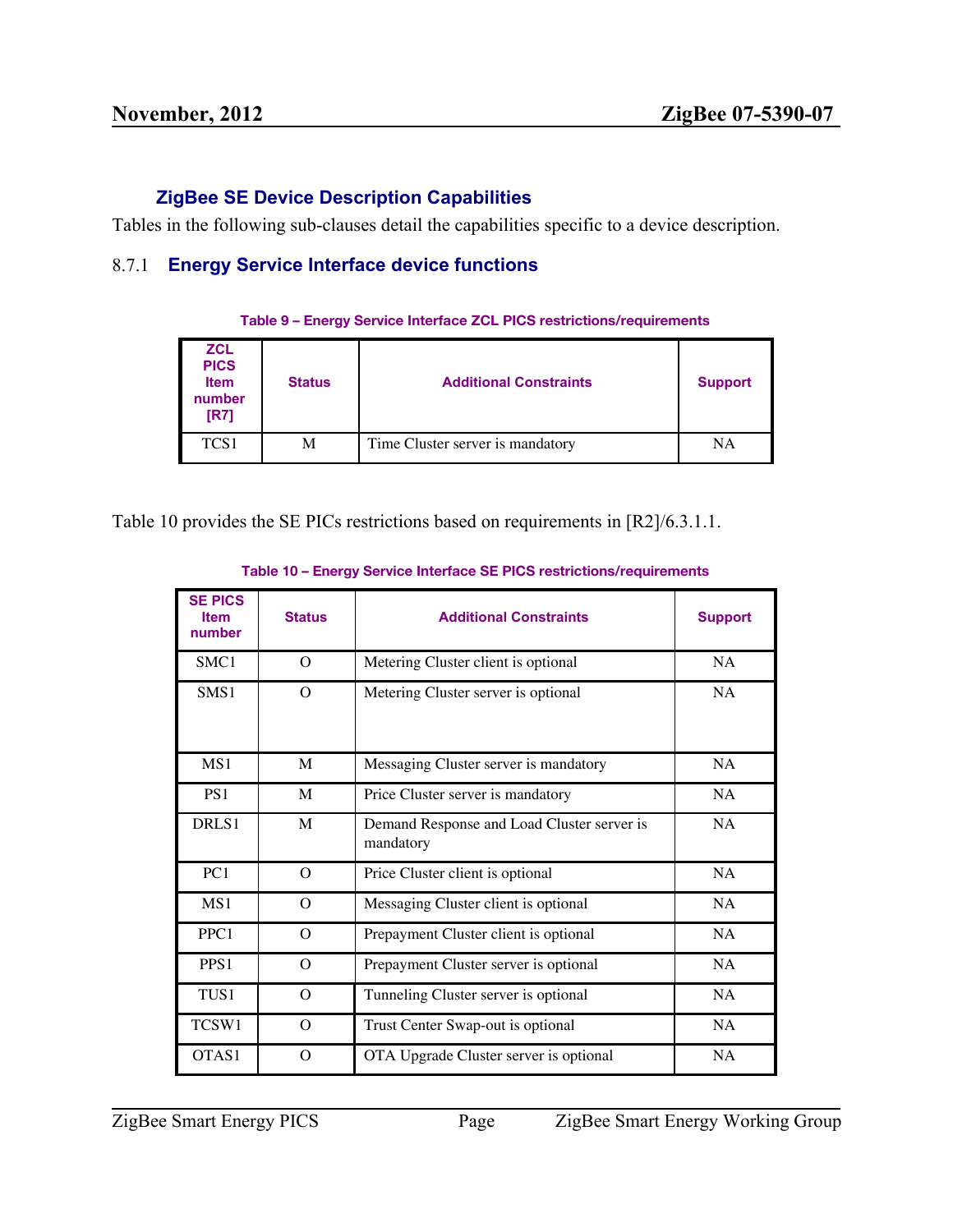## ZigBee SE Device Description Capabilities

Tables in the following sub-clauses detail the capabilities specific to a device description.

### 8.7.1 Energy Service Interface device functions

**Table 9 – Energy Service Interface ZCL PICS restrictions/requirements**

| ZCL PICS Item number [R7] | Status | Additional Constraints | Support |
|---|---|---|---|
| TCS1 | M | Time Cluster server is mandatory | NA |

Table 10 provides the SE PICs restrictions based on requirements in [R2]/6.3.1.1.

**Table 10 – Energy Service Interface SE PICS restrictions/requirements**

| SE PICS Item number | Status | Additional Constraints | Support |
|---|---|---|---|
| SMC1 | O | Metering Cluster client is optional | NA |
| SMS1 | O | Metering Cluster server is optional | NA |
| MS1 | M | Messaging Cluster server is mandatory | NA |
| PS1 | M | Price Cluster server is mandatory | NA |
| DRLS1 | M | Demand Response and Load Cluster server is mandatory | NA |
| PC1 | O | Price Cluster client is optional | NA |
| MS1 | O | Messaging Cluster client is optional | NA |
| PPC1 | O | Prepayment Cluster client is optional | NA |
| PPS1 | O | Prepayment Cluster server is optional | NA |
| TUS1 | O | Tunneling Cluster server is optional | NA |
| TCSW1 | O | Trust Center Swap-out is optional | NA |
| OTAS1 | O | OTA Upgrade Cluster server is optional | NA |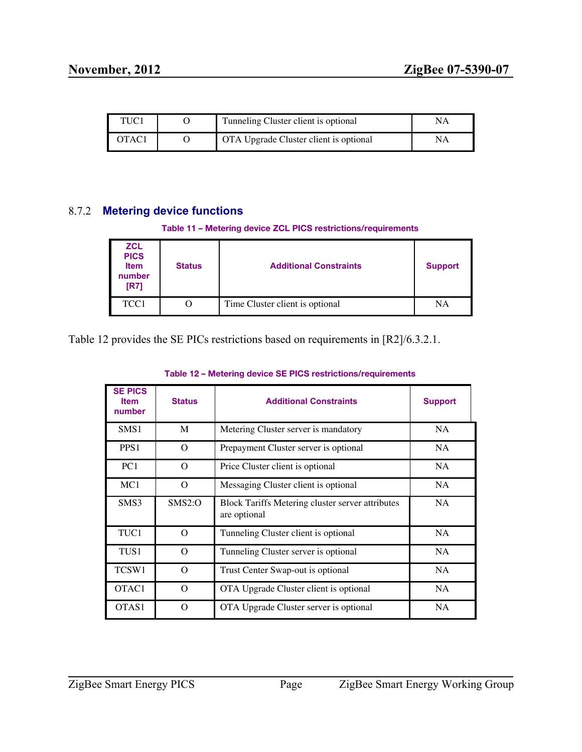| TUC1 | O | Tunneling Cluster client is optional | NA |
|---|---|---|---|
| OTAC1 | O | OTA Upgrade Cluster client is optional | NA |

### 8.7.2 Metering device functions

**Table 11 – Metering device ZCL PICS restrictions/requirements**

| ZCL PICS Item number [R7] | Status | Additional Constraints | Support |
|---|---|---|---|
| TCC1 | O | Time Cluster client is optional | NA |

Table 12 provides the SE PICs restrictions based on requirements in [R2]/6.3.2.1.

**Table 12 – Metering device SE PICS restrictions/requirements**

| SE PICS Item number | Status | Additional Constraints | Support |
|---|---|---|---|
| SMS1 | M | Metering Cluster server is mandatory | NA |
| PPS1 | O | Prepayment Cluster server is optional | NA |
| PC1 | O | Price Cluster client is optional | NA |
| MC1 | O | Messaging Cluster client is optional | NA |
| SMS3 | SMS2:O | Block Tariffs Metering cluster server attributes are optional | NA |
| TUC1 | O | Tunneling Cluster client is optional | NA |
| TUS1 | O | Tunneling Cluster server is optional | NA |
| TCSW1 | O | Trust Center Swap-out is optional | NA |
| OTAC1 | O | OTA Upgrade Cluster client is optional | NA |
| OTAS1 | O | OTA Upgrade Cluster server is optional | NA |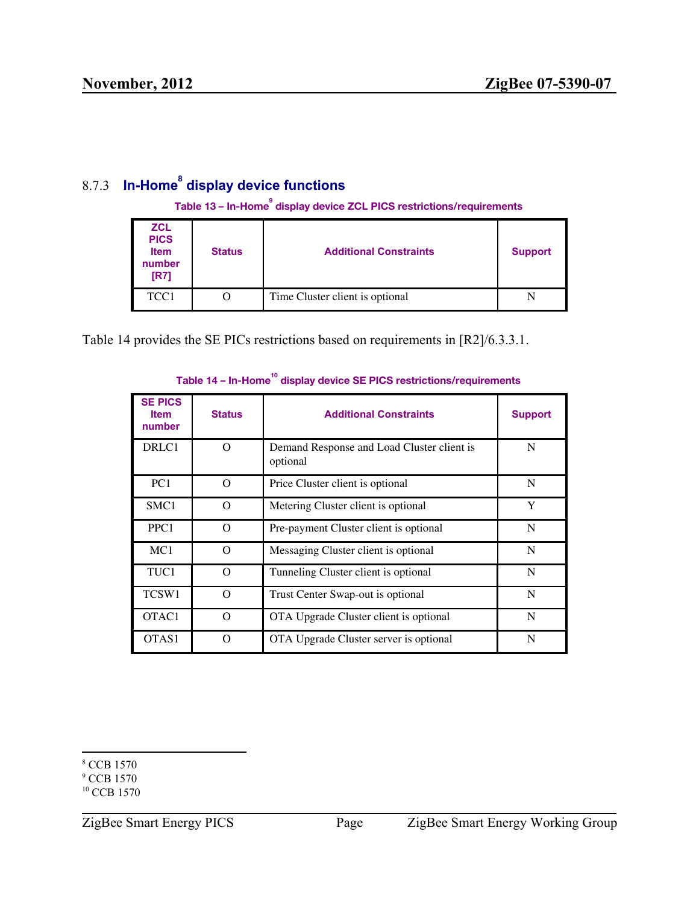### 8.7.3 In-Home[8] display device functions

**Table 13 – In-Home[9] display device ZCL PICS restrictions/requirements**

| ZCL PICS Item number [R7] | Status | Additional Constraints | Support |
|---|---|---|---|
| TCC1 | O | Time Cluster client is optional | N |

Table 14 provides the SE PICs restrictions based on requirements in [R2]/6.3.3.1.

**Table 14 – In-Home[10] display device SE PICS restrictions/requirements**

| SE PICS Item number | Status | Additional Constraints | Support |
|---|---|---|---|
| DRLC1 | O | Demand Response and Load Cluster client is optional | N |
| PC1 | O | Price Cluster client is optional | N |
| SMC1 | O | Metering Cluster client is optional | Y |
| PPC1 | O | Pre-payment Cluster client is optional | N |
| MC1 | O | Messaging Cluster client is optional | N |
| TUC1 | O | Tunneling Cluster client is optional | N |
| TCSW1 | O | Trust Center Swap-out is optional | N |
| OTAC1 | O | OTA Upgrade Cluster client is optional | N |
| OTAS1 | O | OTA Upgrade Cluster server is optional | N |

[8] CCB 1570
[9] CCB 1570
[10] CCB 1570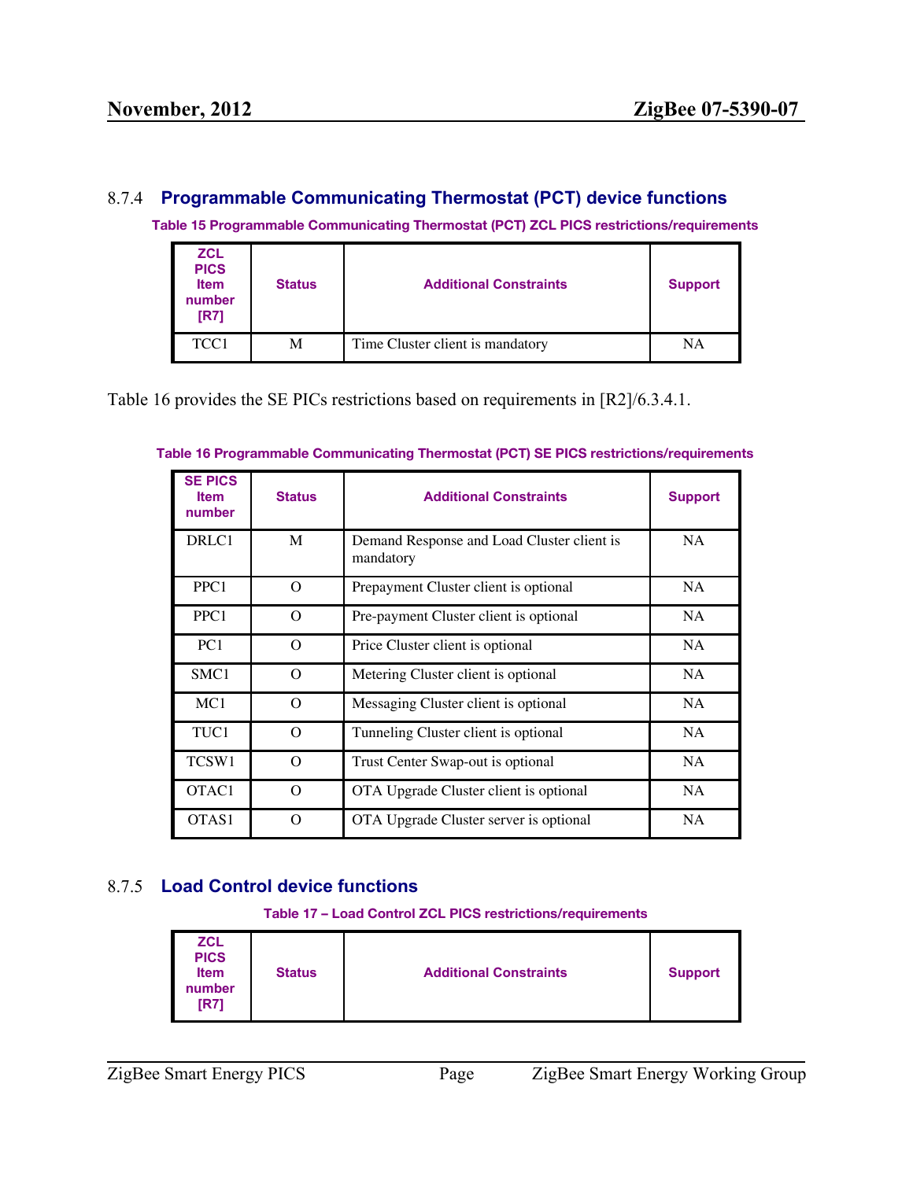### 8.7.4 Programmable Communicating Thermostat (PCT) device functions

**Table 15 Programmable Communicating Thermostat (PCT) ZCL PICS restrictions/requirements**

| ZCL PICS Item number [R7] | Status | Additional Constraints | Support |
|---|---|---|---|
| TCC1 | M | Time Cluster client is mandatory | NA |

Table 16 provides the SE PICs restrictions based on requirements in [R2]/6.3.4.1.

**Table 16 Programmable Communicating Thermostat (PCT) SE PICS restrictions/requirements**

| SE PICS Item number | Status | Additional Constraints | Support |
|---|---|---|---|
| DRLC1 | M | Demand Response and Load Cluster client is mandatory | NA |
| PPC1 | O | Prepayment Cluster client is optional | NA |
| PPC1 | O | Pre-payment Cluster client is optional | NA |
| PC1 | O | Price Cluster client is optional | NA |
| SMC1 | O | Metering Cluster client is optional | NA |
| MC1 | O | Messaging Cluster client is optional | NA |
| TUC1 | O | Tunneling Cluster client is optional | NA |
| TCSW1 | O | Trust Center Swap-out is optional | NA |
| OTAC1 | O | OTA Upgrade Cluster client is optional | NA |
| OTAS1 | O | OTA Upgrade Cluster server is optional | NA |

### 8.7.5 Load Control device functions

**Table 17 – Load Control ZCL PICS restrictions/requirements**

| ZCL PICS Item number [R7] | Status | Additional Constraints | Support |
|---|---|---|---|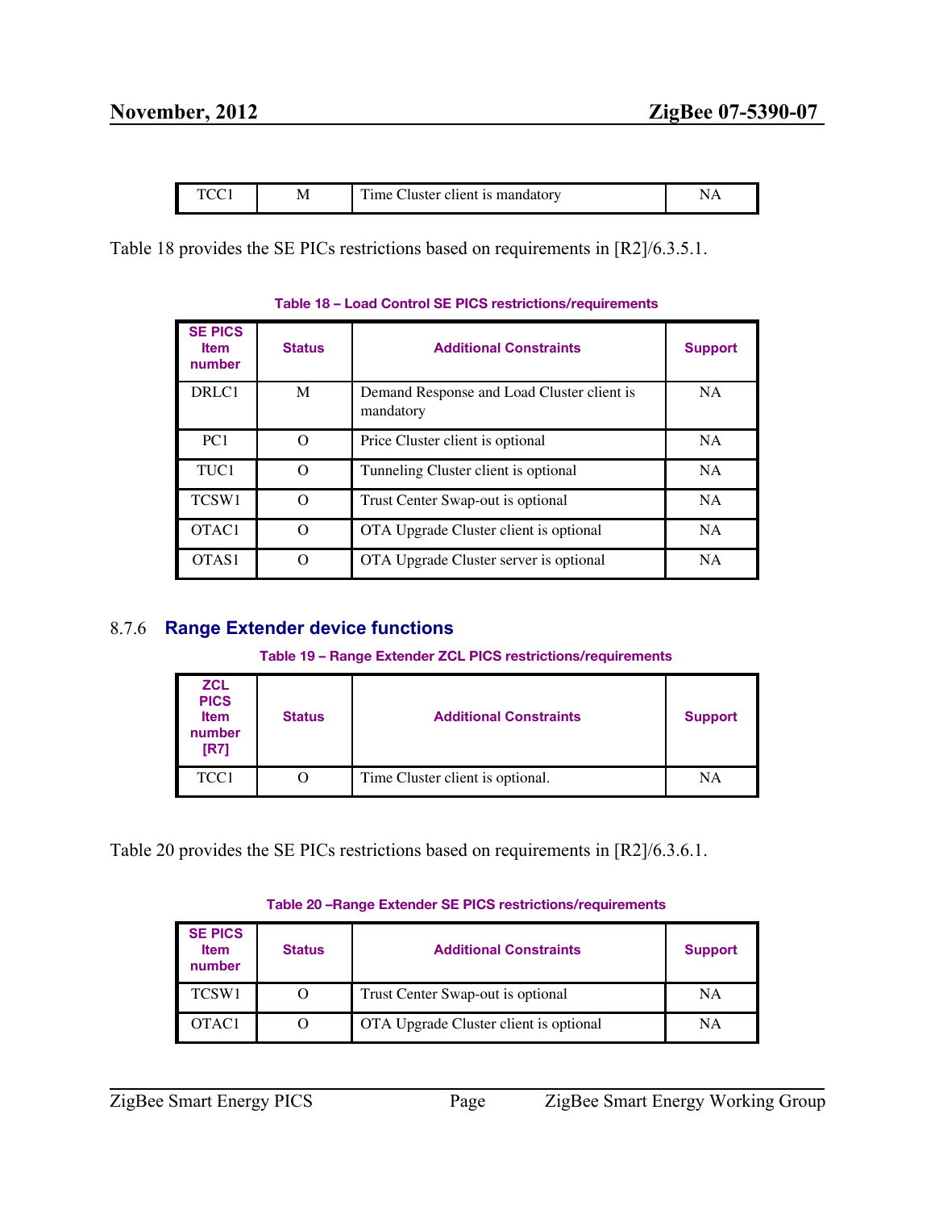| TCC1 | M | Time Cluster client is mandatory | NA |
|---|---|---|---|

Table 18 provides the SE PICs restrictions based on requirements in [R2]/6.3.5.1.

**Table 18 – Load Control SE PICS restrictions/requirements**

| SE PICS Item number | Status | Additional Constraints | Support |
|---|---|---|---|
| DRLC1 | M | Demand Response and Load Cluster client is mandatory | NA |
| PC1 | O | Price Cluster client is optional | NA |
| TUC1 | O | Tunneling Cluster client is optional | NA |
| TCSW1 | O | Trust Center Swap-out is optional | NA |
| OTAC1 | O | OTA Upgrade Cluster client is optional | NA |
| OTAS1 | O | OTA Upgrade Cluster server is optional | NA |

### 8.7.6 Range Extender device functions

**Table 19 – Range Extender ZCL PICS restrictions/requirements**

| ZCL PICS Item number [R7] | Status | Additional Constraints | Support |
|---|---|---|---|
| TCC1 | O | Time Cluster client is optional. | NA |

Table 20 provides the SE PICs restrictions based on requirements in [R2]/6.3.6.1.

**Table 20 –Range Extender SE PICS restrictions/requirements**

| SE PICS Item number | Status | Additional Constraints | Support |
|---|---|---|---|
| TCSW1 | O | Trust Center Swap-out is optional | NA |
| OTAC1 | O | OTA Upgrade Cluster client is optional | NA |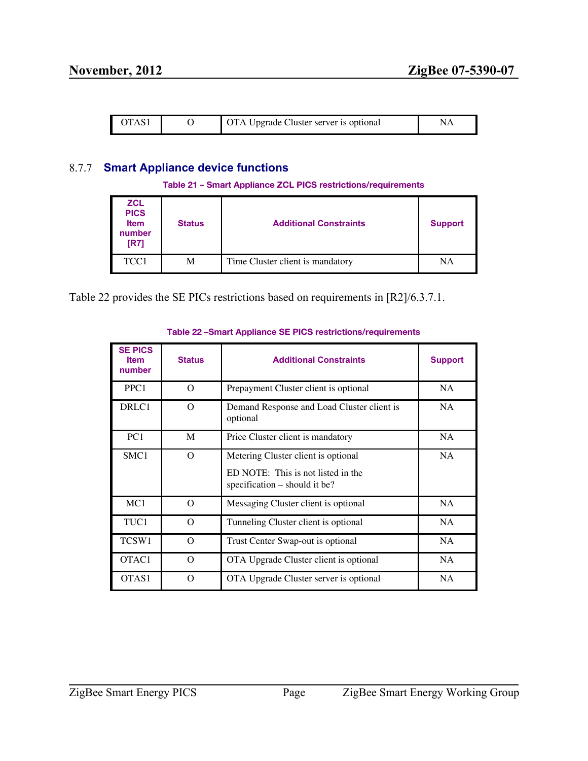| OTAS1 | O | OTA Upgrade Cluster server is optional | NA |
|---|---|---|---|

### 8.7.7 Smart Appliance device functions

**Table 21 – Smart Appliance ZCL PICS restrictions/requirements**

| ZCL PICS Item number [R7] | Status | Additional Constraints | Support |
|---|---|---|---|
| TCC1 | M | Time Cluster client is mandatory | NA |

Table 22 provides the SE PICs restrictions based on requirements in [R2]/6.3.7.1.

**Table 22 –Smart Appliance SE PICS restrictions/requirements**

| SE PICS Item number | Status | Additional Constraints | Support |
|---|---|---|---|
| PPC1 | O | Prepayment Cluster client is optional | NA |
| DRLC1 | O | Demand Response and Load Cluster client is optional | NA |
| PC1 | M | Price Cluster client is mandatory | NA |
| SMC1 | O | Metering Cluster client is optional<br><br>ED NOTE: This is not listed in the specification – should it be? | NA |
| MC1 | O | Messaging Cluster client is optional | NA |
| TUC1 | O | Tunneling Cluster client is optional | NA |
| TCSW1 | O | Trust Center Swap-out is optional | NA |
| OTAC1 | O | OTA Upgrade Cluster client is optional | NA |
| OTAS1 | O | OTA Upgrade Cluster server is optional | NA |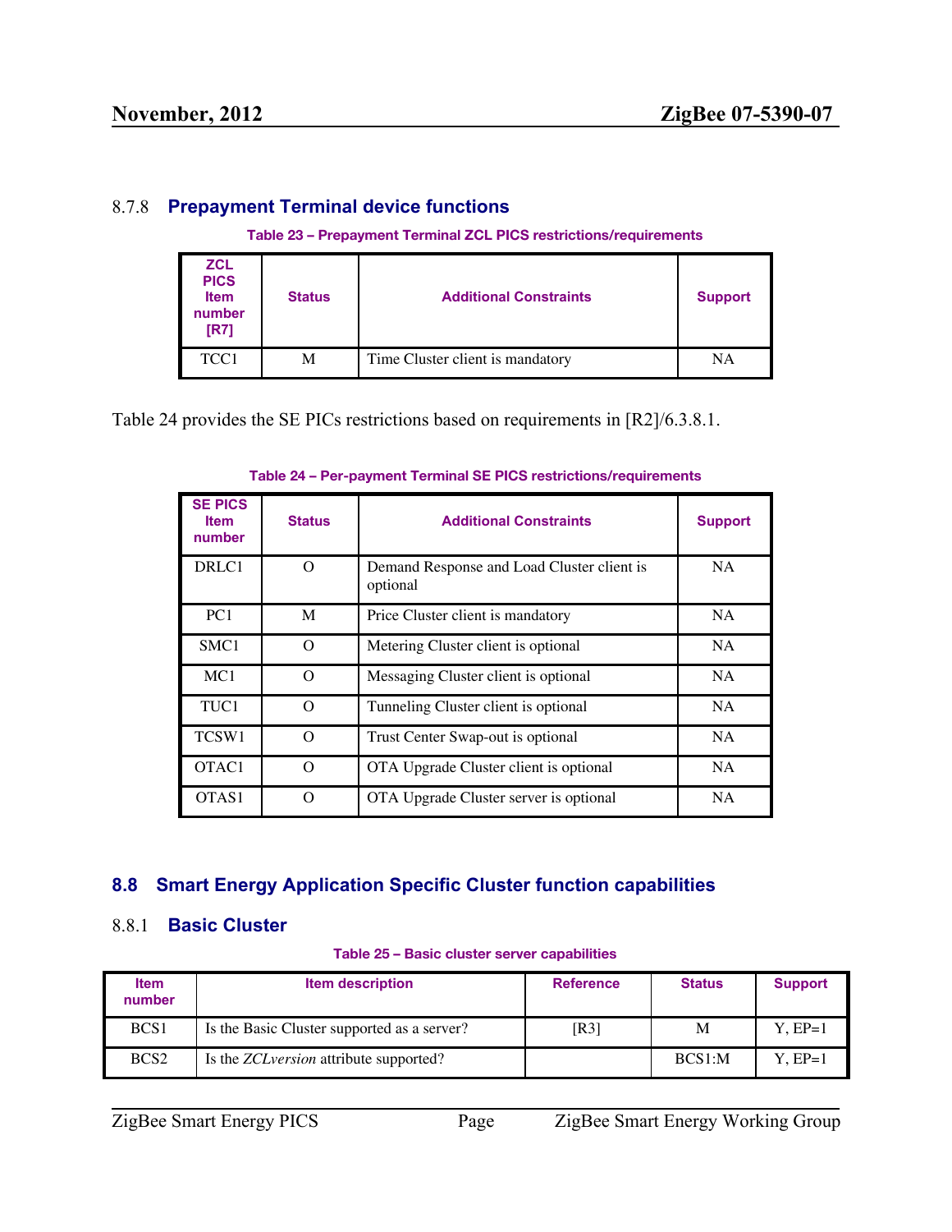### 8.7.8 Prepayment Terminal device functions

Table 23 – Prepayment Terminal ZCL PICS restrictions/requirements

| ZCL PICS Item number [R7] | Status | Additional Constraints | Support |
|---|---|---|---|
| TCC1 | M | Time Cluster client is mandatory | NA |

Table 24 provides the SE PICs restrictions based on requirements in [R2]/6.3.8.1.

Table 24 – Per-payment Terminal SE PICS restrictions/requirements

| SE PICS Item number | Status | Additional Constraints | Support |
|---|---|---|---|
| DRLC1 | O | Demand Response and Load Cluster client is optional | NA |
| PC1 | M | Price Cluster client is mandatory | NA |
| SMC1 | O | Metering Cluster client is optional | NA |
| MC1 | O | Messaging Cluster client is optional | NA |
| TUC1 | O | Tunneling Cluster client is optional | NA |
| TCSW1 | O | Trust Center Swap-out is optional | NA |
| OTAC1 | O | OTA Upgrade Cluster client is optional | NA |
| OTAS1 | O | OTA Upgrade Cluster server is optional | NA |

## 8.8 Smart Energy Application Specific Cluster function capabilities

### 8.8.1 Basic Cluster

Table 25 – Basic cluster server capabilities

| Item number | Item description | Reference | Status | Support |
|---|---|---|---|---|
| BCS1 | Is the Basic Cluster supported as a server? | [R3] | M | Y, EP=1 |
| BCS2 | Is the *ZCLversion* attribute supported? | | BCS1:M | Y, EP=1 |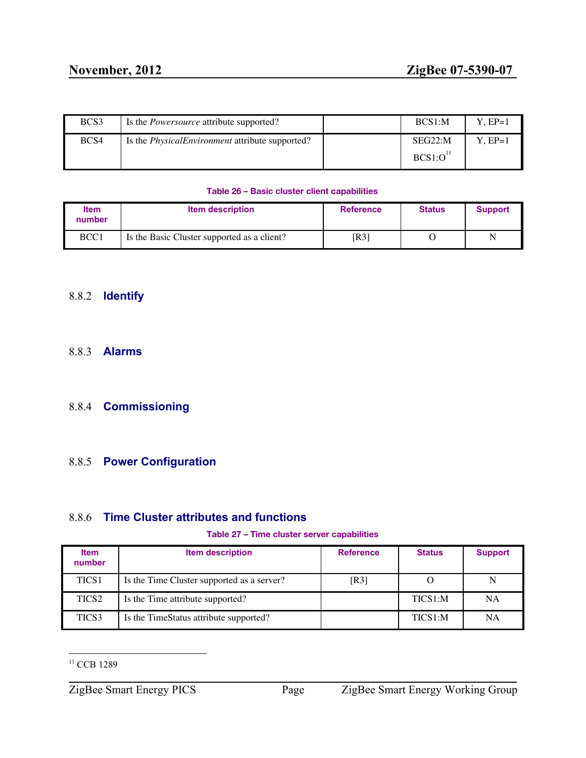| BCS3 | Is the *Powersource* attribute supported? | | BCS1:M | Y, EP=1 |
|---|---|---|---|---|
| BCS4 | Is the *PhysicalEnvironment* attribute supported? | | SEG22:M BCS1:O[11] | Y, EP=1 |

**Table 26 – Basic cluster client capabilities**

| Item number | Item description | Reference | Status | Support |
|---|---|---|---|---|
| BCC1 | Is the Basic Cluster supported as a client? | [R3] | O | N |

### 8.8.2 Identify

### 8.8.3 Alarms

### 8.8.4 Commissioning

### 8.8.5 Power Configuration

### 8.8.6 Time Cluster attributes and functions

**Table 27 – Time cluster server capabilities**

| Item number | Item description | Reference | Status | Support |
|---|---|---|---|---|
| TICS1 | Is the Time Cluster supported as a server? | [R3] | O | N |
| TICS2 | Is the Time attribute supported? | | TICS1:M | NA |
| TICS3 | Is the TimeStatus attribute supported? | | TICS1:M | NA |

[11] CCB 1289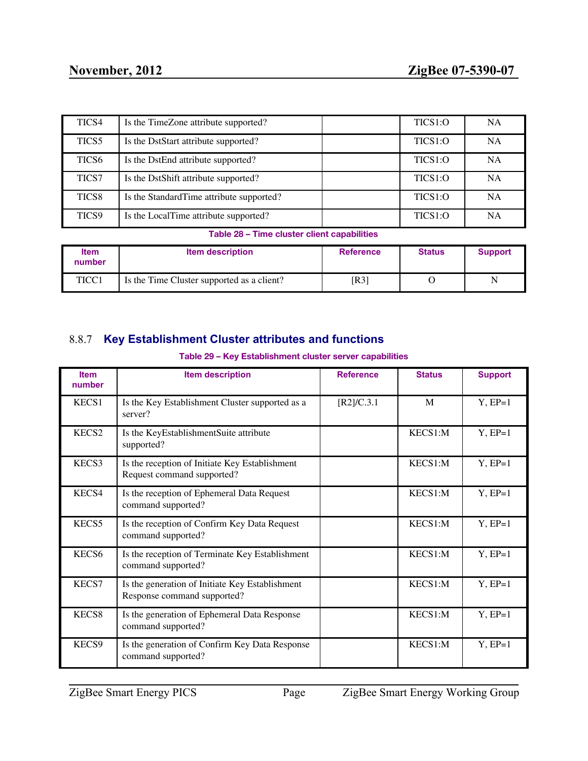| TICS4 | Is the TimeZone attribute supported? | | TICS1:O | NA |
|---|---|---|---|---|
| TICS5 | Is the DstStart attribute supported? | | TICS1:O | NA |
| TICS6 | Is the DstEnd attribute supported? | | TICS1:O | NA |
| TICS7 | Is the DstShift attribute supported? | | TICS1:O | NA |
| TICS8 | Is the StandardTime attribute supported? | | TICS1:O | NA |
| TICS9 | Is the LocalTime attribute supported? | | TICS1:O | NA |

**Table 28 – Time cluster client capabilities**

| Item number | Item description | Reference | Status | Support |
|---|---|---|---|---|
| TICC1 | Is the Time Cluster supported as a client? | [R3] | O | N |

### 8.8.7 Key Establishment Cluster attributes and functions

**Table 29 – Key Establishment cluster server capabilities**

| Item number | Item description | Reference | Status | Support |
|---|---|---|---|---|
| KECS1 | Is the Key Establishment Cluster supported as a server? | [R2]/C.3.1 | M | Y, EP=1 |
| KECS2 | Is the KeyEstablishmentSuite attribute supported? | | KECS1:M | Y, EP=1 |
| KECS3 | Is the reception of Initiate Key Establishment Request command supported? | | KECS1:M | Y, EP=1 |
| KECS4 | Is the reception of Ephemeral Data Request command supported? | | KECS1:M | Y, EP=1 |
| KECS5 | Is the reception of Confirm Key Data Request command supported? | | KECS1:M | Y, EP=1 |
| KECS6 | Is the reception of Terminate Key Establishment command supported? | | KECS1:M | Y, EP=1 |
| KECS7 | Is the generation of Initiate Key Establishment Response command supported? | | KECS1:M | Y, EP=1 |
| KECS8 | Is the generation of Ephemeral Data Response command supported? | | KECS1:M | Y, EP=1 |
| KECS9 | Is the generation of Confirm Key Data Response command supported? | | KECS1:M | Y, EP=1 |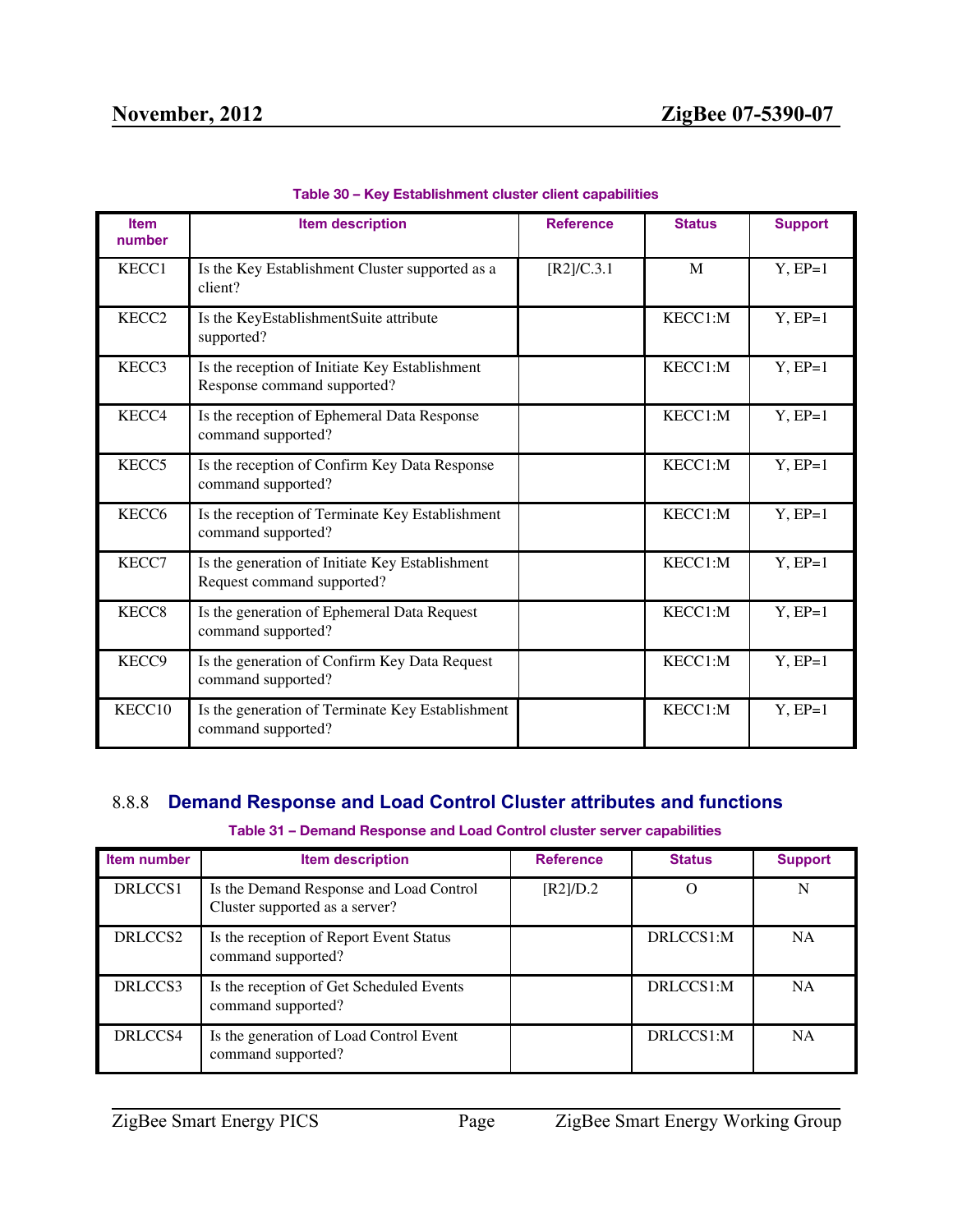Table 30 – Key Establishment cluster client capabilities

| Item number | Item description | Reference | Status | Support |
|---|---|---|---|---|
| KECC1 | Is the Key Establishment Cluster supported as a client? | [R2]/C.3.1 | M | Y, EP=1 |
| KECC2 | Is the KeyEstablishmentSuite attribute supported? | | KECC1:M | Y, EP=1 |
| KECC3 | Is the reception of Initiate Key Establishment Response command supported? | | KECC1:M | Y, EP=1 |
| KECC4 | Is the reception of Ephemeral Data Response command supported? | | KECC1:M | Y, EP=1 |
| KECC5 | Is the reception of Confirm Key Data Response command supported? | | KECC1:M | Y, EP=1 |
| KECC6 | Is the reception of Terminate Key Establishment command supported? | | KECC1:M | Y, EP=1 |
| KECC7 | Is the generation of Initiate Key Establishment Request command supported? | | KECC1:M | Y, EP=1 |
| KECC8 | Is the generation of Ephemeral Data Request command supported? | | KECC1:M | Y, EP=1 |
| KECC9 | Is the generation of Confirm Key Data Request command supported? | | KECC1:M | Y, EP=1 |
| KECC10 | Is the generation of Terminate Key Establishment command supported? | | KECC1:M | Y, EP=1 |

### 8.8.8 Demand Response and Load Control Cluster attributes and functions

Table 31 – Demand Response and Load Control cluster server capabilities

| Item number | Item description | Reference | Status | Support |
|---|---|---|---|---|
| DRLCCS1 | Is the Demand Response and Load Control Cluster supported as a server? | [R2]/D.2 | O | N |
| DRLCCS2 | Is the reception of Report Event Status command supported? | | DRLCCS1:M | NA |
| DRLCCS3 | Is the reception of Get Scheduled Events command supported? | | DRLCCS1:M | NA |
| DRLCCS4 | Is the generation of Load Control Event command supported? | | DRLCCS1:M | NA |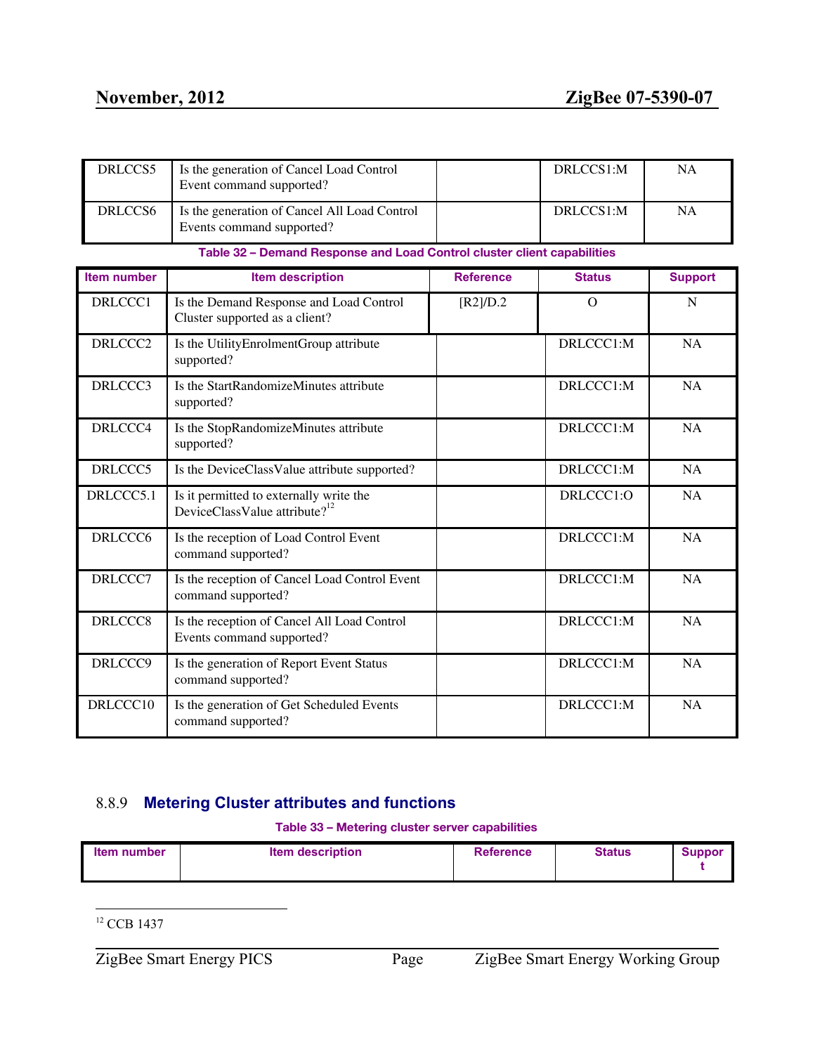| DRLCCS5 | Is the generation of Cancel Load Control Event command supported? | | DRLCCS1:M | NA |
|---|---|---|---|---|
| DRLCCS6 | Is the generation of Cancel All Load Control Events command supported? | | DRLCCS1:M | NA |

**Table 32 – Demand Response and Load Control cluster client capabilities**

| Item number | Item description | Reference | Status | Support |
|---|---|---|---|---|
| DRLCCC1 | Is the Demand Response and Load Control Cluster supported as a client? | [R2]/D.2 | O | N |
| DRLCCC2 | Is the UtilityEnrolmentGroup attribute supported? | | DRLCCC1:M | NA |
| DRLCCC3 | Is the StartRandomizeMinutes attribute supported? | | DRLCCC1:M | NA |
| DRLCCC4 | Is the StopRandomizeMinutes attribute supported? | | DRLCCC1:M | NA |
| DRLCCC5 | Is the DeviceClassValue attribute supported? | | DRLCCC1:M | NA |
| DRLCCC5.1 | Is it permitted to externally write the DeviceClassValue attribute?[12] | | DRLCCC1:O | NA |
| DRLCCC6 | Is the reception of Load Control Event command supported? | | DRLCCC1:M | NA |
| DRLCCC7 | Is the reception of Cancel Load Control Event command supported? | | DRLCCC1:M | NA |
| DRLCCC8 | Is the reception of Cancel All Load Control Events command supported? | | DRLCCC1:M | NA |
| DRLCCC9 | Is the generation of Report Event Status command supported? | | DRLCCC1:M | NA |
| DRLCCC10 | Is the generation of Get Scheduled Events command supported? | | DRLCCC1:M | NA |

### 8.8.9 Metering Cluster attributes and functions

**Table 33 – Metering cluster server capabilities**

| Item number | Item description | Reference | Status | Support |
|---|---|---|---|---|

[12] CCB 1437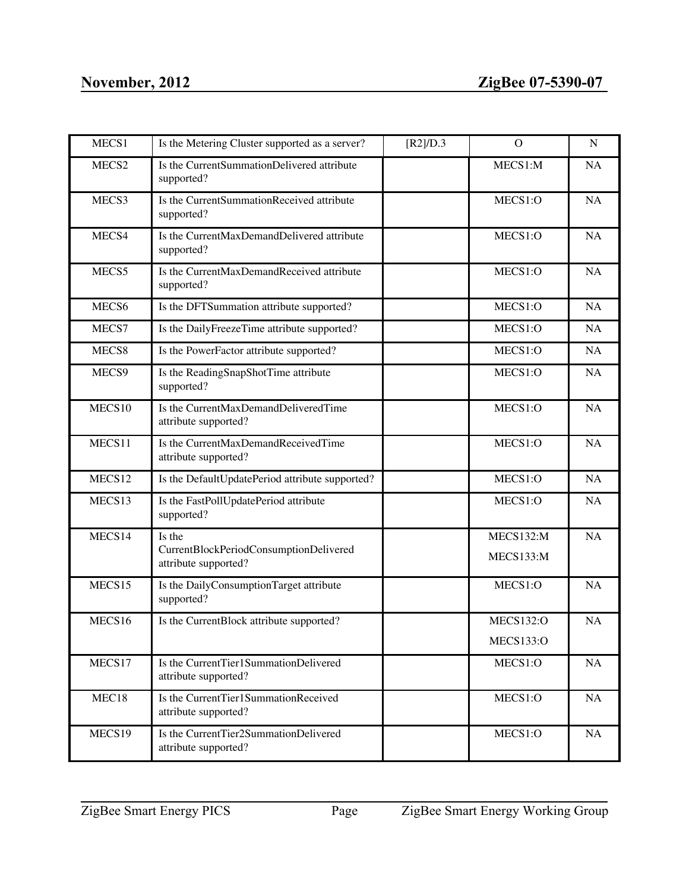| MECS1 | Is the Metering Cluster supported as a server? | [R2]/D.3 | O | N |
|---|---|---|---|---|
| MECS2 | Is the CurrentSummationDelivered attribute supported? | | MECS1:M | NA |
| MECS3 | Is the CurrentSummationReceived attribute supported? | | MECS1:O | NA |
| MECS4 | Is the CurrentMaxDemandDelivered attribute supported? | | MECS1:O | NA |
| MECS5 | Is the CurrentMaxDemandReceived attribute supported? | | MECS1:O | NA |
| MECS6 | Is the DFTSummation attribute supported? | | MECS1:O | NA |
| MECS7 | Is the DailyFreezeTime attribute supported? | | MECS1:O | NA |
| MECS8 | Is the PowerFactor attribute supported? | | MECS1:O | NA |
| MECS9 | Is the ReadingSnapShotTime attribute supported? | | MECS1:O | NA |
| MECS10 | Is the CurrentMaxDemandDeliveredTime attribute supported? | | MECS1:O | NA |
| MECS11 | Is the CurrentMaxDemandReceivedTime attribute supported? | | MECS1:O | NA |
| MECS12 | Is the DefaultUpdatePeriod attribute supported? | | MECS1:O | NA |
| MECS13 | Is the FastPollUpdatePeriod attribute supported? | | MECS1:O | NA |
| MECS14 | Is the CurrentBlockPeriodConsumptionDelivered attribute supported? | | MECS132:M<br>MECS133:M | NA |
| MECS15 | Is the DailyConsumptionTarget attribute supported? | | MECS1:O | NA |
| MECS16 | Is the CurrentBlock attribute supported? | | MECS132:O<br>MECS133:O | NA |
| MECS17 | Is the CurrentTier1SummationDelivered attribute supported? | | MECS1:O | NA |
| MEC18 | Is the CurrentTier1SummationReceived attribute supported? | | MECS1:O | NA |
| MECS19 | Is the CurrentTier2SummationDelivered attribute supported? | | MECS1:O | NA |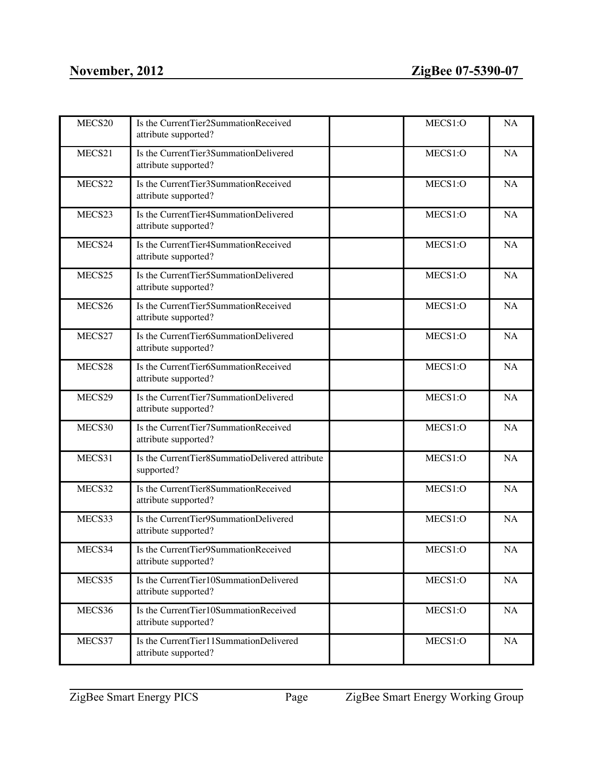| | | | | |
|---|---|---|---|---|
| MECS20 | Is the CurrentTier2SummationReceived attribute supported? | | MECS1:O | NA |
| MECS21 | Is the CurrentTier3SummationDelivered attribute supported? | | MECS1:O | NA |
| MECS22 | Is the CurrentTier3SummationReceived attribute supported? | | MECS1:O | NA |
| MECS23 | Is the CurrentTier4SummationDelivered attribute supported? | | MECS1:O | NA |
| MECS24 | Is the CurrentTier4SummationReceived attribute supported? | | MECS1:O | NA |
| MECS25 | Is the CurrentTier5SummationDelivered attribute supported? | | MECS1:O | NA |
| MECS26 | Is the CurrentTier5SummationReceived attribute supported? | | MECS1:O | NA |
| MECS27 | Is the CurrentTier6SummationDelivered attribute supported? | | MECS1:O | NA |
| MECS28 | Is the CurrentTier6SummationReceived attribute supported? | | MECS1:O | NA |
| MECS29 | Is the CurrentTier7SummationDelivered attribute supported? | | MECS1:O | NA |
| MECS30 | Is the CurrentTier7SummationReceived attribute supported? | | MECS1:O | NA |
| MECS31 | Is the CurrentTier8SummatioDelivered attribute supported? | | MECS1:O | NA |
| MECS32 | Is the CurrentTier8SummationReceived attribute supported? | | MECS1:O | NA |
| MECS33 | Is the CurrentTier9SummationDelivered attribute supported? | | MECS1:O | NA |
| MECS34 | Is the CurrentTier9SummationReceived attribute supported? | | MECS1:O | NA |
| MECS35 | Is the CurrentTier10SummationDelivered attribute supported? | | MECS1:O | NA |
| MECS36 | Is the CurrentTier10SummationReceived attribute supported? | | MECS1:O | NA |
| MECS37 | Is the CurrentTier11SummationDelivered attribute supported? | | MECS1:O | NA |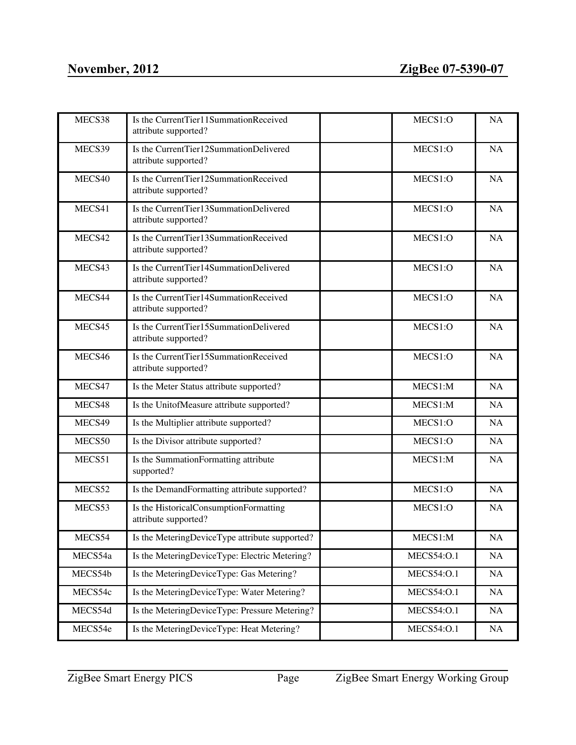| | | | | |
|---|---|---|---|---|
| MECS38 | Is the CurrentTier11SummationReceived attribute supported? | | MECS1:O | NA |
| MECS39 | Is the CurrentTier12SummationDelivered attribute supported? | | MECS1:O | NA |
| MECS40 | Is the CurrentTier12SummationReceived attribute supported? | | MECS1:O | NA |
| MECS41 | Is the CurrentTier13SummationDelivered attribute supported? | | MECS1:O | NA |
| MECS42 | Is the CurrentTier13SummationReceived attribute supported? | | MECS1:O | NA |
| MECS43 | Is the CurrentTier14SummationDelivered attribute supported? | | MECS1:O | NA |
| MECS44 | Is the CurrentTier14SummationReceived attribute supported? | | MECS1:O | NA |
| MECS45 | Is the CurrentTier15SummationDelivered attribute supported? | | MECS1:O | NA |
| MECS46 | Is the CurrentTier15SummationReceived attribute supported? | | MECS1:O | NA |
| MECS47 | Is the Meter Status attribute supported? | | MECS1:M | NA |
| MECS48 | Is the UnitofMeasure attribute supported? | | MECS1:M | NA |
| MECS49 | Is the Multiplier attribute supported? | | MECS1:O | NA |
| MECS50 | Is the Divisor attribute supported? | | MECS1:O | NA |
| MECS51 | Is the SummationFormatting attribute supported? | | MECS1:M | NA |
| MECS52 | Is the DemandFormatting attribute supported? | | MECS1:O | NA |
| MECS53 | Is the HistoricalConsumptionFormatting attribute supported? | | MECS1:O | NA |
| MECS54 | Is the MeteringDeviceType attribute supported? | | MECS1:M | NA |
| MECS54a | Is the MeteringDeviceType: Electric Metering? | | MECS54:O.1 | NA |
| MECS54b | Is the MeteringDeviceType: Gas Metering? | | MECS54:O.1 | NA |
| MECS54c | Is the MeteringDeviceType: Water Metering? | | MECS54:O.1 | NA |
| MECS54d | Is the MeteringDeviceType: Pressure Metering? | | MECS54:O.1 | NA |
| MECS54e | Is the MeteringDeviceType: Heat Metering? | | MECS54:O.1 | NA |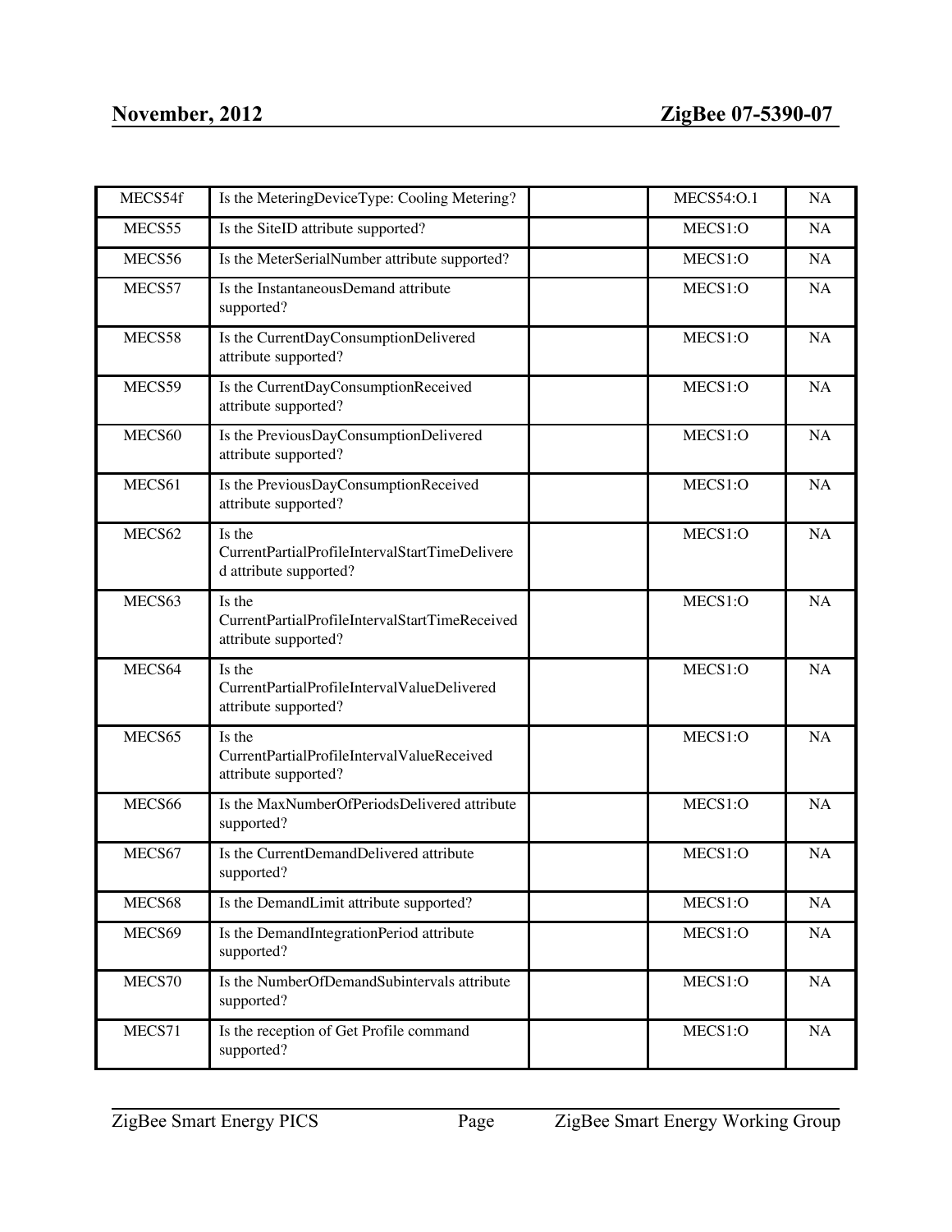| | | | | |
|---|---|---|---|---|
| MECS54f | Is the MeteringDeviceType: Cooling Metering? | | MECS54:O.1 | NA |
| MECS55 | Is the SiteID attribute supported? | | MECS1:O | NA |
| MECS56 | Is the MeterSerialNumber attribute supported? | | MECS1:O | NA |
| MECS57 | Is the InstantaneousDemand attribute supported? | | MECS1:O | NA |
| MECS58 | Is the CurrentDayConsumptionDelivered attribute supported? | | MECS1:O | NA |
| MECS59 | Is the CurrentDayConsumptionReceived attribute supported? | | MECS1:O | NA |
| MECS60 | Is the PreviousDayConsumptionDelivered attribute supported? | | MECS1:O | NA |
| MECS61 | Is the PreviousDayConsumptionReceived attribute supported? | | MECS1:O | NA |
| MECS62 | Is the CurrentPartialProfileIntervalStartTimeDelivered attribute supported? | | MECS1:O | NA |
| MECS63 | Is the CurrentPartialProfileIntervalStartTimeReceived attribute supported? | | MECS1:O | NA |
| MECS64 | Is the CurrentPartialProfileIntervalValueDelivered attribute supported? | | MECS1:O | NA |
| MECS65 | Is the CurrentPartialProfileIntervalValueReceived attribute supported? | | MECS1:O | NA |
| MECS66 | Is the MaxNumberOfPeriodsDelivered attribute supported? | | MECS1:O | NA |
| MECS67 | Is the CurrentDemandDelivered attribute supported? | | MECS1:O | NA |
| MECS68 | Is the DemandLimit attribute supported? | | MECS1:O | NA |
| MECS69 | Is the DemandIntegrationPeriod attribute supported? | | MECS1:O | NA |
| MECS70 | Is the NumberOfDemandSubintervals attribute supported? | | MECS1:O | NA |
| MECS71 | Is the reception of Get Profile command supported? | | MECS1:O | NA |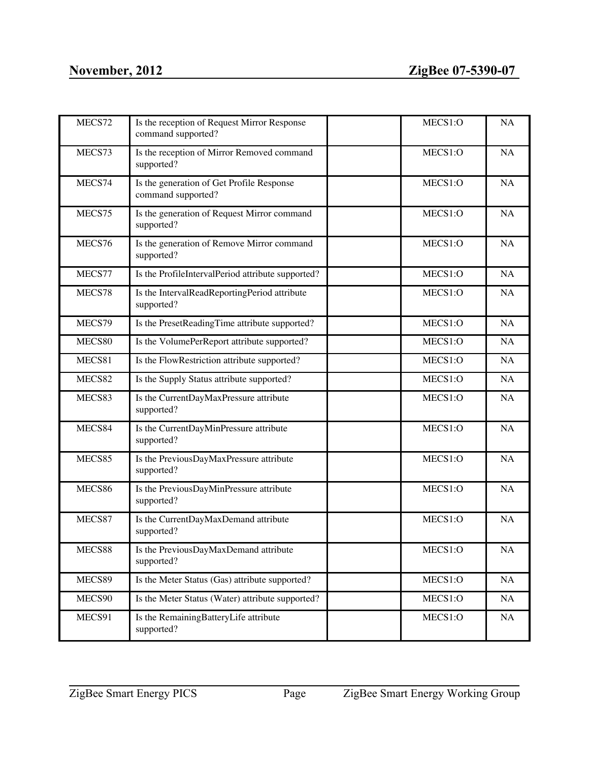| | | | | |
|---|---|---|---|---|
| MECS72 | Is the reception of Request Mirror Response command supported? | | MECS1:O | NA |
| MECS73 | Is the reception of Mirror Removed command supported? | | MECS1:O | NA |
| MECS74 | Is the generation of Get Profile Response command supported? | | MECS1:O | NA |
| MECS75 | Is the generation of Request Mirror command supported? | | MECS1:O | NA |
| MECS76 | Is the generation of Remove Mirror command supported? | | MECS1:O | NA |
| MECS77 | Is the ProfileIntervalPeriod attribute supported? | | MECS1:O | NA |
| MECS78 | Is the IntervalReadReportingPeriod attribute supported? | | MECS1:O | NA |
| MECS79 | Is the PresetReadingTime attribute supported? | | MECS1:O | NA |
| MECS80 | Is the VolumePerReport attribute supported? | | MECS1:O | NA |
| MECS81 | Is the FlowRestriction attribute supported? | | MECS1:O | NA |
| MECS82 | Is the Supply Status attribute supported? | | MECS1:O | NA |
| MECS83 | Is the CurrentDayMaxPressure attribute supported? | | MECS1:O | NA |
| MECS84 | Is the CurrentDayMinPressure attribute supported? | | MECS1:O | NA |
| MECS85 | Is the PreviousDayMaxPressure attribute supported? | | MECS1:O | NA |
| MECS86 | Is the PreviousDayMinPressure attribute supported? | | MECS1:O | NA |
| MECS87 | Is the CurrentDayMaxDemand attribute supported? | | MECS1:O | NA |
| MECS88 | Is the PreviousDayMaxDemand attribute supported? | | MECS1:O | NA |
| MECS89 | Is the Meter Status (Gas) attribute supported? | | MECS1:O | NA |
| MECS90 | Is the Meter Status (Water) attribute supported? | | MECS1:O | NA |
| MECS91 | Is the RemainingBatteryLife attribute supported? | | MECS1:O | NA |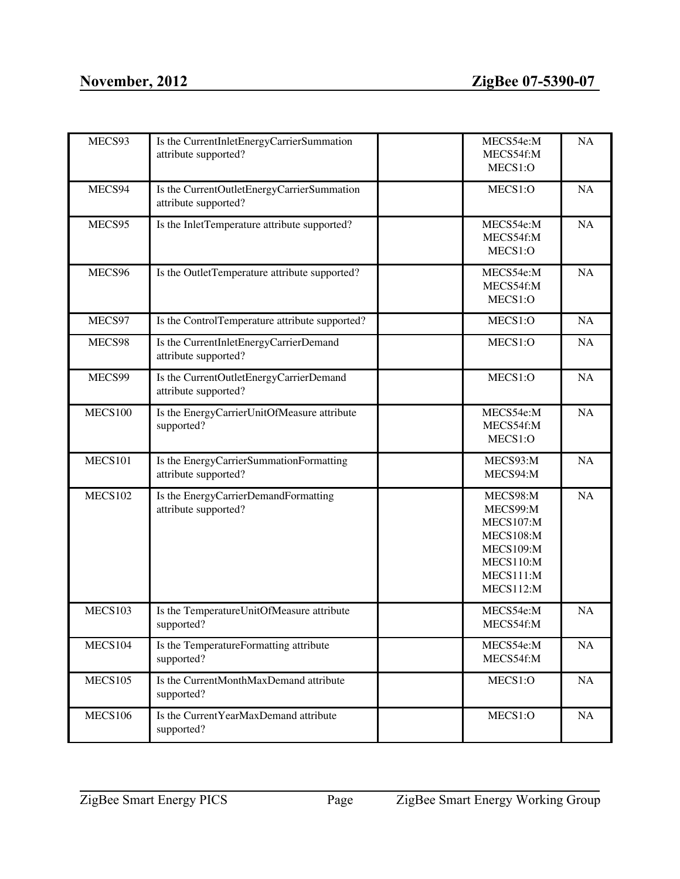| | | | | |
|---|---|---|---|---|
| MECS93 | Is the CurrentInletEnergyCarrierSummation attribute supported? | | MECS54e:M<br>MECS54f:M<br>MECS1:O | NA |
| MECS94 | Is the CurrentOutletEnergyCarrierSummation attribute supported? | | MECS1:O | NA |
| MECS95 | Is the InletTemperature attribute supported? | | MECS54e:M<br>MECS54f:M<br>MECS1:O | NA |
| MECS96 | Is the OutletTemperature attribute supported? | | MECS54e:M<br>MECS54f:M<br>MECS1:O | NA |
| MECS97 | Is the ControlTemperature attribute supported? | | MECS1:O | NA |
| MECS98 | Is the CurrentInletEnergyCarrierDemand attribute supported? | | MECS1:O | NA |
| MECS99 | Is the CurrentOutletEnergyCarrierDemand attribute supported? | | MECS1:O | NA |
| MECS100 | Is the EnergyCarrierUnitOfMeasure attribute supported? | | MECS54e:M<br>MECS54f:M<br>MECS1:O | NA |
| MECS101 | Is the EnergyCarrierSummationFormatting attribute supported? | | MECS93:M<br>MECS94:M | NA |
| MECS102 | Is the EnergyCarrierDemandFormatting attribute supported? | | MECS98:M<br>MECS99:M<br>MECS107:M<br>MECS108:M<br>MECS109:M<br>MECS110:M<br>MECS111:M<br>MECS112:M | NA |
| MECS103 | Is the TemperatureUnitOfMeasure attribute supported? | | MECS54e:M<br>MECS54f:M | NA |
| MECS104 | Is the TemperatureFormatting attribute supported? | | MECS54e:M<br>MECS54f:M | NA |
| MECS105 | Is the CurrentMonthMaxDemand attribute supported? | | MECS1:O | NA |
| MECS106 | Is the CurrentYearMaxDemand attribute supported? | | MECS1:O | NA |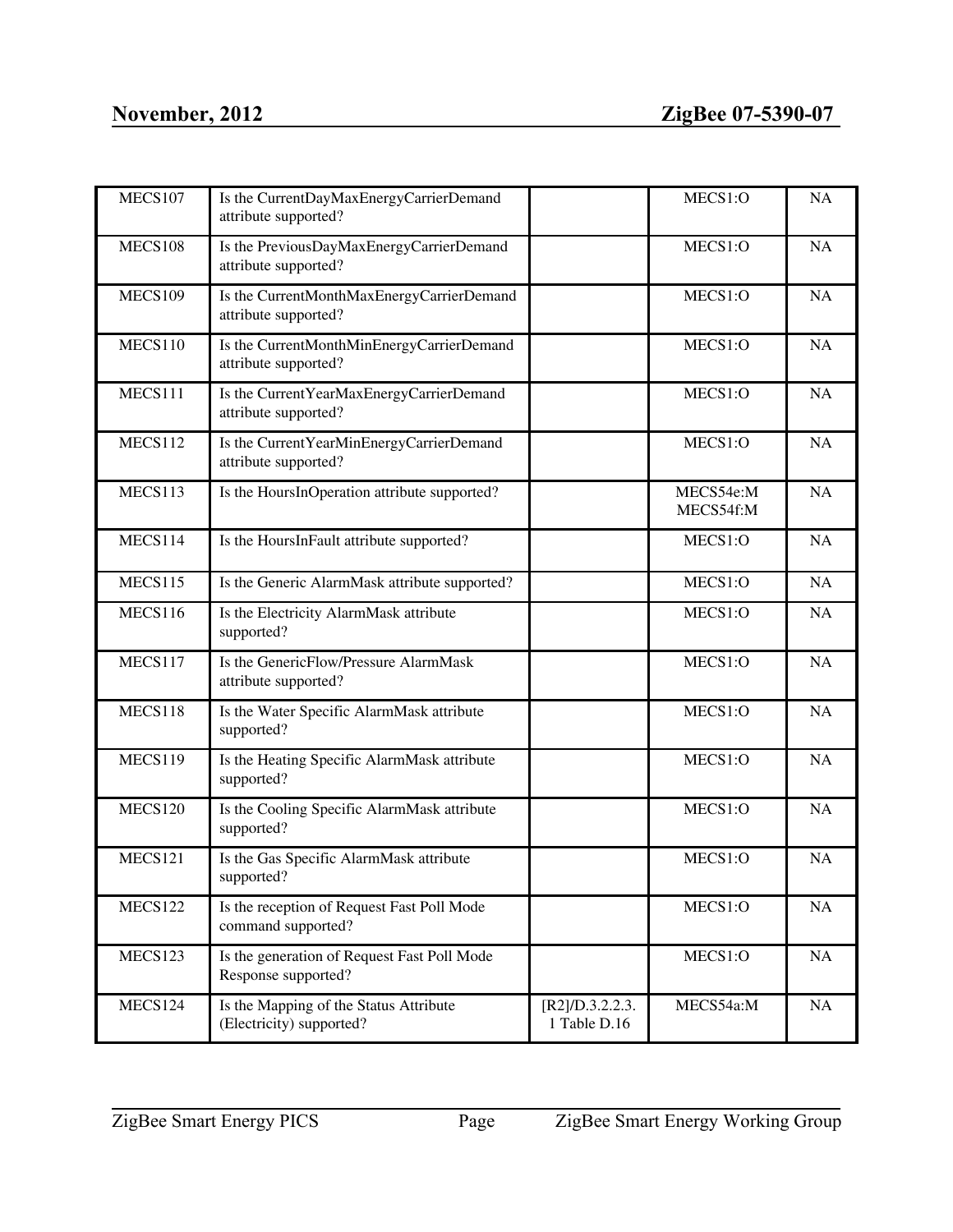| | | | | |
|---|---|---|---|---|
| MECS107 | Is the CurrentDayMaxEnergyCarrierDemand attribute supported? | | MECS1:O | NA |
| MECS108 | Is the PreviousDayMaxEnergyCarrierDemand attribute supported? | | MECS1:O | NA |
| MECS109 | Is the CurrentMonthMaxEnergyCarrierDemand attribute supported? | | MECS1:O | NA |
| MECS110 | Is the CurrentMonthMinEnergyCarrierDemand attribute supported? | | MECS1:O | NA |
| MECS111 | Is the CurrentYearMaxEnergyCarrierDemand attribute supported? | | MECS1:O | NA |
| MECS112 | Is the CurrentYearMinEnergyCarrierDemand attribute supported? | | MECS1:O | NA |
| MECS113 | Is the HoursInOperation attribute supported? | | MECS54e:M MECS54f:M | NA |
| MECS114 | Is the HoursInFault attribute supported? | | MECS1:O | NA |
| MECS115 | Is the Generic AlarmMask attribute supported? | | MECS1:O | NA |
| MECS116 | Is the Electricity AlarmMask attribute supported? | | MECS1:O | NA |
| MECS117 | Is the GenericFlow/Pressure AlarmMask attribute supported? | | MECS1:O | NA |
| MECS118 | Is the Water Specific AlarmMask attribute supported? | | MECS1:O | NA |
| MECS119 | Is the Heating Specific AlarmMask attribute supported? | | MECS1:O | NA |
| MECS120 | Is the Cooling Specific AlarmMask attribute supported? | | MECS1:O | NA |
| MECS121 | Is the Gas Specific AlarmMask attribute supported? | | MECS1:O | NA |
| MECS122 | Is the reception of Request Fast Poll Mode command supported? | | MECS1:O | NA |
| MECS123 | Is the generation of Request Fast Poll Mode Response supported? | | MECS1:O | NA |
| MECS124 | Is the Mapping of the Status Attribute (Electricity) supported? | [R2]/D.3.2.2.3.1 Table D.16 | MECS54a:M | NA |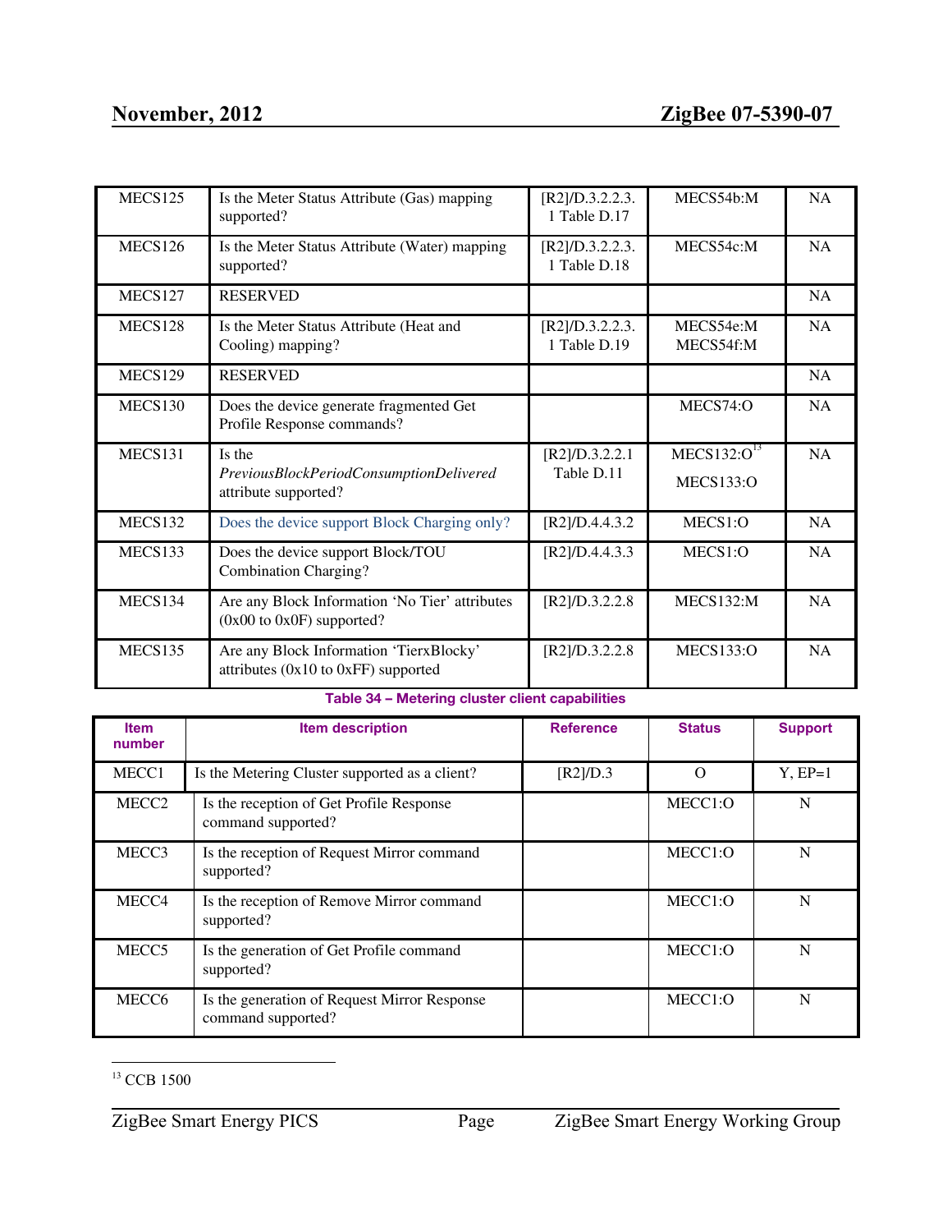| MECS125 | Is the Meter Status Attribute (Gas) mapping supported? | [R2]/D.3.2.2.3.1 Table D.17 | MECS54b:M | NA |
|---|---|---|---|---|
| MECS126 | Is the Meter Status Attribute (Water) mapping supported? | [R2]/D.3.2.2.3.1 Table D.18 | MECS54c:M | NA |
| MECS127 | RESERVED | | | NA |
| MECS128 | Is the Meter Status Attribute (Heat and Cooling) mapping? | [R2]/D.3.2.2.3.1 Table D.19 | MECS54e:M MECS54f:M | NA |
| MECS129 | RESERVED | | | NA |
| MECS130 | Does the device generate fragmented Get Profile Response commands? | | MECS74:O | NA |
| MECS131 | Is the *PreviousBlockPeriodConsumptionDelivered* attribute supported? | [R2]/D.3.2.2.1 Table D.11 | MECS132:O[13] MECS133:O | NA |
| MECS132 | Does the device support Block Charging only? | [R2]/D.4.4.3.2 | MECS1:O | NA |
| MECS133 | Does the device support Block/TOU Combination Charging? | [R2]/D.4.4.3.3 | MECS1:O | NA |
| MECS134 | Are any Block Information 'No Tier' attributes (0x00 to 0x0F) supported? | [R2]/D.3.2.2.8 | MECS132:M | NA |
| MECS135 | Are any Block Information 'TierxBlocky' attributes (0x10 to 0xFF) supported | [R2]/D.3.2.2.8 | MECS133:O | NA |

**Table 34 – Metering cluster client capabilities**

| Item number | Item description | Reference | Status | Support |
|---|---|---|---|---|
| MECC1 | Is the Metering Cluster supported as a client? | [R2]/D.3 | O | Y, EP=1 |
| MECC2 | Is the reception of Get Profile Response command supported? | | MECC1:O | N |
| MECC3 | Is the reception of Request Mirror command supported? | | MECC1:O | N |
| MECC4 | Is the reception of Remove Mirror command supported? | | MECC1:O | N |
| MECC5 | Is the generation of Get Profile command supported? | | MECC1:O | N |
| MECC6 | Is the generation of Request Mirror Response command supported? | | MECC1:O | N |

[13] CCB 1500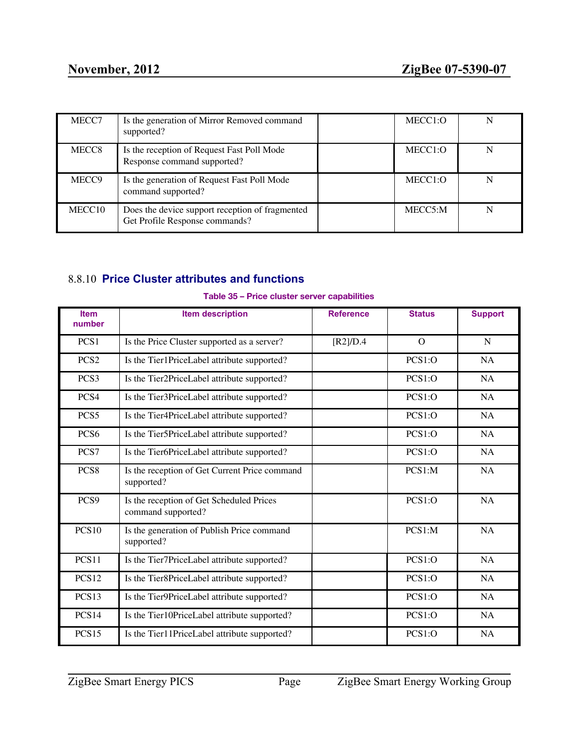| MECC7 | Is the generation of Mirror Removed command supported? | | MECC1:O | N |
|---|---|---|---|---|
| MECC8 | Is the reception of Request Fast Poll Mode Response command supported? | | MECC1:O | N |
| MECC9 | Is the generation of Request Fast Poll Mode command supported? | | MECC1:O | N |
| MECC10 | Does the device support reception of fragmented Get Profile Response commands? | | MECC5:M | N |

### 8.8.10 Price Cluster attributes and functions

**Table 35 – Price cluster server capabilities**

| Item number | Item description | Reference | Status | Support |
|---|---|---|---|---|
| PCS1 | Is the Price Cluster supported as a server? | [R2]/D.4 | O | N |
| PCS2 | Is the Tier1PriceLabel attribute supported? | | PCS1:O | NA |
| PCS3 | Is the Tier2PriceLabel attribute supported? | | PCS1:O | NA |
| PCS4 | Is the Tier3PriceLabel attribute supported? | | PCS1:O | NA |
| PCS5 | Is the Tier4PriceLabel attribute supported? | | PCS1:O | NA |
| PCS6 | Is the Tier5PriceLabel attribute supported? | | PCS1:O | NA |
| PCS7 | Is the Tier6PriceLabel attribute supported? | | PCS1:O | NA |
| PCS8 | Is the reception of Get Current Price command supported? | | PCS1:M | NA |
| PCS9 | Is the reception of Get Scheduled Prices command supported? | | PCS1:O | NA |
| PCS10 | Is the generation of Publish Price command supported? | | PCS1:M | NA |
| PCS11 | Is the Tier7PriceLabel attribute supported? | | PCS1:O | NA |
| PCS12 | Is the Tier8PriceLabel attribute supported? | | PCS1:O | NA |
| PCS13 | Is the Tier9PriceLabel attribute supported? | | PCS1:O | NA |
| PCS14 | Is the Tier10PriceLabel attribute supported? | | PCS1:O | NA |
| PCS15 | Is the Tier11PriceLabel attribute supported? | | PCS1:O | NA |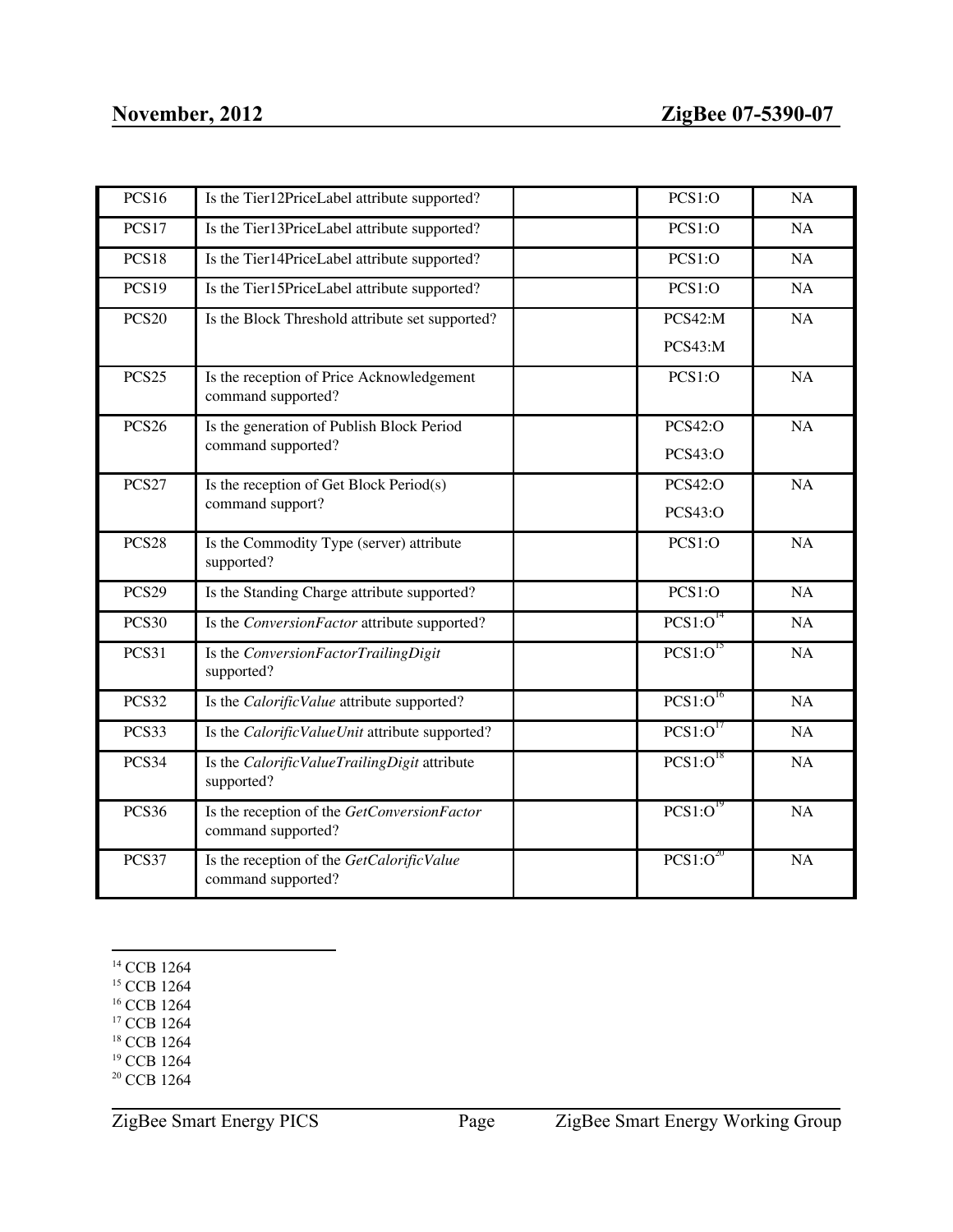| | | | | |
|---|---|---|---|---|
| PCS16 | Is the Tier12PriceLabel attribute supported? | | PCS1:O | NA |
| PCS17 | Is the Tier13PriceLabel attribute supported? | | PCS1:O | NA |
| PCS18 | Is the Tier14PriceLabel attribute supported? | | PCS1:O | NA |
| PCS19 | Is the Tier15PriceLabel attribute supported? | | PCS1:O | NA |
| PCS20 | Is the Block Threshold attribute set supported? | | PCS42:M<br>PCS43:M | NA |
| PCS25 | Is the reception of Price Acknowledgement command supported? | | PCS1:O | NA |
| PCS26 | Is the generation of Publish Block Period command supported? | | PCS42:O<br>PCS43:O | NA |
| PCS27 | Is the reception of Get Block Period(s) command support? | | PCS42:O<br>PCS43:O | NA |
| PCS28 | Is the Commodity Type (server) attribute supported? | | PCS1:O | NA |
| PCS29 | Is the Standing Charge attribute supported? | | PCS1:O | NA |
| PCS30 | Is the *ConversionFactor* attribute supported? | | PCS1:O[14] | NA |
| PCS31 | Is the *ConversionFactorTrailingDigit* supported? | | PCS1:O[15] | NA |
| PCS32 | Is the *CalorificValue* attribute supported? | | PCS1:O[16] | NA |
| PCS33 | Is the *CalorificValueUnit* attribute supported? | | PCS1:O[17] | NA |
| PCS34 | Is the *CalorificValueTrailingDigit* attribute supported? | | PCS1:O[18] | NA |
| PCS36 | Is the reception of the *GetConversionFactor* command supported? | | PCS1:O[19] | NA |
| PCS37 | Is the reception of the *GetCalorificValue* command supported? | | PCS1:O[20] | NA |

[14] CCB 1264
[15] CCB 1264
[16] CCB 1264
[17] CCB 1264
[18] CCB 1264
[19] CCB 1264
[20] CCB 1264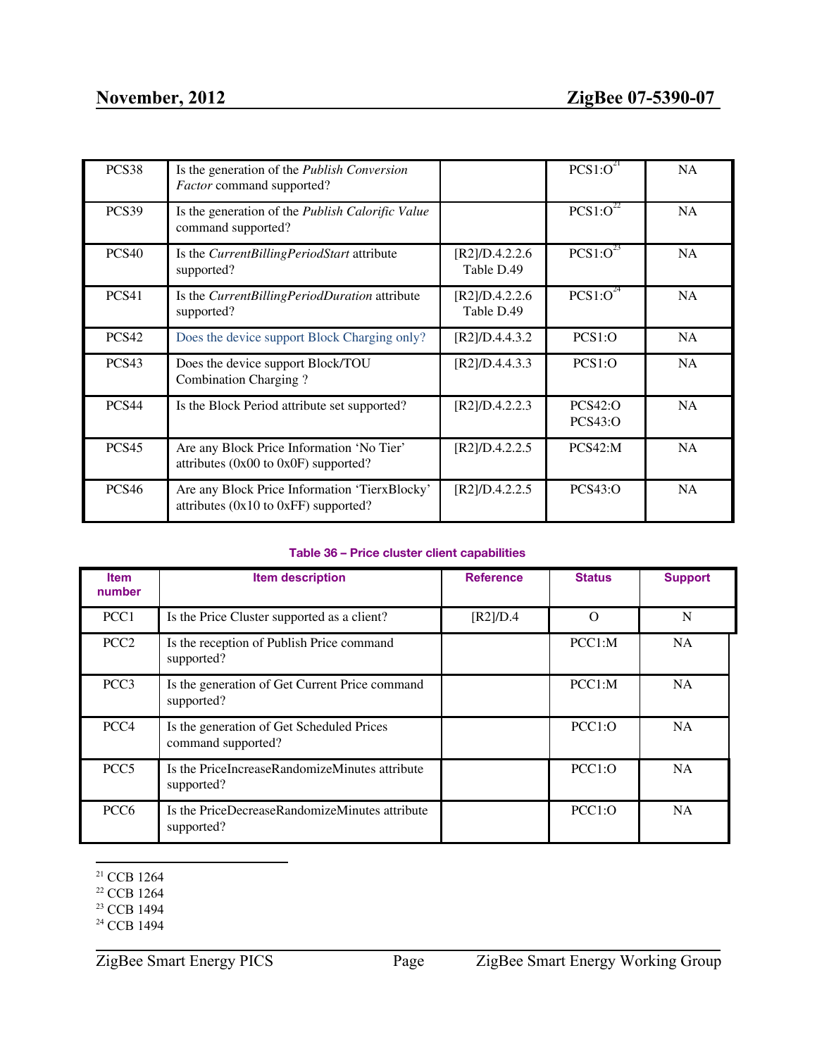| | | | | |
|---|---|---|---|---|
| PCS38 | Is the generation of the *Publish Conversion Factor* command supported? | | PCS1:O[21] | NA |
| PCS39 | Is the generation of the *Publish Calorific Value* command supported? | | PCS1:O[22] | NA |
| PCS40 | Is the *CurrentBillingPeriodStart* attribute supported? | [R2]/D.4.2.2.6 Table D.49 | PCS1:O[23] | NA |
| PCS41 | Is the *CurrentBillingPeriodDuration* attribute supported? | [R2]/D.4.2.2.6 Table D.49 | PCS1:O[24] | NA |
| PCS42 | Does the device support Block Charging only? | [R2]/D.4.4.3.2 | PCS1:O | NA |
| PCS43 | Does the device support Block/TOU Combination Charging ? | [R2]/D.4.4.3.3 | PCS1:O | NA |
| PCS44 | Is the Block Period attribute set supported? | [R2]/D.4.2.2.3 | PCS42:O PCS43:O | NA |
| PCS45 | Are any Block Price Information 'No Tier' attributes (0x00 to 0x0F) supported? | [R2]/D.4.2.2.5 | PCS42:M | NA |
| PCS46 | Are any Block Price Information 'TierxBlocky' attributes (0x10 to 0xFF) supported? | [R2]/D.4.2.2.5 | PCS43:O | NA |

**Table 36 – Price cluster client capabilities**

| Item number | Item description | Reference | Status | Support |
|---|---|---|---|---|
| PCC1 | Is the Price Cluster supported as a client? | [R2]/D.4 | O | N |
| PCC2 | Is the reception of Publish Price command supported? | | PCC1:M | NA |
| PCC3 | Is the generation of Get Current Price command supported? | | PCC1:M | NA |
| PCC4 | Is the generation of Get Scheduled Prices command supported? | | PCC1:O | NA |
| PCC5 | Is the PriceIncreaseRandomizeMinutes attribute supported? | | PCC1:O | NA |
| PCC6 | Is the PriceDecreaseRandomizeMinutes attribute supported? | | PCC1:O | NA |

[21] CCB 1264
[22] CCB 1264
[23] CCB 1494
[24] CCB 1494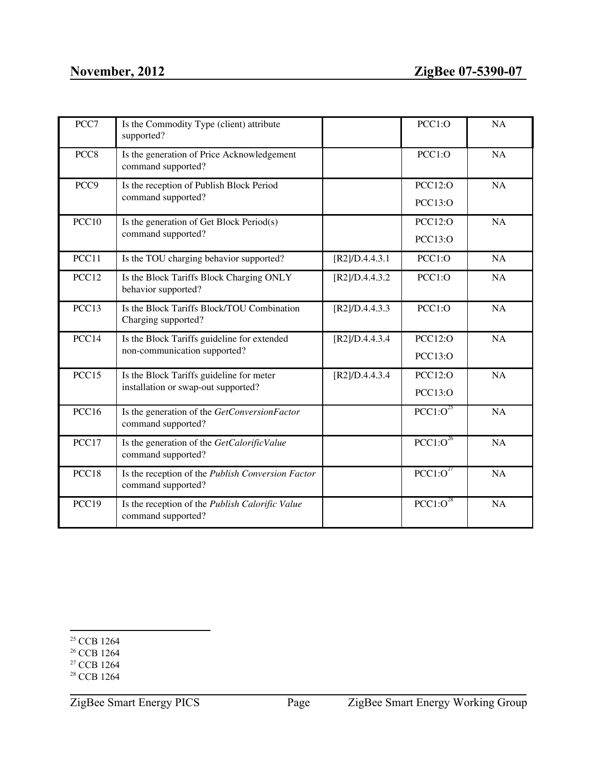| | | | | |
|---|---|---|---|---|
| PCC7 | Is the Commodity Type (client) attribute supported? | | PCC1:O | NA |
| PCC8 | Is the generation of Price Acknowledgement command supported? | | PCC1:O | NA |
| PCC9 | Is the reception of Publish Block Period command supported? | | PCC12:O<br>PCC13:O | NA |
| PCC10 | Is the generation of Get Block Period(s) command supported? | | PCC12:O<br>PCC13:O | NA |
| PCC11 | Is the TOU charging behavior supported? | [R2]/D.4.4.3.1 | PCC1:O | NA |
| PCC12 | Is the Block Tariffs Block Charging ONLY behavior supported? | [R2]/D.4.4.3.2 | PCC1:O | NA |
| PCC13 | Is the Block Tariffs Block/TOU Combination Charging supported? | [R2]/D.4.4.3.3 | PCC1:O | NA |
| PCC14 | Is the Block Tariffs guideline for extended non-communication supported? | [R2]/D.4.4.3.4 | PCC12:O<br>PCC13:O | NA |
| PCC15 | Is the Block Tariffs guideline for meter installation or swap-out supported? | [R2]/D.4.4.3.4 | PCC12:O<br>PCC13:O | NA |
| PCC16 | Is the generation of the *GetConversionFactor* command supported? | | PCC1:O[25] | NA |
| PCC17 | Is the generation of the *GetCalorificValue* command supported? | | PCC1:O[26] | NA |
| PCC18 | Is the reception of the *Publish Conversion Factor* command supported? | | PCC1:O[27] | NA |
| PCC19 | Is the reception of the *Publish Calorific Value* command supported? | | PCC1:O[28] | NA |

[25] CCB 1264
[26] CCB 1264
[27] CCB 1264
[28] CCB 1264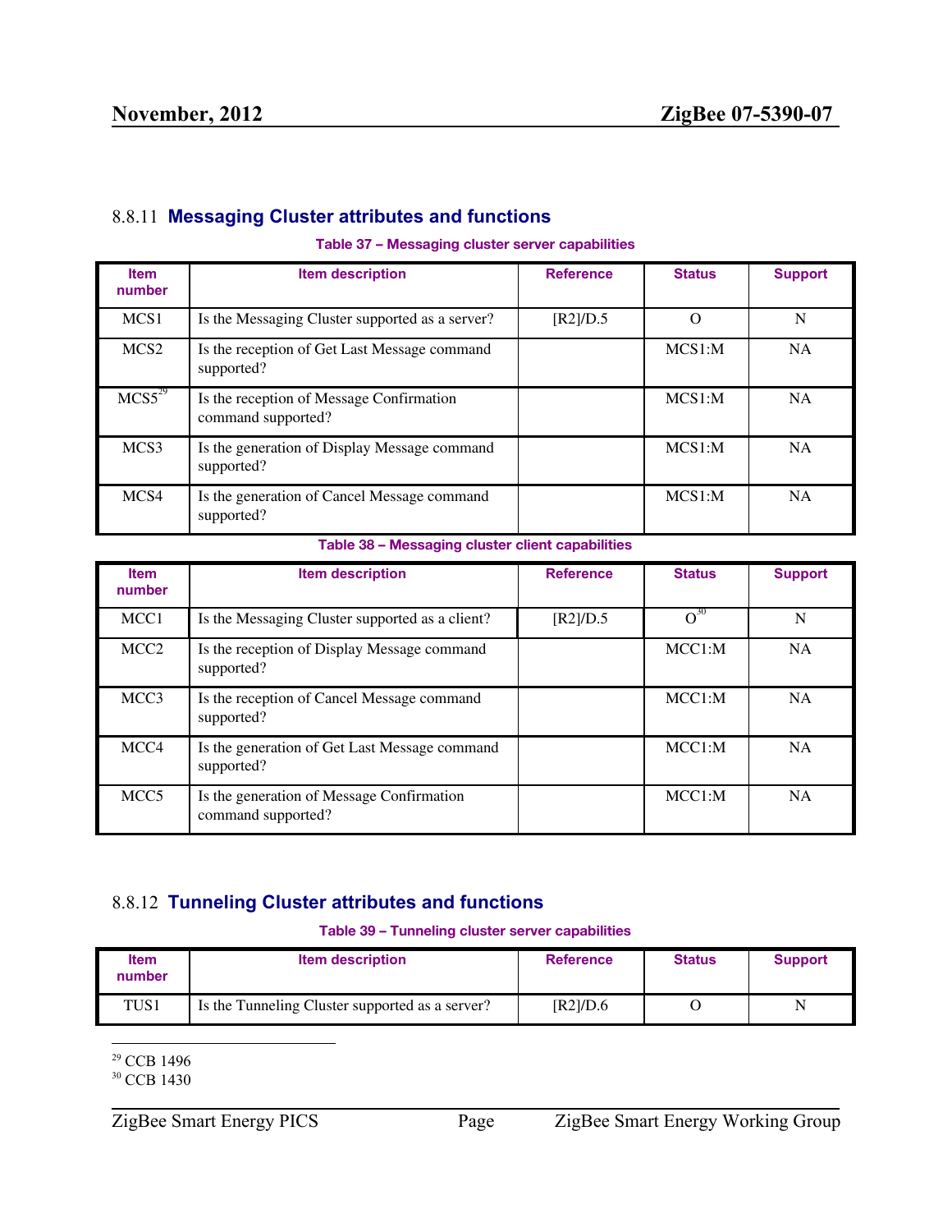### 8.8.11 Messaging Cluster attributes and functions

**Table 37 – Messaging cluster server capabilities**

| Item number | Item description | Reference | Status | Support |
|---|---|---|---|---|
| MCS1 | Is the Messaging Cluster supported as a server? | [R2]/D.5 | O | N |
| MCS2 | Is the reception of Get Last Message command supported? | | MCS1:M | NA |
| MCS5[29] | Is the reception of Message Confirmation command supported? | | MCS1:M | NA |
| MCS3 | Is the generation of Display Message command supported? | | MCS1:M | NA |
| MCS4 | Is the generation of Cancel Message command supported? | | MCS1:M | NA |

**Table 38 – Messaging cluster client capabilities**

| Item number | Item description | Reference | Status | Support |
|---|---|---|---|---|
| MCC1 | Is the Messaging Cluster supported as a client? | [R2]/D.5 | O[30] | N |
| MCC2 | Is the reception of Display Message command supported? | | MCC1:M | NA |
| MCC3 | Is the reception of Cancel Message command supported? | | MCC1:M | NA |
| MCC4 | Is the generation of Get Last Message command supported? | | MCC1:M | NA |
| MCC5 | Is the generation of Message Confirmation command supported? | | MCC1:M | NA |

### 8.8.12 Tunneling Cluster attributes and functions

**Table 39 – Tunneling cluster server capabilities**

| Item number | Item description | Reference | Status | Support |
|---|---|---|---|---|
| TUS1 | Is the Tunneling Cluster supported as a server? | [R2]/D.6 | O | N |

[29] CCB 1496

[30] CCB 1430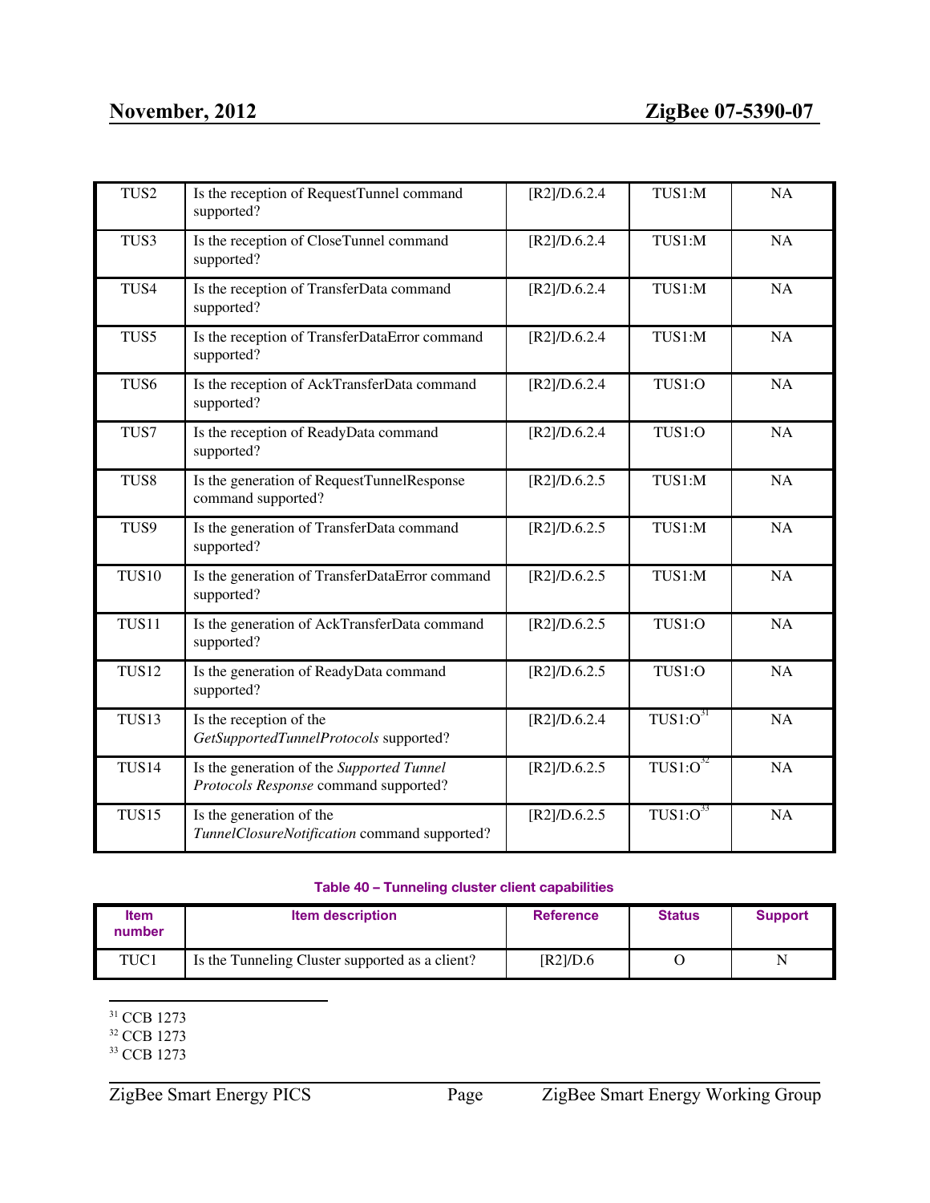| TUS2 | Is the reception of RequestTunnel command supported? | [R2]/D.6.2.4 | TUS1:M | NA |
|---|---|---|---|---|
| TUS3 | Is the reception of CloseTunnel command supported? | [R2]/D.6.2.4 | TUS1:M | NA |
| TUS4 | Is the reception of TransferData command supported? | [R2]/D.6.2.4 | TUS1:M | NA |
| TUS5 | Is the reception of TransferDataError command supported? | [R2]/D.6.2.4 | TUS1:M | NA |
| TUS6 | Is the reception of AckTransferData command supported? | [R2]/D.6.2.4 | TUS1:O | NA |
| TUS7 | Is the reception of ReadyData command supported? | [R2]/D.6.2.4 | TUS1:O | NA |
| TUS8 | Is the generation of RequestTunnelResponse command supported? | [R2]/D.6.2.5 | TUS1:M | NA |
| TUS9 | Is the generation of TransferData command supported? | [R2]/D.6.2.5 | TUS1:M | NA |
| TUS10 | Is the generation of TransferDataError command supported? | [R2]/D.6.2.5 | TUS1:M | NA |
| TUS11 | Is the generation of AckTransferData command supported? | [R2]/D.6.2.5 | TUS1:O | NA |
| TUS12 | Is the generation of ReadyData command supported? | [R2]/D.6.2.5 | TUS1:O | NA |
| TUS13 | Is the reception of the *GetSupportedTunnelProtocols* supported? | [R2]/D.6.2.4 | TUS1:O[31] | NA |
| TUS14 | Is the generation of the *Supported Tunnel Protocols Response* command supported? | [R2]/D.6.2.5 | TUS1:O[32] | NA |
| TUS15 | Is the generation of the *TunnelClosureNotification* command supported? | [R2]/D.6.2.5 | TUS1:O[33] | NA |

**Table 40 – Tunneling cluster client capabilities**

| Item number | Item description | Reference | Status | Support |
|---|---|---|---|---|
| TUC1 | Is the Tunneling Cluster supported as a client? | [R2]/D.6 | O | N |

[31] CCB 1273
[32] CCB 1273
[33] CCB 1273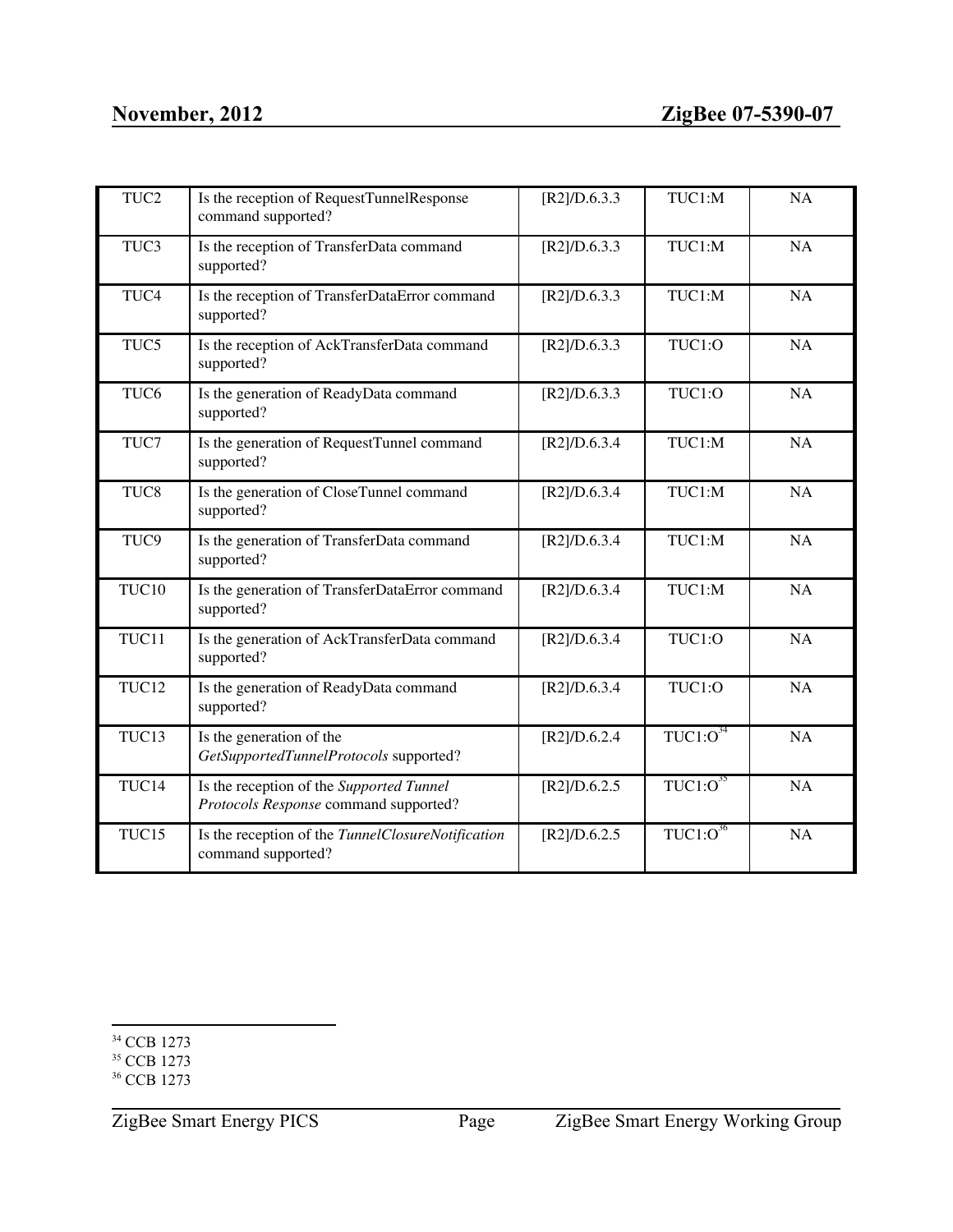| TUC2 | Is the reception of RequestTunnelResponse command supported? | [R2]/D.6.3.3 | TUC1:M | NA |
|---|---|---|---|---|
| TUC3 | Is the reception of TransferData command supported? | [R2]/D.6.3.3 | TUC1:M | NA |
| TUC4 | Is the reception of TransferDataError command supported? | [R2]/D.6.3.3 | TUC1:M | NA |
| TUC5 | Is the reception of AckTransferData command supported? | [R2]/D.6.3.3 | TUC1:O | NA |
| TUC6 | Is the generation of ReadyData command supported? | [R2]/D.6.3.3 | TUC1:O | NA |
| TUC7 | Is the generation of RequestTunnel command supported? | [R2]/D.6.3.4 | TUC1:M | NA |
| TUC8 | Is the generation of CloseTunnel command supported? | [R2]/D.6.3.4 | TUC1:M | NA |
| TUC9 | Is the generation of TransferData command supported? | [R2]/D.6.3.4 | TUC1:M | NA |
| TUC10 | Is the generation of TransferDataError command supported? | [R2]/D.6.3.4 | TUC1:M | NA |
| TUC11 | Is the generation of AckTransferData command supported? | [R2]/D.6.3.4 | TUC1:O | NA |
| TUC12 | Is the generation of ReadyData command supported? | [R2]/D.6.3.4 | TUC1:O | NA |
| TUC13 | Is the generation of the *GetSupportedTunnelProtocols* supported? | [R2]/D.6.2.4 | TUC1:O[34] | NA |
| TUC14 | Is the reception of the *Supported Tunnel Protocols Response* command supported? | [R2]/D.6.2.5 | TUC1:O[35] | NA |
| TUC15 | Is the reception of the *TunnelClosureNotification* command supported? | [R2]/D.6.2.5 | TUC1:O[36] | NA |

[34] CCB 1273
[35] CCB 1273
[36] CCB 1273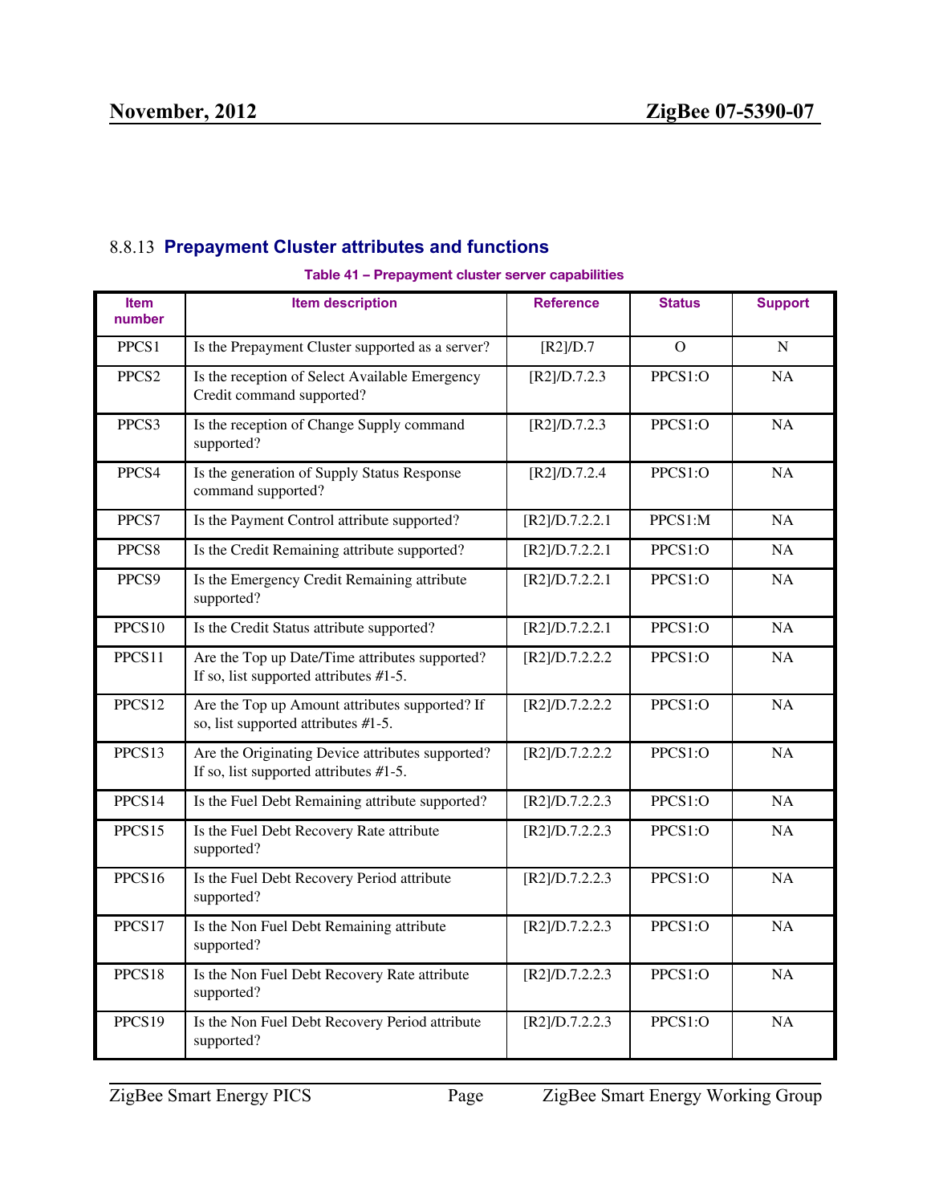### 8.8.13 Prepayment Cluster attributes and functions

**Table 41 – Prepayment cluster server capabilities**

| Item number | Item description | Reference | Status | Support |
|---|---|---|---|---|
| PPCS1 | Is the Prepayment Cluster supported as a server? | [R2]/D.7 | O | N |
| PPCS2 | Is the reception of Select Available Emergency Credit command supported? | [R2]/D.7.2.3 | PPCS1:O | NA |
| PPCS3 | Is the reception of Change Supply command supported? | [R2]/D.7.2.3 | PPCS1:O | NA |
| PPCS4 | Is the generation of Supply Status Response command supported? | [R2]/D.7.2.4 | PPCS1:O | NA |
| PPCS7 | Is the Payment Control attribute supported? | [R2]/D.7.2.2.1 | PPCS1:M | NA |
| PPCS8 | Is the Credit Remaining attribute supported? | [R2]/D.7.2.2.1 | PPCS1:O | NA |
| PPCS9 | Is the Emergency Credit Remaining attribute supported? | [R2]/D.7.2.2.1 | PPCS1:O | NA |
| PPCS10 | Is the Credit Status attribute supported? | [R2]/D.7.2.2.1 | PPCS1:O | NA |
| PPCS11 | Are the Top up Date/Time attributes supported? If so, list supported attributes #1-5. | [R2]/D.7.2.2.2 | PPCS1:O | NA |
| PPCS12 | Are the Top up Amount attributes supported? If so, list supported attributes #1-5. | [R2]/D.7.2.2.2 | PPCS1:O | NA |
| PPCS13 | Are the Originating Device attributes supported? If so, list supported attributes #1-5. | [R2]/D.7.2.2.2 | PPCS1:O | NA |
| PPCS14 | Is the Fuel Debt Remaining attribute supported? | [R2]/D.7.2.2.3 | PPCS1:O | NA |
| PPCS15 | Is the Fuel Debt Recovery Rate attribute supported? | [R2]/D.7.2.2.3 | PPCS1:O | NA |
| PPCS16 | Is the Fuel Debt Recovery Period attribute supported? | [R2]/D.7.2.2.3 | PPCS1:O | NA |
| PPCS17 | Is the Non Fuel Debt Remaining attribute supported? | [R2]/D.7.2.2.3 | PPCS1:O | NA |
| PPCS18 | Is the Non Fuel Debt Recovery Rate attribute supported? | [R2]/D.7.2.2.3 | PPCS1:O | NA |
| PPCS19 | Is the Non Fuel Debt Recovery Period attribute supported? | [R2]/D.7.2.2.3 | PPCS1:O | NA |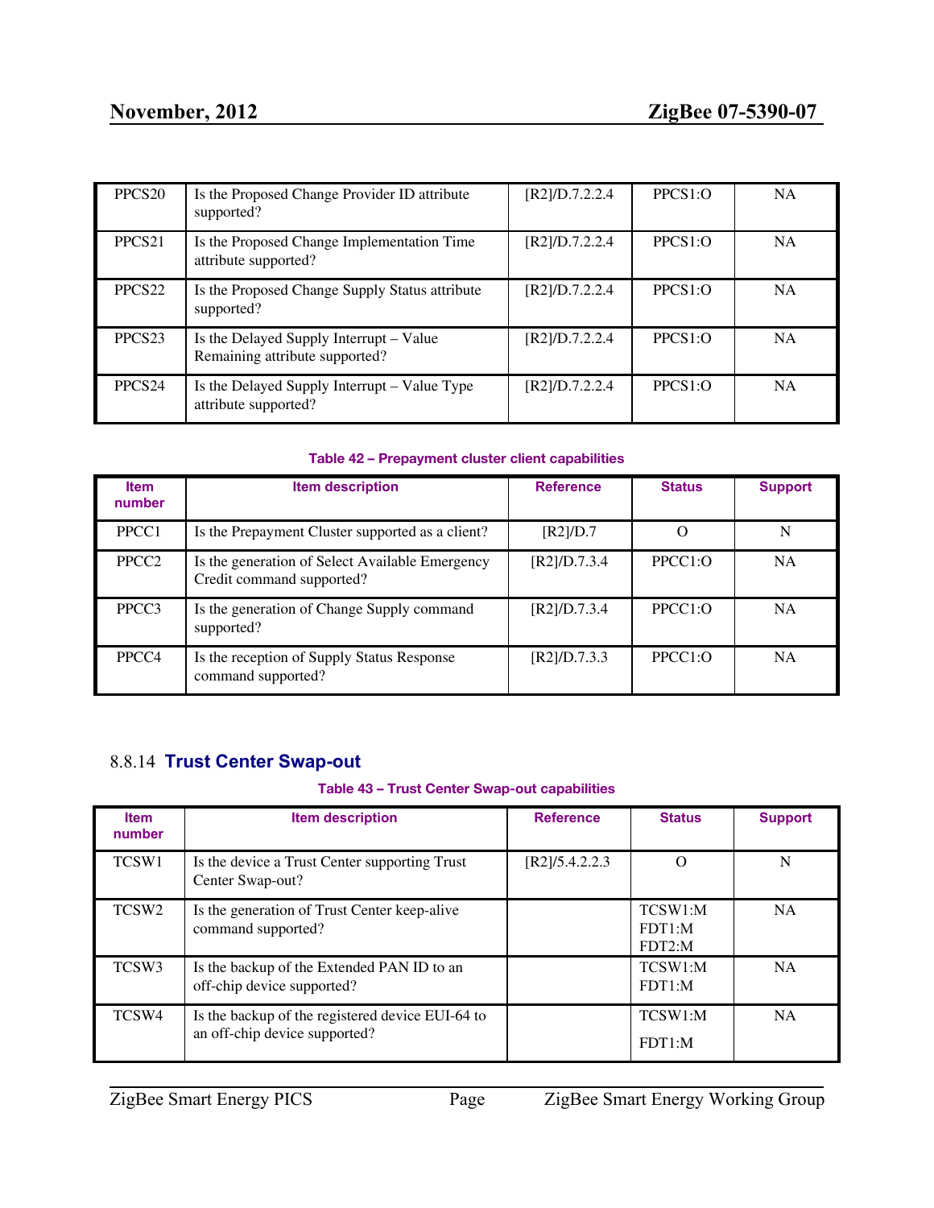| | | | | |
|---|---|---|---|---|
| PPCS20 | Is the Proposed Change Provider ID attribute supported? | [R2]/D.7.2.2.4 | PPCS1:O | NA |
| PPCS21 | Is the Proposed Change Implementation Time attribute supported? | [R2]/D.7.2.2.4 | PPCS1:O | NA |
| PPCS22 | Is the Proposed Change Supply Status attribute supported? | [R2]/D.7.2.2.4 | PPCS1:O | NA |
| PPCS23 | Is the Delayed Supply Interrupt – Value Remaining attribute supported? | [R2]/D.7.2.2.4 | PPCS1:O | NA |
| PPCS24 | Is the Delayed Supply Interrupt – Value Type attribute supported? | [R2]/D.7.2.2.4 | PPCS1:O | NA |

**Table 42 – Prepayment cluster client capabilities**

| Item number | Item description | Reference | Status | Support |
|---|---|---|---|---|
| PPCC1 | Is the Prepayment Cluster supported as a client? | [R2]/D.7 | O | N |
| PPCC2 | Is the generation of Select Available Emergency Credit command supported? | [R2]/D.7.3.4 | PPCC1:O | NA |
| PPCC3 | Is the generation of Change Supply command supported? | [R2]/D.7.3.4 | PPCC1:O | NA |
| PPCC4 | Is the reception of Supply Status Response command supported? | [R2]/D.7.3.3 | PPCC1:O | NA |

### 8.8.14 Trust Center Swap-out

**Table 43 – Trust Center Swap-out capabilities**

| Item number | Item description | Reference | Status | Support |
|---|---|---|---|---|
| TCSW1 | Is the device a Trust Center supporting Trust Center Swap-out? | [R2]/5.4.2.2.3 | O | N |
| TCSW2 | Is the generation of Trust Center keep-alive command supported? | | TCSW1:M FDT1:M FDT2:M | NA |
| TCSW3 | Is the backup of the Extended PAN ID to an off-chip device supported? | | TCSW1:M FDT1:M | NA |
| TCSW4 | Is the backup of the registered device EUI-64 to an off-chip device supported? | | TCSW1:M FDT1:M | NA |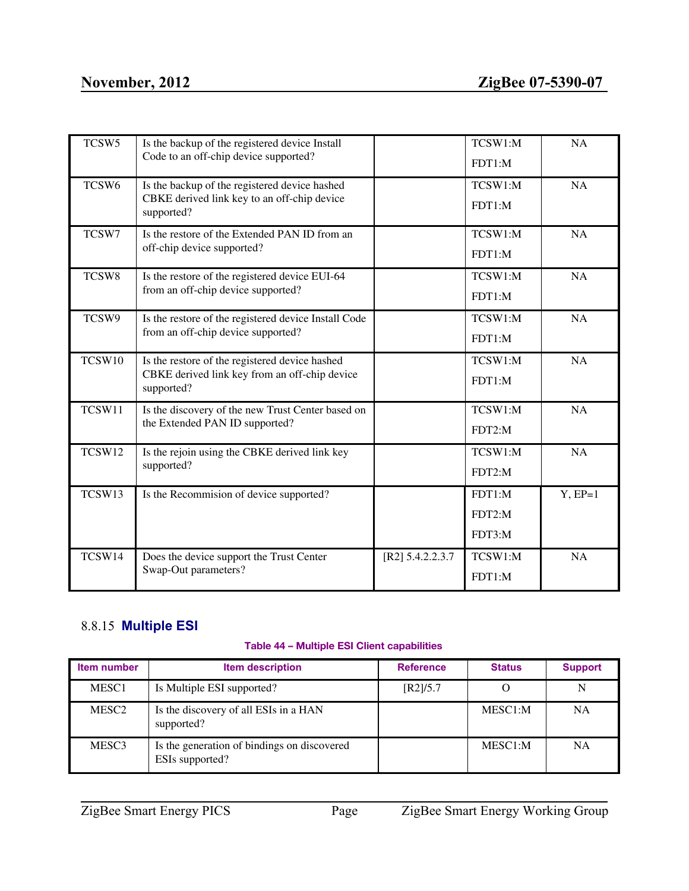| | | | | |
|---|---|---|---|---|
| TCSW5 | Is the backup of the registered device Install Code to an off-chip device supported? | | TCSW1:M<br>FDT1:M | NA |
| TCSW6 | Is the backup of the registered device hashed CBKE derived link key to an off-chip device supported? | | TCSW1:M<br>FDT1:M | NA |
| TCSW7 | Is the restore of the Extended PAN ID from an off-chip device supported? | | TCSW1:M<br>FDT1:M | NA |
| TCSW8 | Is the restore of the registered device EUI-64 from an off-chip device supported? | | TCSW1:M<br>FDT1:M | NA |
| TCSW9 | Is the restore of the registered device Install Code from an off-chip device supported? | | TCSW1:M<br>FDT1:M | NA |
| TCSW10 | Is the restore of the registered device hashed CBKE derived link key from an off-chip device supported? | | TCSW1:M<br>FDT1:M | NA |
| TCSW11 | Is the discovery of the new Trust Center based on the Extended PAN ID supported? | | TCSW1:M<br>FDT2:M | NA |
| TCSW12 | Is the rejoin using the CBKE derived link key supported? | | TCSW1:M<br>FDT2:M | NA |
| TCSW13 | Is the Recommision of device supported? | | FDT1:M<br>FDT2:M<br>FDT3:M | Y, EP=1 |
| TCSW14 | Does the device support the Trust Center Swap-Out parameters? | [R2] 5.4.2.2.3.7 | TCSW1:M<br>FDT1:M | NA |

### 8.8.15 Multiple ESI

**Table 44 – Multiple ESI Client capabilities**

| Item number | Item description | Reference | Status | Support |
|---|---|---|---|---|
| MESC1 | Is Multiple ESI supported? | [R2]/5.7 | O | N |
| MESC2 | Is the discovery of all ESIs in a HAN supported? | | MESC1:M | NA |
| MESC3 | Is the generation of bindings on discovered ESIs supported? | | MESC1:M | NA |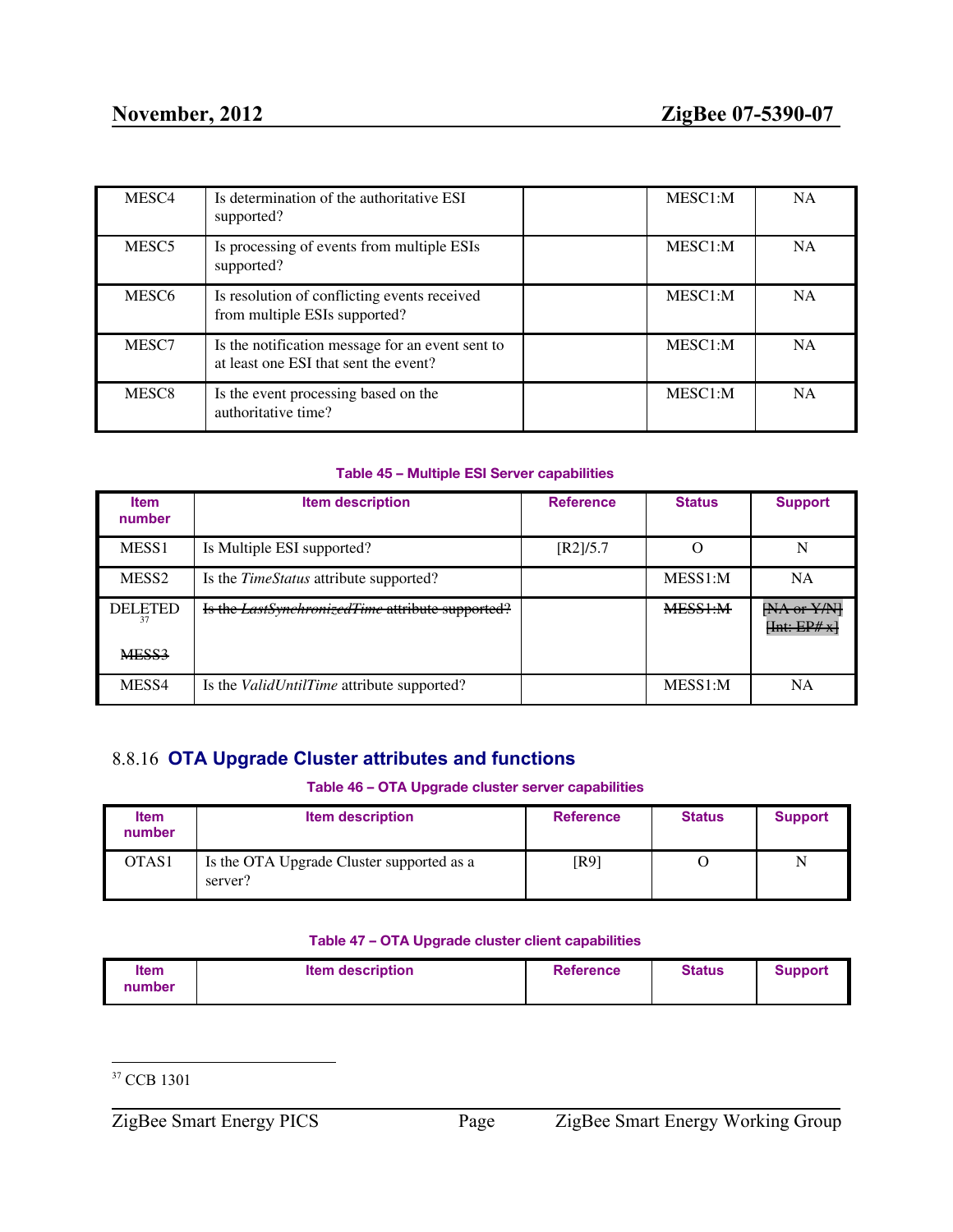| | | | | |
|---|---|---|---|---|
| MESC4 | Is determination of the authoritative ESI supported? | | MESC1:M | NA |
| MESC5 | Is processing of events from multiple ESIs supported? | | MESC1:M | NA |
| MESC6 | Is resolution of conflicting events received from multiple ESIs supported? | | MESC1:M | NA |
| MESC7 | Is the notification message for an event sent to at least one ESI that sent the event? | | MESC1:M | NA |
| MESC8 | Is the event processing based on the authoritative time? | | MESC1:M | NA |

**Table 45 – Multiple ESI Server capabilities**

| Item number | Item description | Reference | Status | Support |
|---|---|---|---|---|
| MESS1 | Is Multiple ESI supported? | [R2]/5.7 | O | N |
| MESS2 | Is the *TimeStatus* attribute supported? | | MESS1:M | NA |
| DELETED[37] ~~MESS3~~ | ~~Is the *LastSynchronizedTime* attribute supported?~~ | | ~~MESS1:M~~ | ~~[NA or Y/N] [Int: EP# x]~~ |
| MESS4 | Is the *ValidUntilTime* attribute supported? | | MESS1:M | NA |

### 8.8.16 OTA Upgrade Cluster attributes and functions

**Table 46 – OTA Upgrade cluster server capabilities**

| Item number | Item description | Reference | Status | Support |
|---|---|---|---|---|
| OTAS1 | Is the OTA Upgrade Cluster supported as a server? | [R9] | O | N |

**Table 47 – OTA Upgrade cluster client capabilities**

| Item number | Item description | Reference | Status | Support |
|---|---|---|---|---|

[37] CCB 1301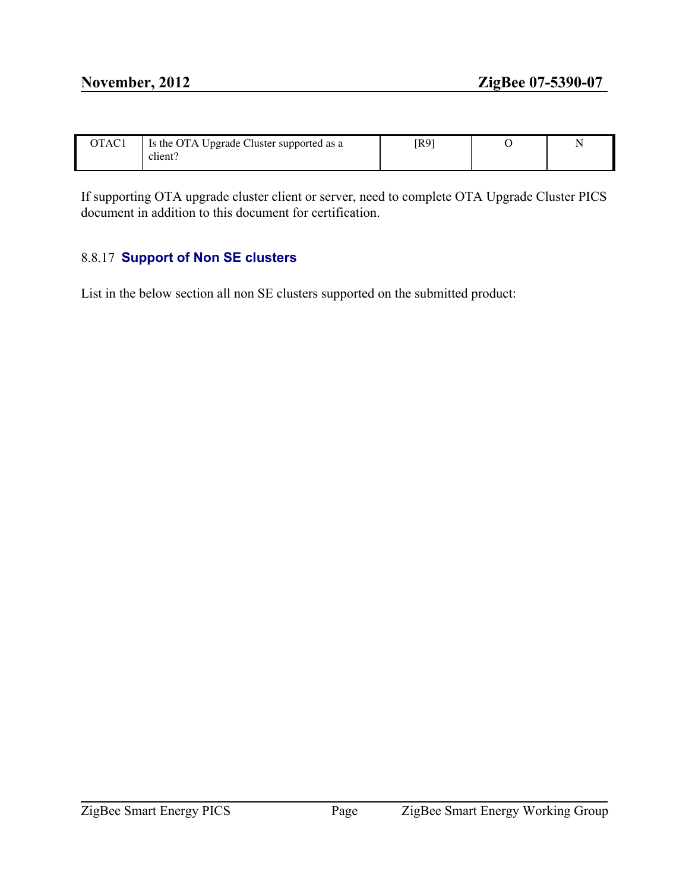| | | | | |
|---|---|---|---|---|
| OTAC1 | Is the OTA Upgrade Cluster supported as a client? | [R9] | O | N |

If supporting OTA upgrade cluster client or server, need to complete OTA Upgrade Cluster PICS document in addition to this document for certification.

### 8.8.17 Support of Non SE clusters

List in the below section all non SE clusters supported on the submitted product: